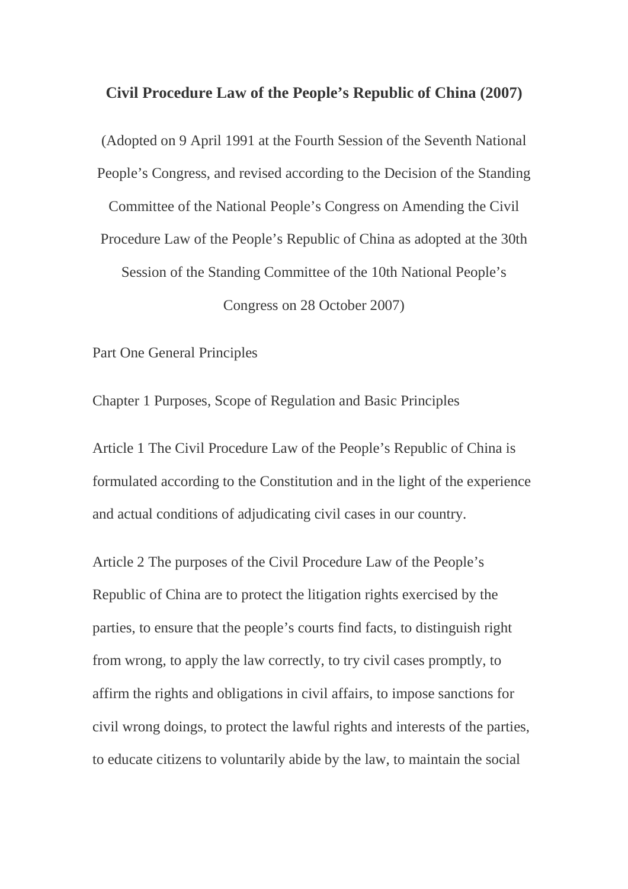# Civil Procedure Law of the People's Republic of China (2007)

(Adopted on 9 April 1991 at the Fourth Session of the Seventh National People's Congress, and revised according to the Decision of the Standing Committee of the National People's Congress on Amending the Civil Procedure Law of the People's Republic of China as adopted at the 30th Session of the Standing Committee of the 10th National People's Congress on 28 October 2007)

## Part One General Principles

### Chapter 1 Purposes, Scope of Regulation and Basic Principles

Article 1 The Civil Procedure Law of the People's Republic of China is formulated according to the Constitution and in the light of the experience and actual conditions of adjudicating civil cases in our country.

Article 2 The purposes of the Civil Procedure Law of the People's Republic of China are to protect the litigation rights exercised by the parties, to ensure that the people's courts find facts, to distinguish right from wrong, to apply the law correctly, to try civil cases promptly, to affirm the rights and obligations in civil affairs, to impose sanctions for civil wrong doings, to protect the lawful rights and interests of the parties, to educate citizens to voluntarily abide by the law, to maintain the social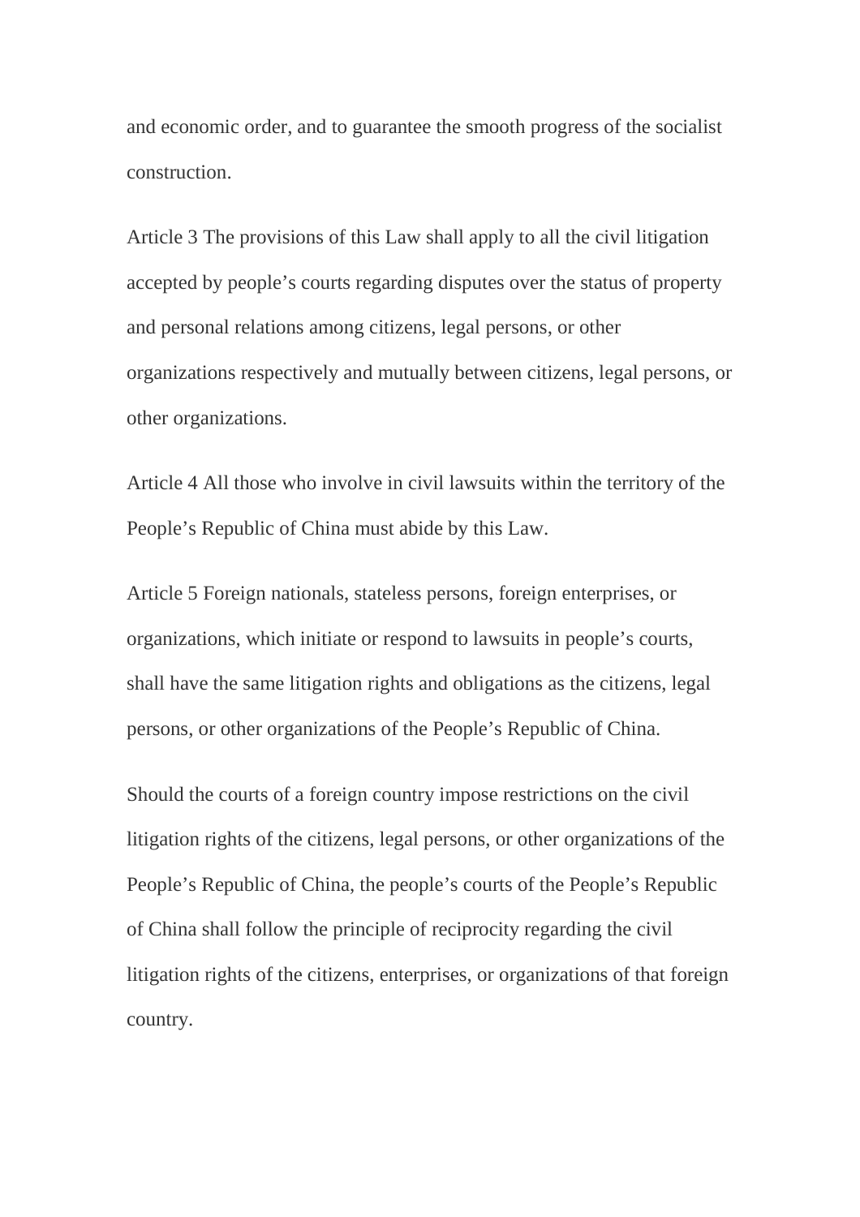and economic order, and to guarantee the smooth progress of the socialist construction.

Article 3 The provisions of this Law shall apply to all the civil litigation accepted by people's courts regarding disputes over the status of property and personal relations among citizens, legal persons, or other organizations respectively and mutually between citizens, legal persons, or other organizations.

Article 4 All those who involve in civil lawsuits within the territory of the People's Republic of China must abide by this Law.

Article 5 Foreign nationals, stateless persons, foreign enterprises, or organizations, which initiate or respond to lawsuits in people's courts, shall have the same litigation rights and obligations as the citizens, legal persons, or other organizations of the People's Republic of China.

Should the courts of a foreign country impose restrictions on the civil litigation rights of the citizens, legal persons, or other organizations of the People's Republic of China, the people's courts of the People's Republic of China shall follow the principle of reciprocity regarding the civil litigation rights of the citizens, enterprises, or organizations of that foreign country.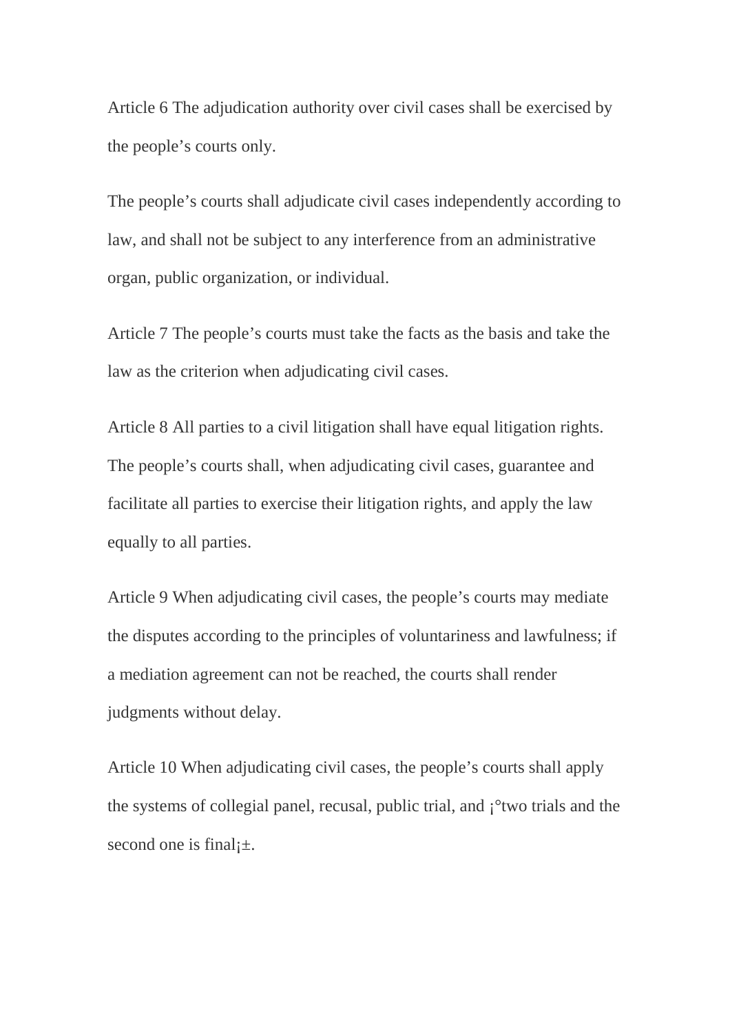Article 6 The adjudication authority over civil cases shall be exercised by the people’s courts only.

The people’s courts shall adjudicate civil cases independently according to law, and shall not be subject to any interference from an administrative organ, public organization, or individual.

Article 7 The people’s courts must take the facts as the basis and take the law as the criterion when adjudicating civil cases.

Article 8 All parties to a civil litigation shall have equal litigation rights. The people’s courts shall, when adjudicating civil cases, guarantee and facilitate all parties to exercise their litigation rights, and apply the law equally to all parties.

Article 9 When adjudicating civil cases, the people’s courts may mediate the disputes according to the principles of voluntariness and lawfulness; if a mediation agreement can not be reached, the courts shall render judgments without delay.

Article 10 When adjudicating civil cases, the people’s courts shall apply the systems of collegial panel, recusal, public trial, and ¡°two trials and the second one is final¡±.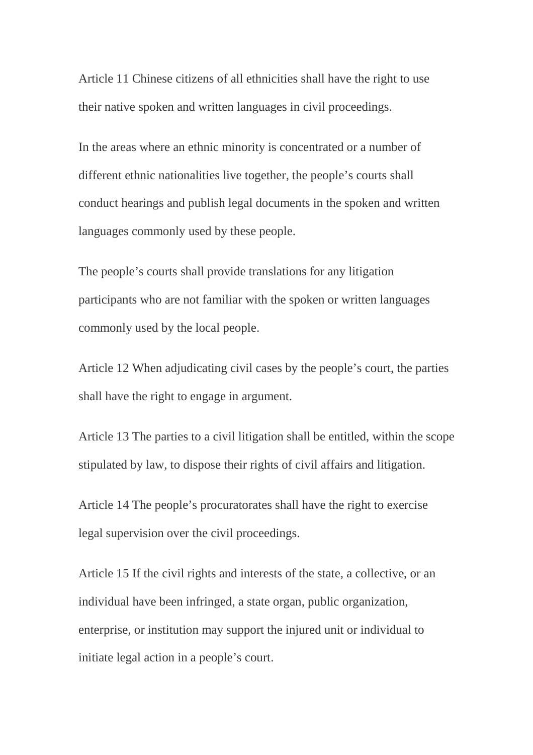Article 11 Chinese citizens of all ethnicities shall have the right to use their native spoken and written languages in civil proceedings.

In the areas where an ethnic minority is concentrated or a number of different ethnic nationalities live together, the people's courts shall conduct hearings and publish legal documents in the spoken and written languages commonly used by these people.

The people's courts shall provide translations for any litigation participants who are not familiar with the spoken or written languages commonly used by the local people.

Article 12 When adjudicating civil cases by the people's court, the parties shall have the right to engage in argument.

Article 13 The parties to a civil litigation shall be entitled, within the scope stipulated by law, to dispose their rights of civil affairs and litigation.

Article 14 The people's procuratorates shall have the right to exercise legal supervision over the civil proceedings.

Article 15 If the civil rights and interests of the state, a collective, or an individual have been infringed, a state organ, public organization, enterprise, or institution may support the injured unit or individual to initiate legal action in a people's court.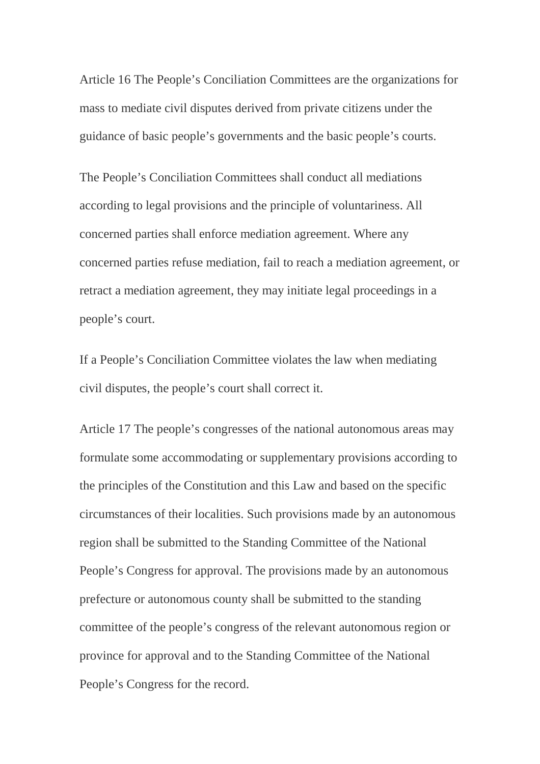Article 16 The People's Conciliation Committees are the organizations for mass to mediate civil disputes derived from private citizens under the guidance of basic people's governments and the basic people's courts.

The People's Conciliation Committees shall conduct all mediations according to legal provisions and the principle of voluntariness. All concerned parties shall enforce mediation agreement. Where any concerned parties refuse mediation, fail to reach a mediation agreement, or retract a mediation agreement, they may initiate legal proceedings in a people's court.

If a People's Conciliation Committee violates the law when mediating civil disputes, the people's court shall correct it.

Article 17 The people's congresses of the national autonomous areas may formulate some accommodating or supplementary provisions according to the principles of the Constitution and this Law and based on the specific circumstances of their localities. Such provisions made by an autonomous region shall be submitted to the Standing Committee of the National People's Congress for approval. The provisions made by an autonomous prefecture or autonomous county shall be submitted to the standing committee of the people's congress of the relevant autonomous region or province for approval and to the Standing Committee of the National People's Congress for the record.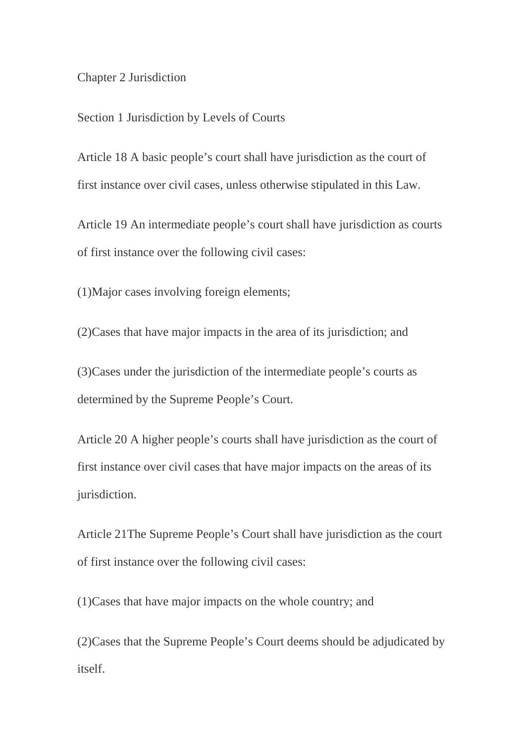## Chapter 2 Jurisdiction

### Section 1 Jurisdiction by Levels of Courts

Article 18 A basic people's court shall have jurisdiction as the court of first instance over civil cases, unless otherwise stipulated in this Law.

Article 19 An intermediate people's court shall have jurisdiction as courts of first instance over the following civil cases:

(1)Major cases involving foreign elements;

(2)Cases that have major impacts in the area of its jurisdiction; and

(3)Cases under the jurisdiction of the intermediate people's courts as determined by the Supreme People's Court.

Article 20 A higher people's courts shall have jurisdiction as the court of first instance over civil cases that have major impacts on the areas of its jurisdiction.

Article 21The Supreme People's Court shall have jurisdiction as the court of first instance over the following civil cases:

(1)Cases that have major impacts on the whole country; and

(2)Cases that the Supreme People's Court deems should be adjudicated by itself.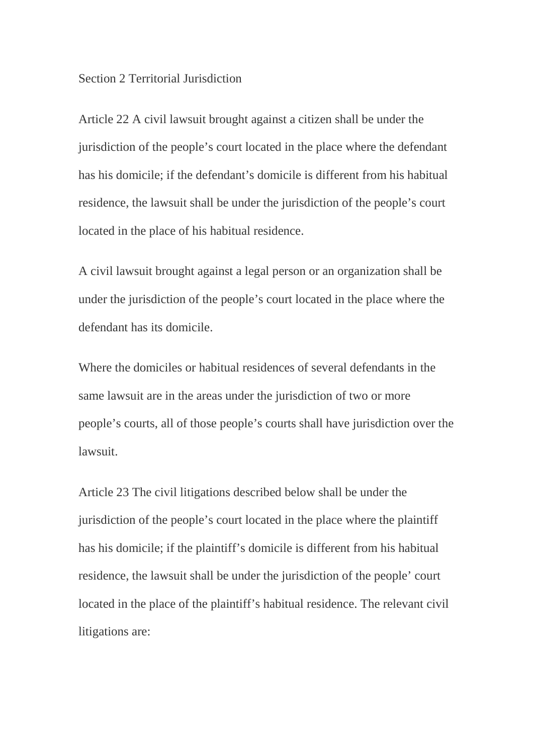## Section 2 Territorial Jurisdiction

Article 22 A civil lawsuit brought against a citizen shall be under the jurisdiction of the people's court located in the place where the defendant has his domicile; if the defendant's domicile is different from his habitual residence, the lawsuit shall be under the jurisdiction of the people's court located in the place of his habitual residence.

A civil lawsuit brought against a legal person or an organization shall be under the jurisdiction of the people's court located in the place where the defendant has its domicile.

Where the domiciles or habitual residences of several defendants in the same lawsuit are in the areas under the jurisdiction of two or more people's courts, all of those people's courts shall have jurisdiction over the lawsuit.

Article 23 The civil litigations described below shall be under the jurisdiction of the people's court located in the place where the plaintiff has his domicile; if the plaintiff's domicile is different from his habitual residence, the lawsuit shall be under the jurisdiction of the people' court located in the place of the plaintiff's habitual residence. The relevant civil litigations are: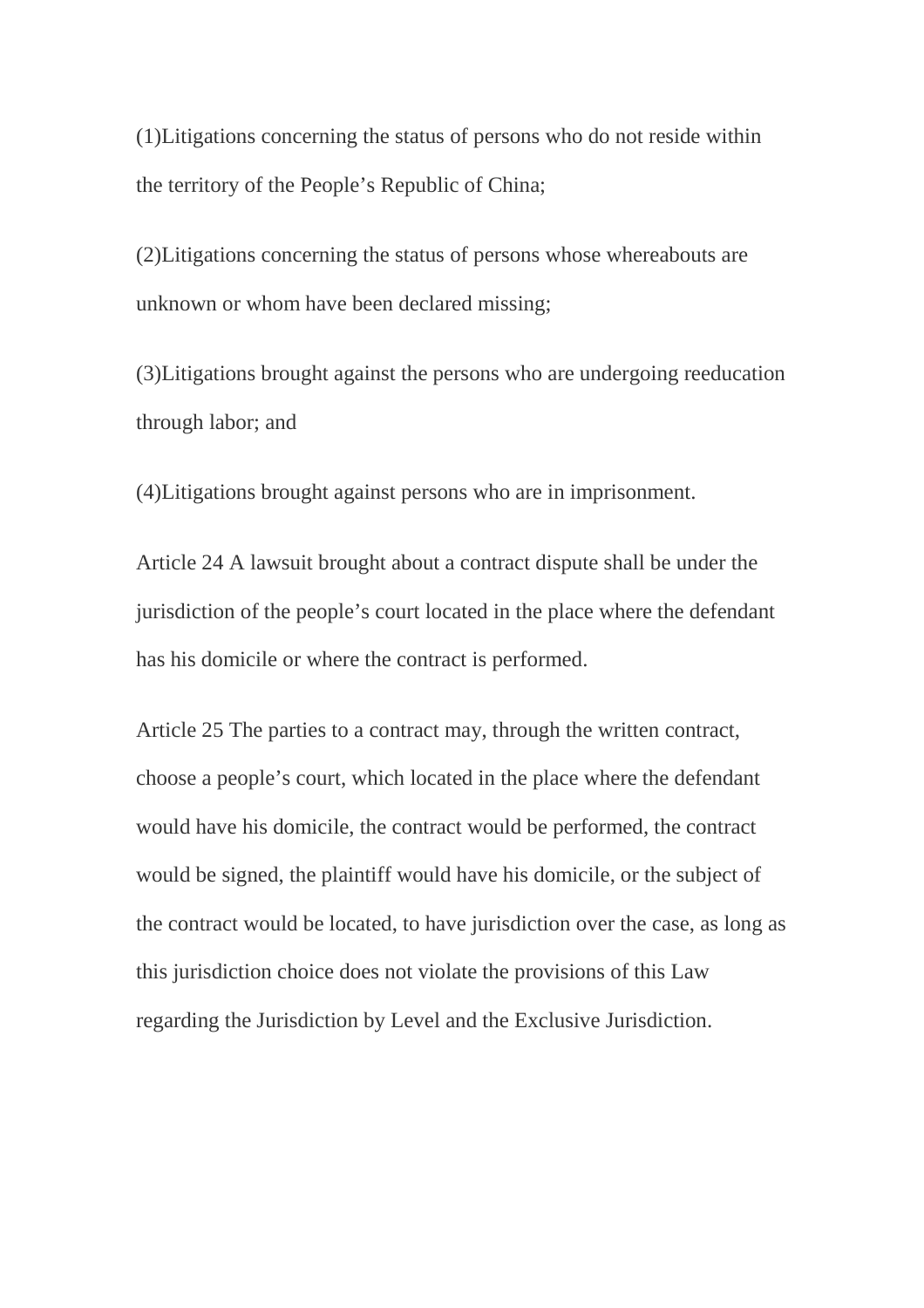(1)Litigations concerning the status of persons who do not reside within the territory of the People’s Republic of China;

(2)Litigations concerning the status of persons whose whereabouts are unknown or whom have been declared missing;

(3)Litigations brought against the persons who are undergoing reeducation through labor; and

(4)Litigations brought against persons who are in imprisonment.

Article 24 A lawsuit brought about a contract dispute shall be under the jurisdiction of the people’s court located in the place where the defendant has his domicile or where the contract is performed.

Article 25 The parties to a contract may, through the written contract, choose a people’s court, which located in the place where the defendant would have his domicile, the contract would be performed, the contract would be signed, the plaintiff would have his domicile, or the subject of the contract would be located, to have jurisdiction over the case, as long as this jurisdiction choice does not violate the provisions of this Law regarding the Jurisdiction by Level and the Exclusive Jurisdiction.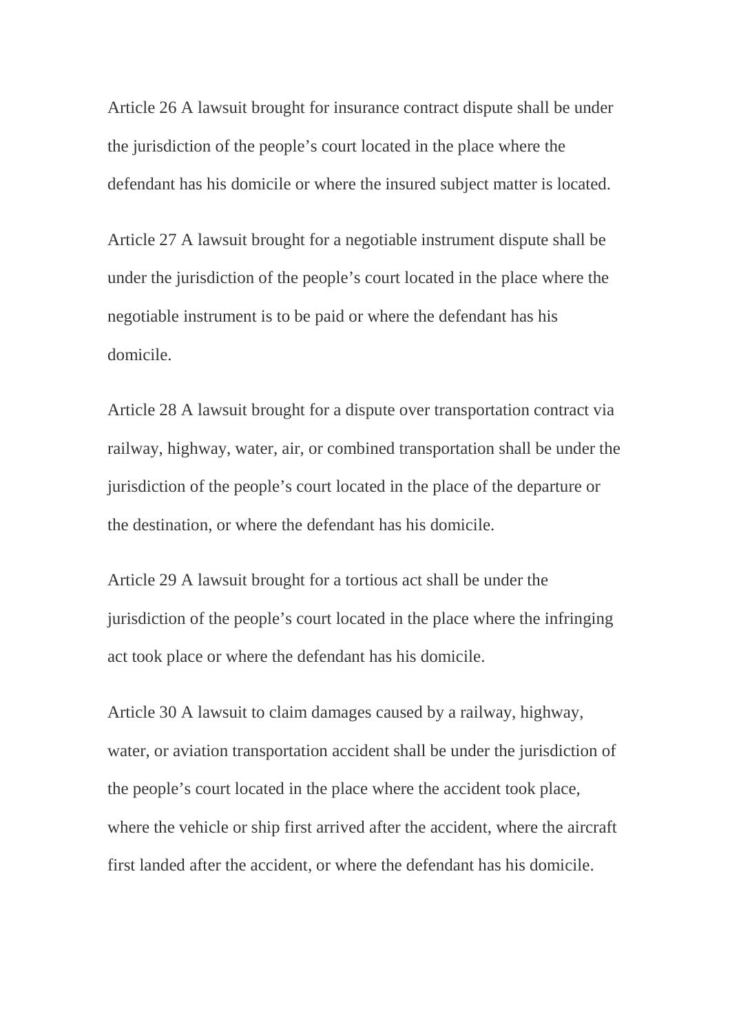Article 26 A lawsuit brought for insurance contract dispute shall be under the jurisdiction of the people's court located in the place where the defendant has his domicile or where the insured subject matter is located.

Article 27 A lawsuit brought for a negotiable instrument dispute shall be under the jurisdiction of the people's court located in the place where the negotiable instrument is to be paid or where the defendant has his domicile.

Article 28 A lawsuit brought for a dispute over transportation contract via railway, highway, water, air, or combined transportation shall be under the jurisdiction of the people's court located in the place of the departure or the destination, or where the defendant has his domicile.

Article 29 A lawsuit brought for a tortious act shall be under the jurisdiction of the people's court located in the place where the infringing act took place or where the defendant has his domicile.

Article 30 A lawsuit to claim damages caused by a railway, highway, water, or aviation transportation accident shall be under the jurisdiction of the people's court located in the place where the accident took place, where the vehicle or ship first arrived after the accident, where the aircraft first landed after the accident, or where the defendant has his domicile.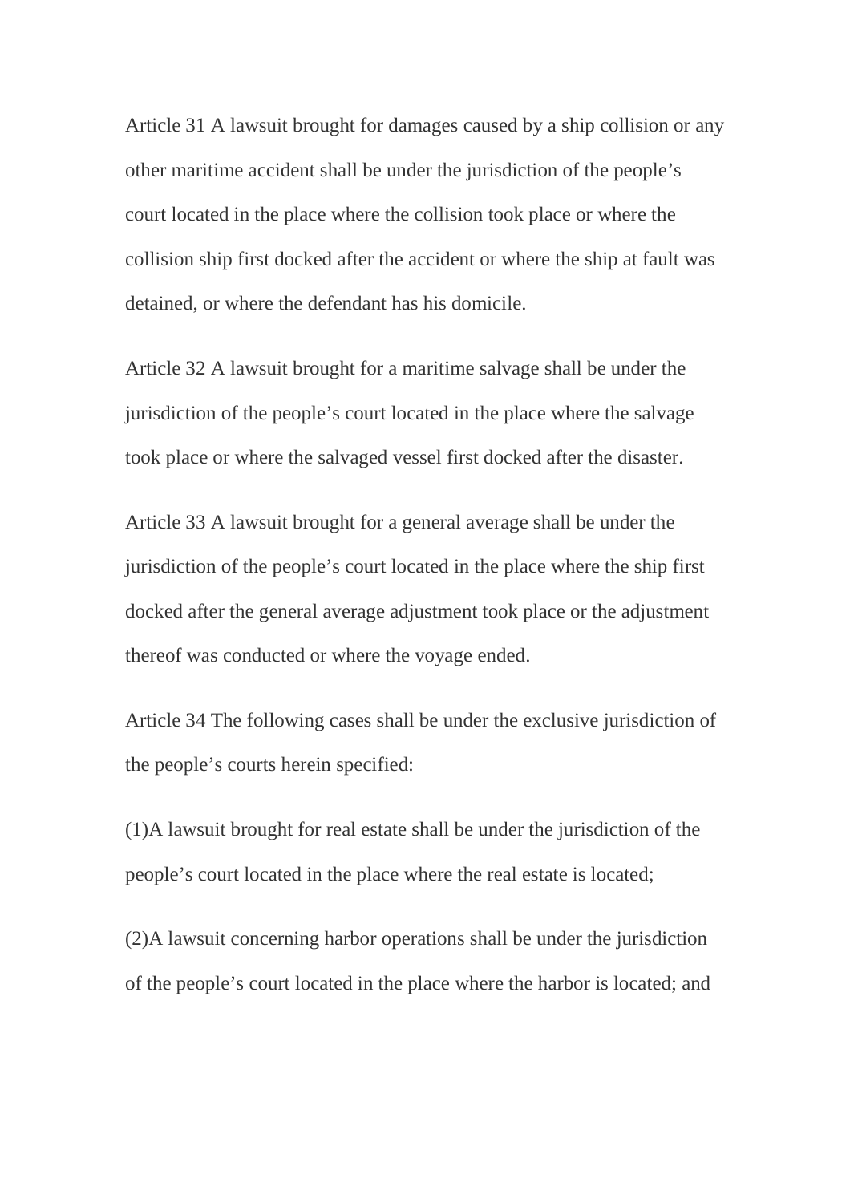Article 31 A lawsuit brought for damages caused by a ship collision or any other maritime accident shall be under the jurisdiction of the people's court located in the place where the collision took place or where the collision ship first docked after the accident or where the ship at fault was detained, or where the defendant has his domicile.

Article 32 A lawsuit brought for a maritime salvage shall be under the jurisdiction of the people's court located in the place where the salvage took place or where the salvaged vessel first docked after the disaster.

Article 33 A lawsuit brought for a general average shall be under the jurisdiction of the people's court located in the place where the ship first docked after the general average adjustment took place or the adjustment thereof was conducted or where the voyage ended.

Article 34 The following cases shall be under the exclusive jurisdiction of the people's courts herein specified:

(1)A lawsuit brought for real estate shall be under the jurisdiction of the people's court located in the place where the real estate is located;

(2)A lawsuit concerning harbor operations shall be under the jurisdiction of the people's court located in the place where the harbor is located; and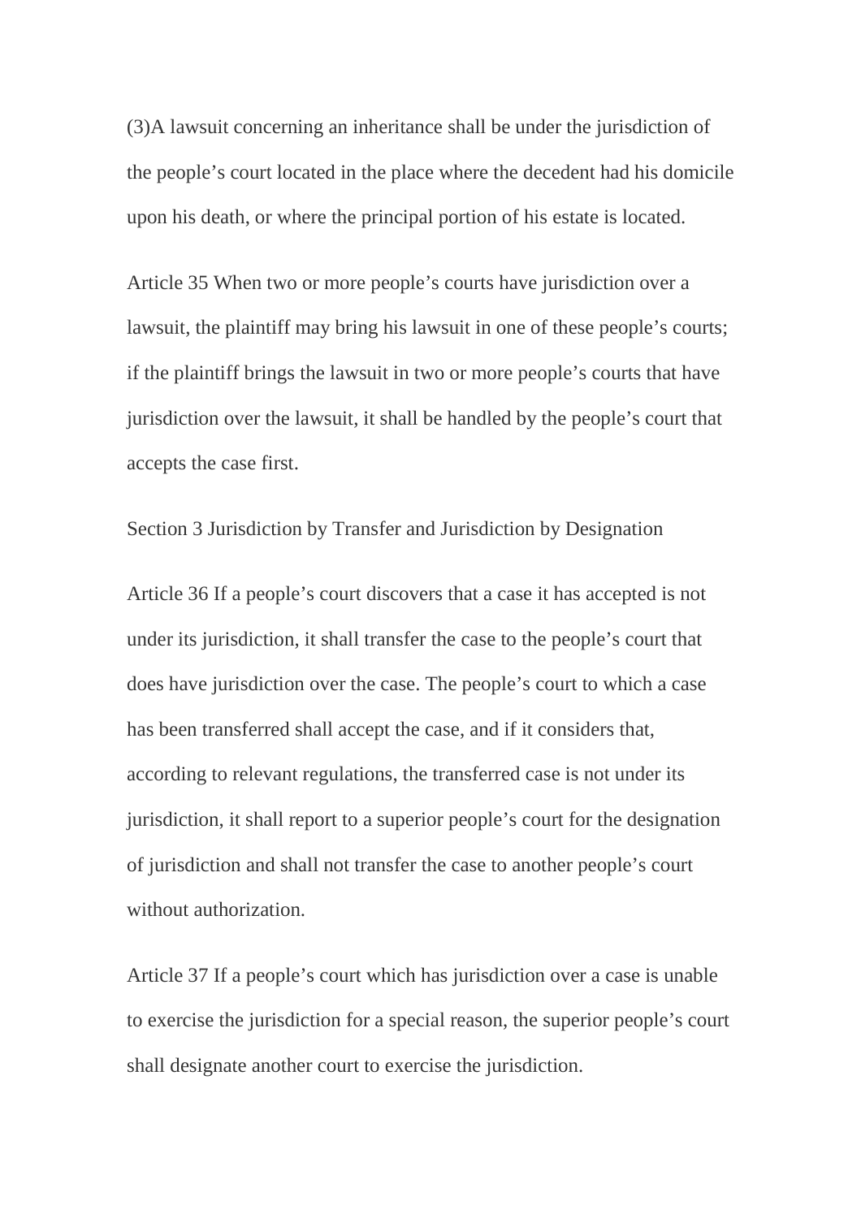(3)A lawsuit concerning an inheritance shall be under the jurisdiction of the people's court located in the place where the decedent had his domicile upon his death, or where the principal portion of his estate is located.

Article 35 When two or more people's courts have jurisdiction over a lawsuit, the plaintiff may bring his lawsuit in one of these people's courts; if the plaintiff brings the lawsuit in two or more people's courts that have jurisdiction over the lawsuit, it shall be handled by the people's court that accepts the case first.

Section 3 Jurisdiction by Transfer and Jurisdiction by Designation

Article 36 If a people's court discovers that a case it has accepted is not under its jurisdiction, it shall transfer the case to the people's court that does have jurisdiction over the case. The people's court to which a case has been transferred shall accept the case, and if it considers that, according to relevant regulations, the transferred case is not under its jurisdiction, it shall report to a superior people's court for the designation of jurisdiction and shall not transfer the case to another people's court without authorization.

Article 37 If a people's court which has jurisdiction over a case is unable to exercise the jurisdiction for a special reason, the superior people's court shall designate another court to exercise the jurisdiction.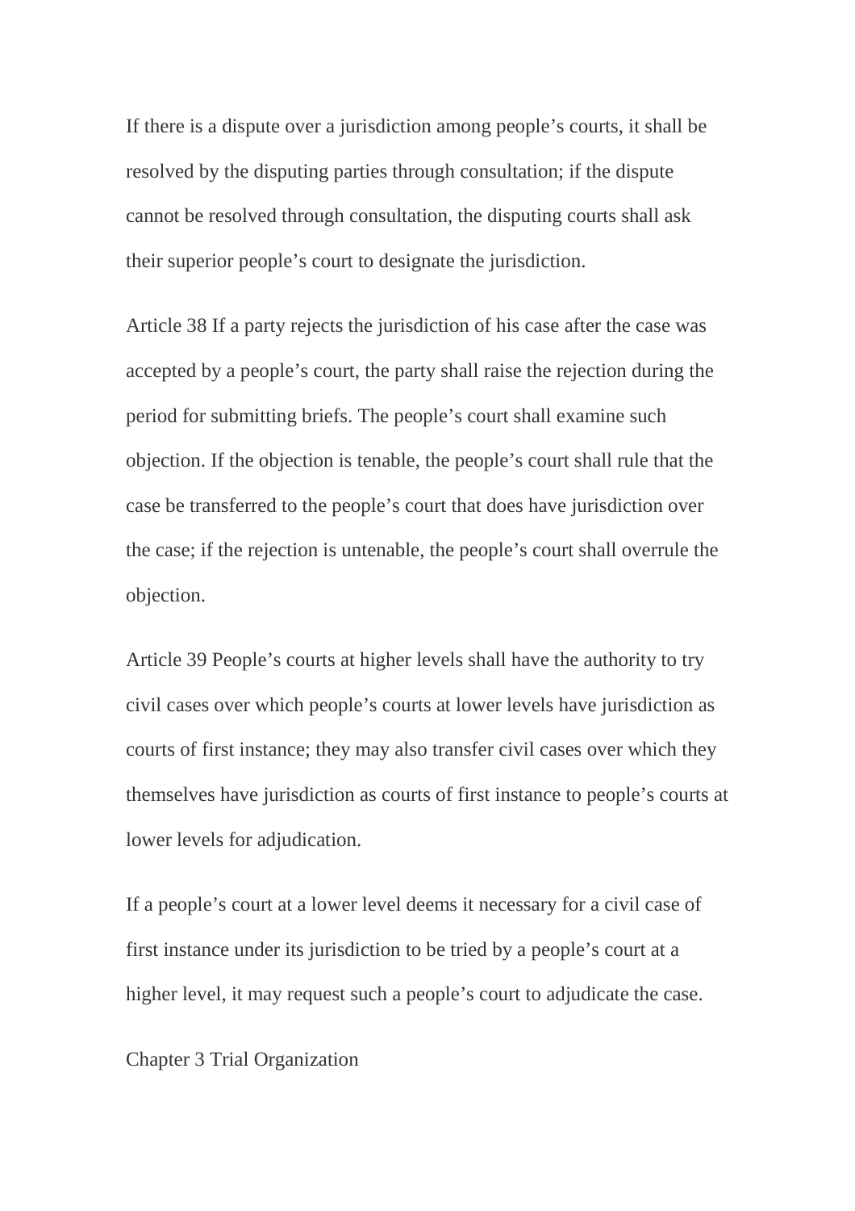If there is a dispute over a jurisdiction among people's courts, it shall be resolved by the disputing parties through consultation; if the dispute cannot be resolved through consultation, the disputing courts shall ask their superior people's court to designate the jurisdiction.

Article 38 If a party rejects the jurisdiction of his case after the case was accepted by a people's court, the party shall raise the rejection during the period for submitting briefs. The people's court shall examine such objection. If the objection is tenable, the people's court shall rule that the case be transferred to the people's court that does have jurisdiction over the case; if the rejection is untenable, the people's court shall overrule the objection.

Article 39 People's courts at higher levels shall have the authority to try civil cases over which people's courts at lower levels have jurisdiction as courts of first instance; they may also transfer civil cases over which they themselves have jurisdiction as courts of first instance to people's courts at lower levels for adjudication.

If a people's court at a lower level deems it necessary for a civil case of first instance under its jurisdiction to be tried by a people's court at a higher level, it may request such a people's court to adjudicate the case.

## Chapter 3 Trial Organization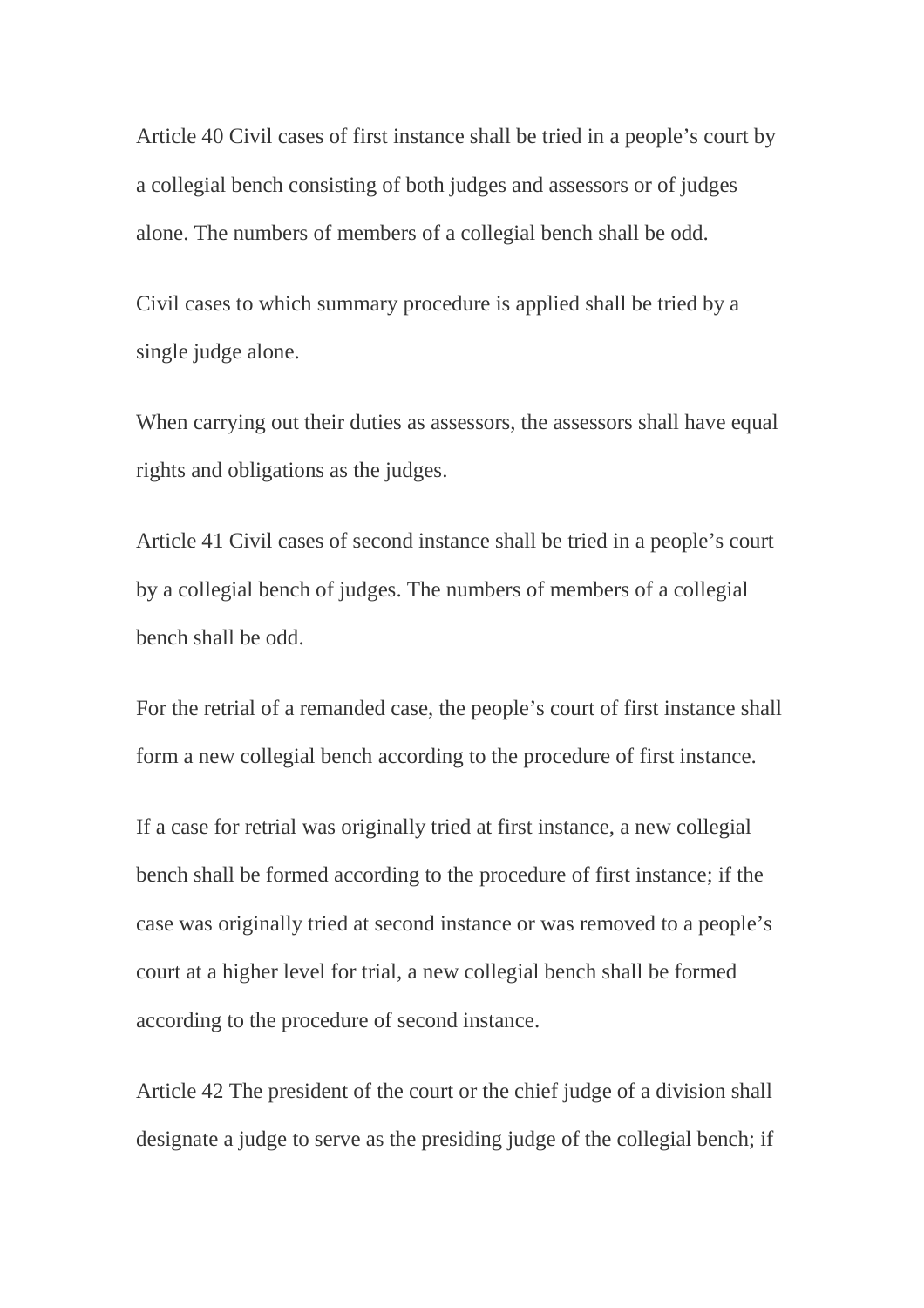Article 40 Civil cases of first instance shall be tried in a people's court by a collegial bench consisting of both judges and assessors or of judges alone. The numbers of members of a collegial bench shall be odd.

Civil cases to which summary procedure is applied shall be tried by a single judge alone.

When carrying out their duties as assessors, the assessors shall have equal rights and obligations as the judges.

Article 41 Civil cases of second instance shall be tried in a people's court by a collegial bench of judges. The numbers of members of a collegial bench shall be odd.

For the retrial of a remanded case, the people's court of first instance shall form a new collegial bench according to the procedure of first instance.

If a case for retrial was originally tried at first instance, a new collegial bench shall be formed according to the procedure of first instance; if the case was originally tried at second instance or was removed to a people's court at a higher level for trial, a new collegial bench shall be formed according to the procedure of second instance.

Article 42 The president of the court or the chief judge of a division shall designate a judge to serve as the presiding judge of the collegial bench; if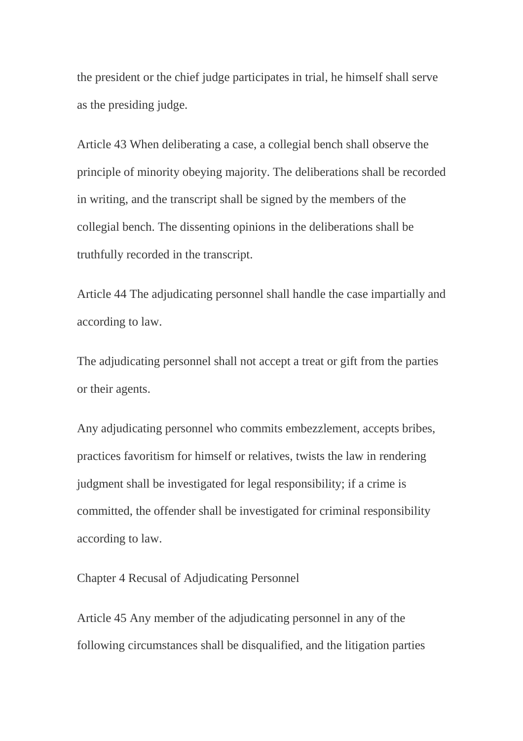the president or the chief judge participates in trial, he himself shall serve as the presiding judge.

Article 43 When deliberating a case, a collegial bench shall observe the principle of minority obeying majority. The deliberations shall be recorded in writing, and the transcript shall be signed by the members of the collegial bench. The dissenting opinions in the deliberations shall be truthfully recorded in the transcript.

Article 44 The adjudicating personnel shall handle the case impartially and according to law.

The adjudicating personnel shall not accept a treat or gift from the parties or their agents.

Any adjudicating personnel who commits embezzlement, accepts bribes, practices favoritism for himself or relatives, twists the law in rendering judgment shall be investigated for legal responsibility; if a crime is committed, the offender shall be investigated for criminal responsibility according to law.

## Chapter 4 Recusal of Adjudicating Personnel

Article 45 Any member of the adjudicating personnel in any of the following circumstances shall be disqualified, and the litigation parties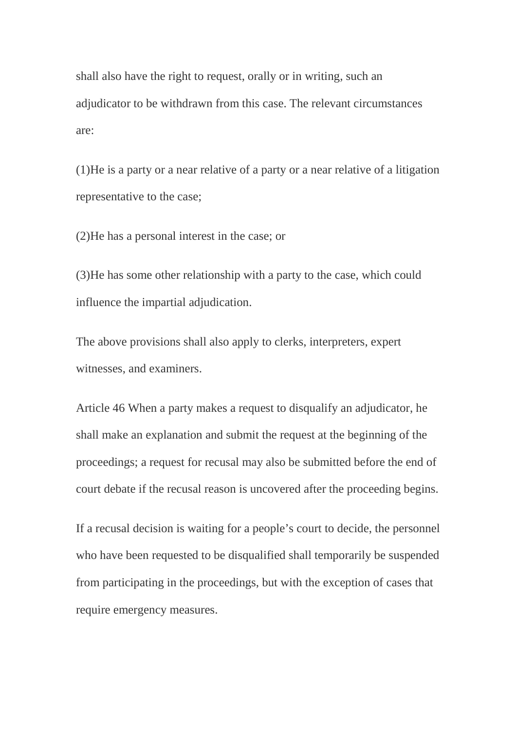shall also have the right to request, orally or in writing, such an adjudicator to be withdrawn from this case. The relevant circumstances are:

(1)He is a party or a near relative of a party or a near relative of a litigation representative to the case;

(2)He has a personal interest in the case; or

(3)He has some other relationship with a party to the case, which could influence the impartial adjudication.

The above provisions shall also apply to clerks, interpreters, expert witnesses, and examiners.

Article 46 When a party makes a request to disqualify an adjudicator, he shall make an explanation and submit the request at the beginning of the proceedings; a request for recusal may also be submitted before the end of court debate if the recusal reason is uncovered after the proceeding begins.

If a recusal decision is waiting for a people’s court to decide, the personnel who have been requested to be disqualified shall temporarily be suspended from participating in the proceedings, but with the exception of cases that require emergency measures.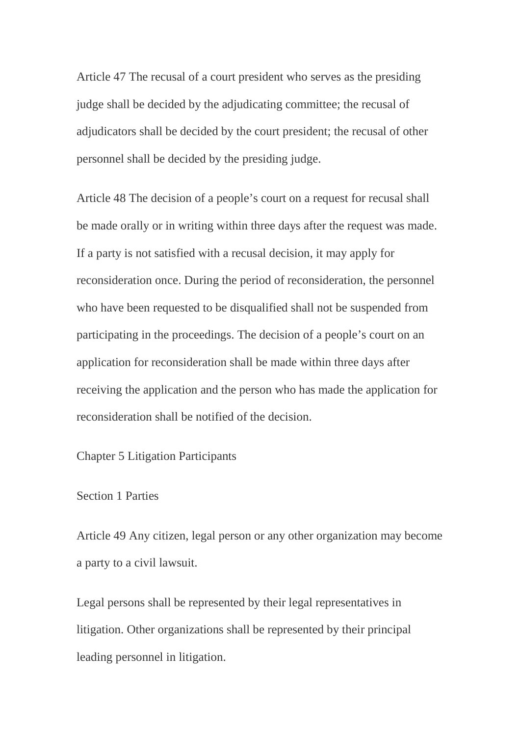Article 47 The recusal of a court president who serves as the presiding judge shall be decided by the adjudicating committee; the recusal of adjudicators shall be decided by the court president; the recusal of other personnel shall be decided by the presiding judge.

Article 48 The decision of a people's court on a request for recusal shall be made orally or in writing within three days after the request was made. If a party is not satisfied with a recusal decision, it may apply for reconsideration once. During the period of reconsideration, the personnel who have been requested to be disqualified shall not be suspended from participating in the proceedings. The decision of a people's court on an application for reconsideration shall be made within three days after receiving the application and the person who has made the application for reconsideration shall be notified of the decision.

## Chapter 5 Litigation Participants

### Section 1 Parties

Article 49 Any citizen, legal person or any other organization may become a party to a civil lawsuit.

Legal persons shall be represented by their legal representatives in litigation. Other organizations shall be represented by their principal leading personnel in litigation.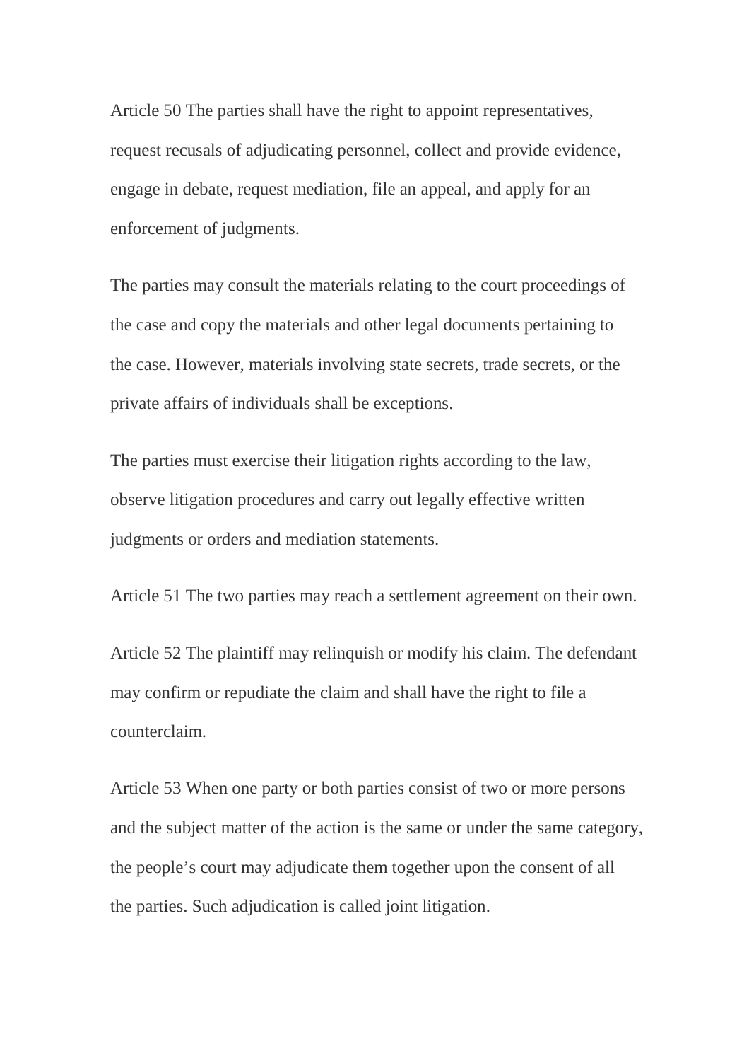Article 50 The parties shall have the right to appoint representatives, request recusals of adjudicating personnel, collect and provide evidence, engage in debate, request mediation, file an appeal, and apply for an enforcement of judgments.

The parties may consult the materials relating to the court proceedings of the case and copy the materials and other legal documents pertaining to the case. However, materials involving state secrets, trade secrets, or the private affairs of individuals shall be exceptions.

The parties must exercise their litigation rights according to the law, observe litigation procedures and carry out legally effective written judgments or orders and mediation statements.

Article 51 The two parties may reach a settlement agreement on their own.

Article 52 The plaintiff may relinquish or modify his claim. The defendant may confirm or repudiate the claim and shall have the right to file a counterclaim.

Article 53 When one party or both parties consist of two or more persons and the subject matter of the action is the same or under the same category, the people's court may adjudicate them together upon the consent of all the parties. Such adjudication is called joint litigation.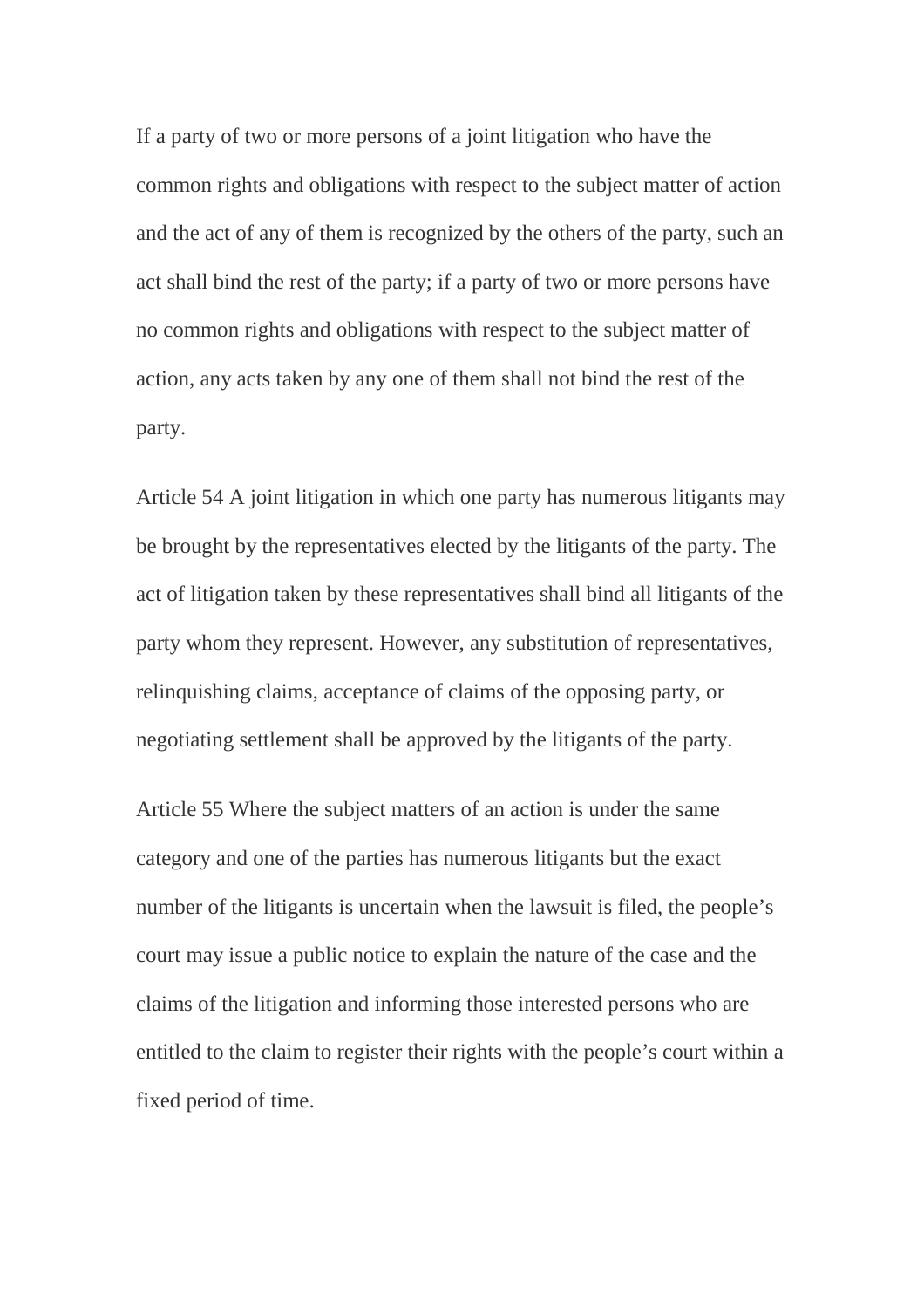If a party of two or more persons of a joint litigation who have the common rights and obligations with respect to the subject matter of action and the act of any of them is recognized by the others of the party, such an act shall bind the rest of the party; if a party of two or more persons have no common rights and obligations with respect to the subject matter of action, any acts taken by any one of them shall not bind the rest of the party.

Article 54 A joint litigation in which one party has numerous litigants may be brought by the representatives elected by the litigants of the party. The act of litigation taken by these representatives shall bind all litigants of the party whom they represent. However, any substitution of representatives, relinquishing claims, acceptance of claims of the opposing party, or negotiating settlement shall be approved by the litigants of the party.

Article 55 Where the subject matters of an action is under the same category and one of the parties has numerous litigants but the exact number of the litigants is uncertain when the lawsuit is filed, the people's court may issue a public notice to explain the nature of the case and the claims of the litigation and informing those interested persons who are entitled to the claim to register their rights with the people's court within a fixed period of time.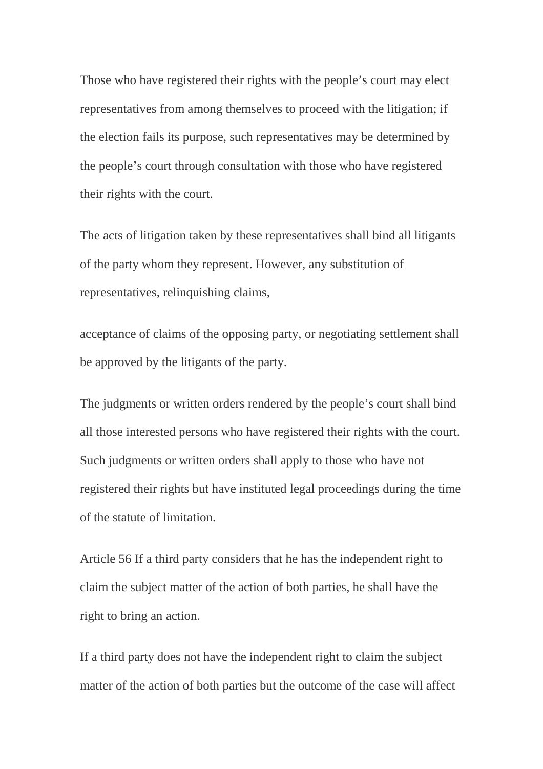Those who have registered their rights with the people's court may elect representatives from among themselves to proceed with the litigation; if the election fails its purpose, such representatives may be determined by the people's court through consultation with those who have registered their rights with the court.

The acts of litigation taken by these representatives shall bind all litigants of the party whom they represent. However, any substitution of representatives, relinquishing claims,

acceptance of claims of the opposing party, or negotiating settlement shall be approved by the litigants of the party.

The judgments or written orders rendered by the people's court shall bind all those interested persons who have registered their rights with the court. Such judgments or written orders shall apply to those who have not registered their rights but have instituted legal proceedings during the time of the statute of limitation.

Article 56 If a third party considers that he has the independent right to claim the subject matter of the action of both parties, he shall have the right to bring an action.

If a third party does not have the independent right to claim the subject matter of the action of both parties but the outcome of the case will affect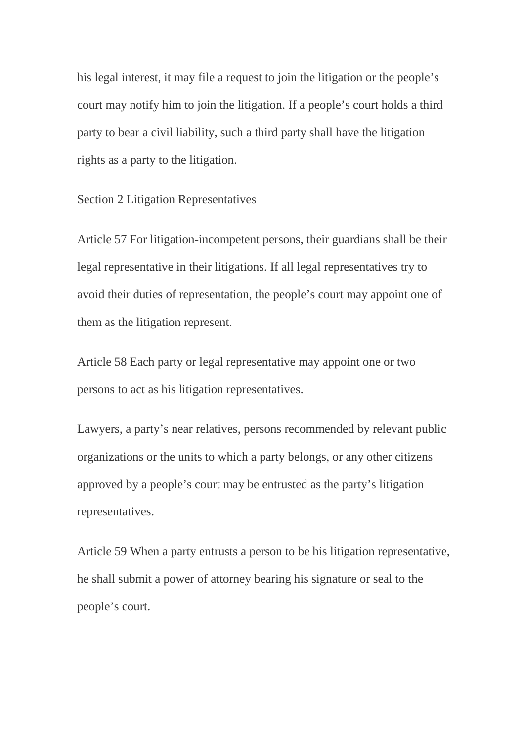his legal interest, it may file a request to join the litigation or the people's court may notify him to join the litigation. If a people's court holds a third party to bear a civil liability, such a third party shall have the litigation rights as a party to the litigation.

## Section 2 Litigation Representatives

Article 57 For litigation-incompetent persons, their guardians shall be their legal representative in their litigations. If all legal representatives try to avoid their duties of representation, the people's court may appoint one of them as the litigation represent.

Article 58 Each party or legal representative may appoint one or two persons to act as his litigation representatives.

Lawyers, a party's near relatives, persons recommended by relevant public organizations or the units to which a party belongs, or any other citizens approved by a people's court may be entrusted as the party's litigation representatives.

Article 59 When a party entrusts a person to be his litigation representative, he shall submit a power of attorney bearing his signature or seal to the people's court.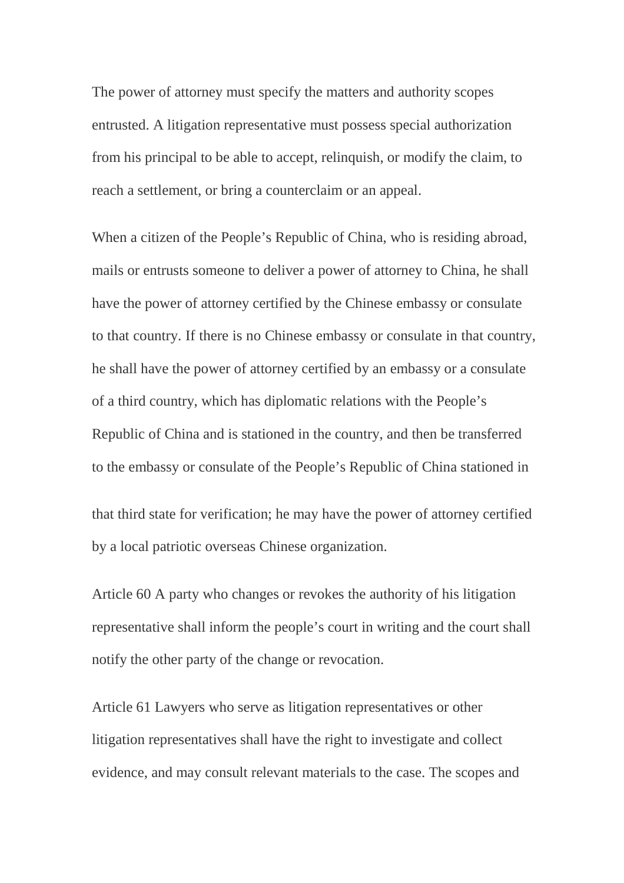The power of attorney must specify the matters and authority scopes entrusted. A litigation representative must possess special authorization from his principal to be able to accept, relinquish, or modify the claim, to reach a settlement, or bring a counterclaim or an appeal.

When a citizen of the People's Republic of China, who is residing abroad, mails or entrusts someone to deliver a power of attorney to China, he shall have the power of attorney certified by the Chinese embassy or consulate to that country. If there is no Chinese embassy or consulate in that country, he shall have the power of attorney certified by an embassy or a consulate of a third country, which has diplomatic relations with the People's Republic of China and is stationed in the country, and then be transferred to the embassy or consulate of the People's Republic of China stationed in that third state for verification; he may have the power of attorney certified by a local patriotic overseas Chinese organization.

Article 60 A party who changes or revokes the authority of his litigation representative shall inform the people's court in writing and the court shall notify the other party of the change or revocation.

Article 61 Lawyers who serve as litigation representatives or other litigation representatives shall have the right to investigate and collect evidence, and may consult relevant materials to the case. The scopes and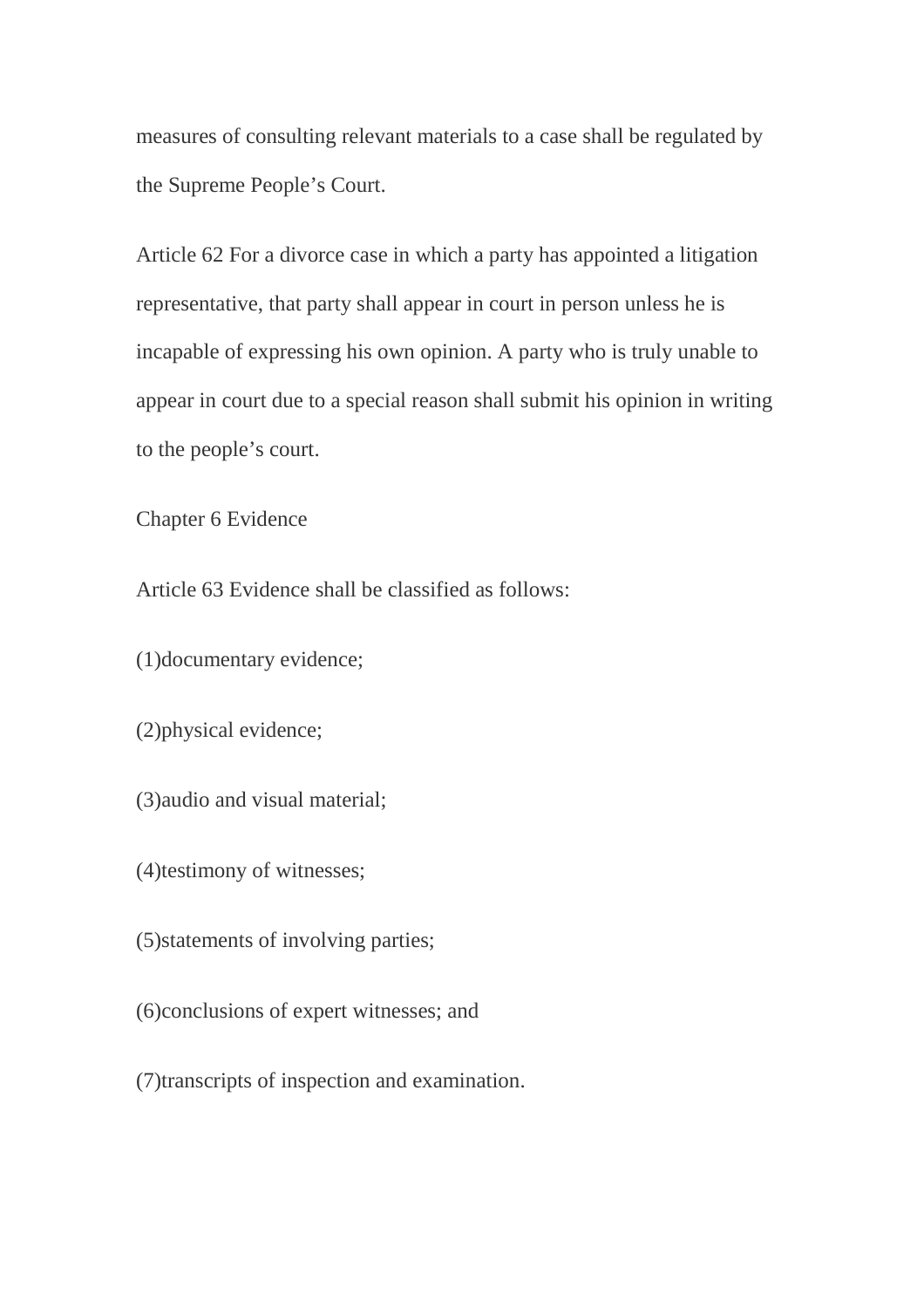measures of consulting relevant materials to a case shall be regulated by the Supreme People’s Court.

Article 62 For a divorce case in which a party has appointed a litigation representative, that party shall appear in court in person unless he is incapable of expressing his own opinion. A party who is truly unable to appear in court due to a special reason shall submit his opinion in writing to the people’s court.

## Chapter 6 Evidence

Article 63 Evidence shall be classified as follows:

(1)documentary evidence;

(2)physical evidence;

(3)audio and visual material;

(4)testimony of witnesses;

(5)statements of involving parties;

(6)conclusions of expert witnesses; and

(7)transcripts of inspection and examination.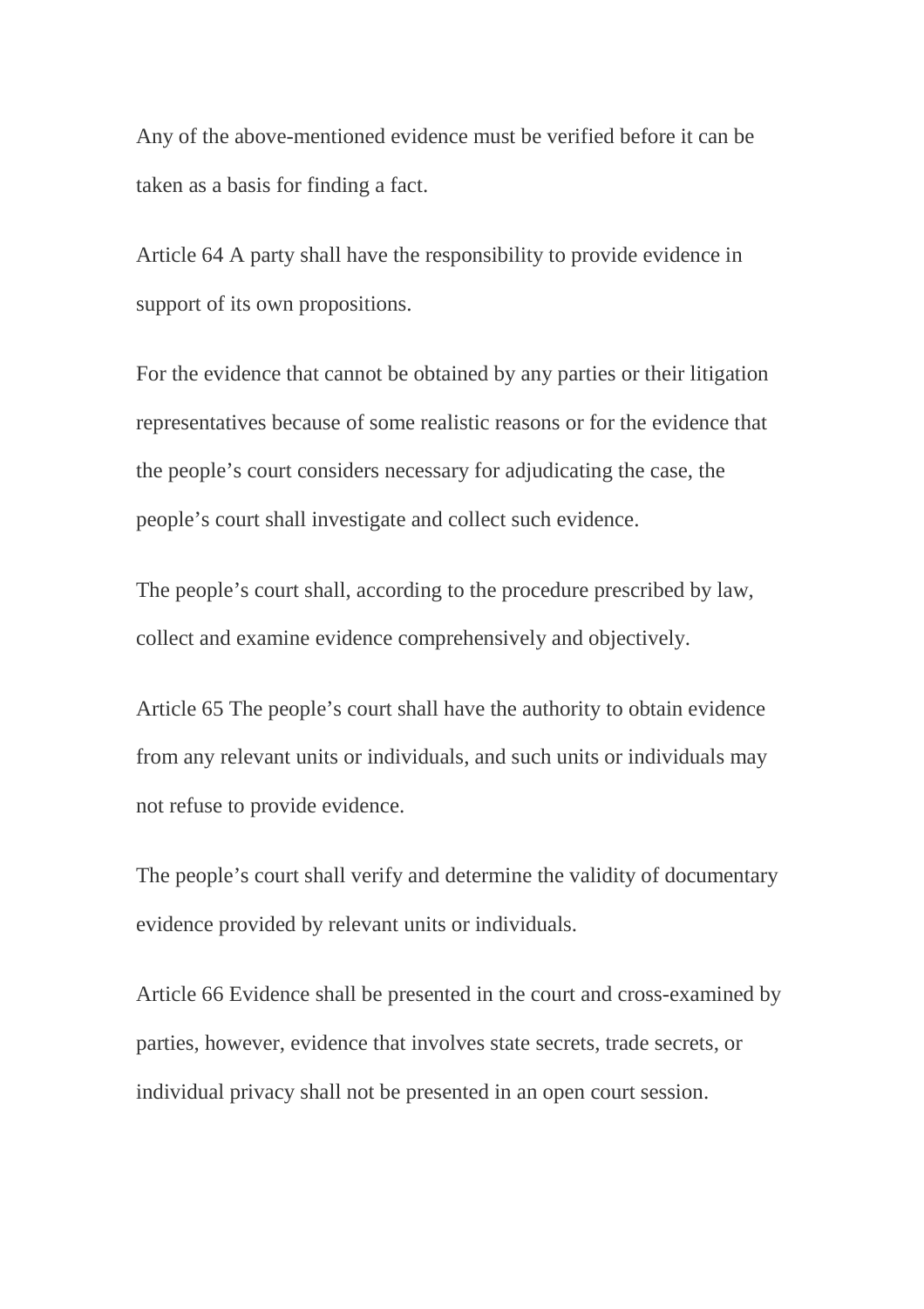Any of the above-mentioned evidence must be verified before it can be taken as a basis for finding a fact.

Article 64 A party shall have the responsibility to provide evidence in support of its own propositions.

For the evidence that cannot be obtained by any parties or their litigation representatives because of some realistic reasons or for the evidence that the people's court considers necessary for adjudicating the case, the people's court shall investigate and collect such evidence.

The people's court shall, according to the procedure prescribed by law, collect and examine evidence comprehensively and objectively.

Article 65 The people's court shall have the authority to obtain evidence from any relevant units or individuals, and such units or individuals may not refuse to provide evidence.

The people's court shall verify and determine the validity of documentary evidence provided by relevant units or individuals.

Article 66 Evidence shall be presented in the court and cross-examined by parties, however, evidence that involves state secrets, trade secrets, or individual privacy shall not be presented in an open court session.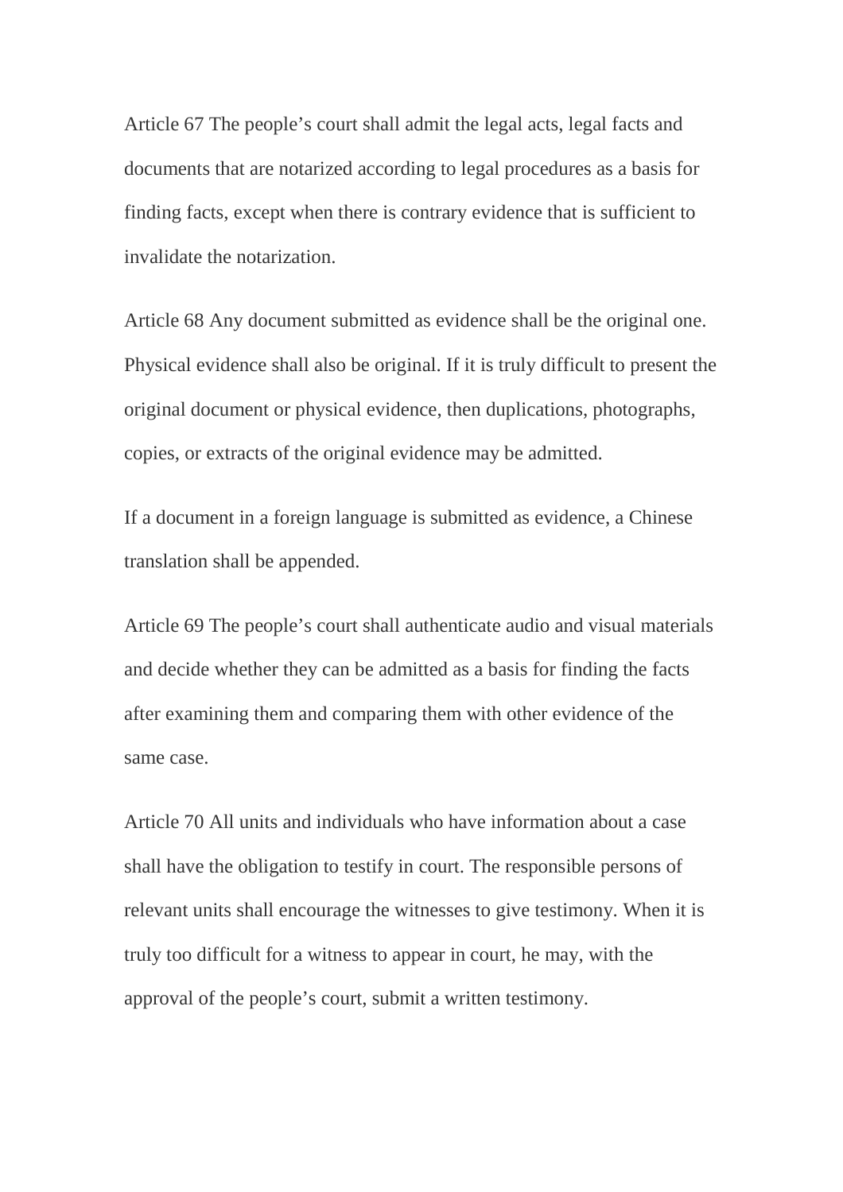Article 67 The people’s court shall admit the legal acts, legal facts and documents that are notarized according to legal procedures as a basis for finding facts, except when there is contrary evidence that is sufficient to invalidate the notarization.

Article 68 Any document submitted as evidence shall be the original one. Physical evidence shall also be original. If it is truly difficult to present the original document or physical evidence, then duplications, photographs, copies, or extracts of the original evidence may be admitted.

If a document in a foreign language is submitted as evidence, a Chinese translation shall be appended.

Article 69 The people’s court shall authenticate audio and visual materials and decide whether they can be admitted as a basis for finding the facts after examining them and comparing them with other evidence of the same case.

Article 70 All units and individuals who have information about a case shall have the obligation to testify in court. The responsible persons of relevant units shall encourage the witnesses to give testimony. When it is truly too difficult for a witness to appear in court, he may, with the approval of the people’s court, submit a written testimony.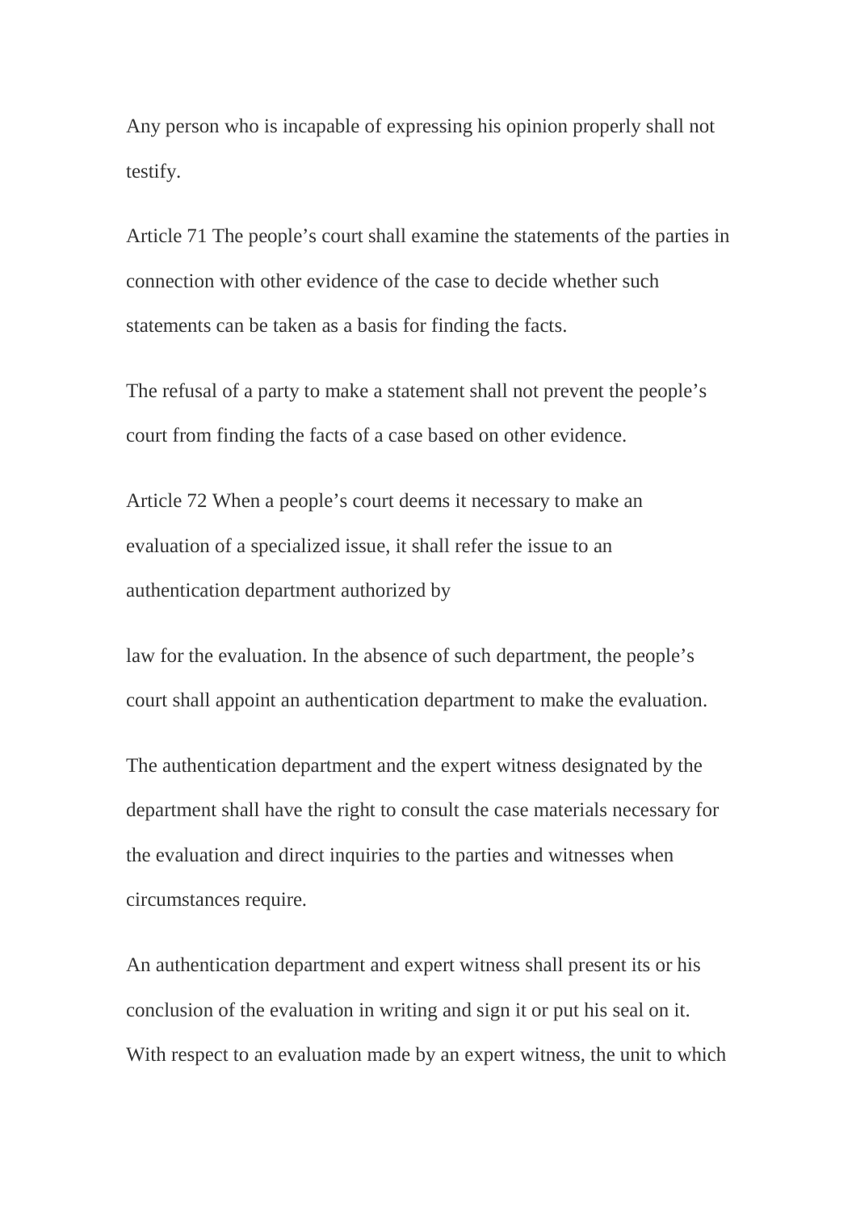Any person who is incapable of expressing his opinion properly shall not testify.

Article 71 The people's court shall examine the statements of the parties in connection with other evidence of the case to decide whether such statements can be taken as a basis for finding the facts.

The refusal of a party to make a statement shall not prevent the people's court from finding the facts of a case based on other evidence.

Article 72 When a people's court deems it necessary to make an evaluation of a specialized issue, it shall refer the issue to an authentication department authorized by law for the evaluation. In the absence of such department, the people's court shall appoint an authentication department to make the evaluation.

The authentication department and the expert witness designated by the department shall have the right to consult the case materials necessary for the evaluation and direct inquiries to the parties and witnesses when circumstances require.

An authentication department and expert witness shall present its or his conclusion of the evaluation in writing and sign it or put his seal on it. With respect to an evaluation made by an expert witness, the unit to which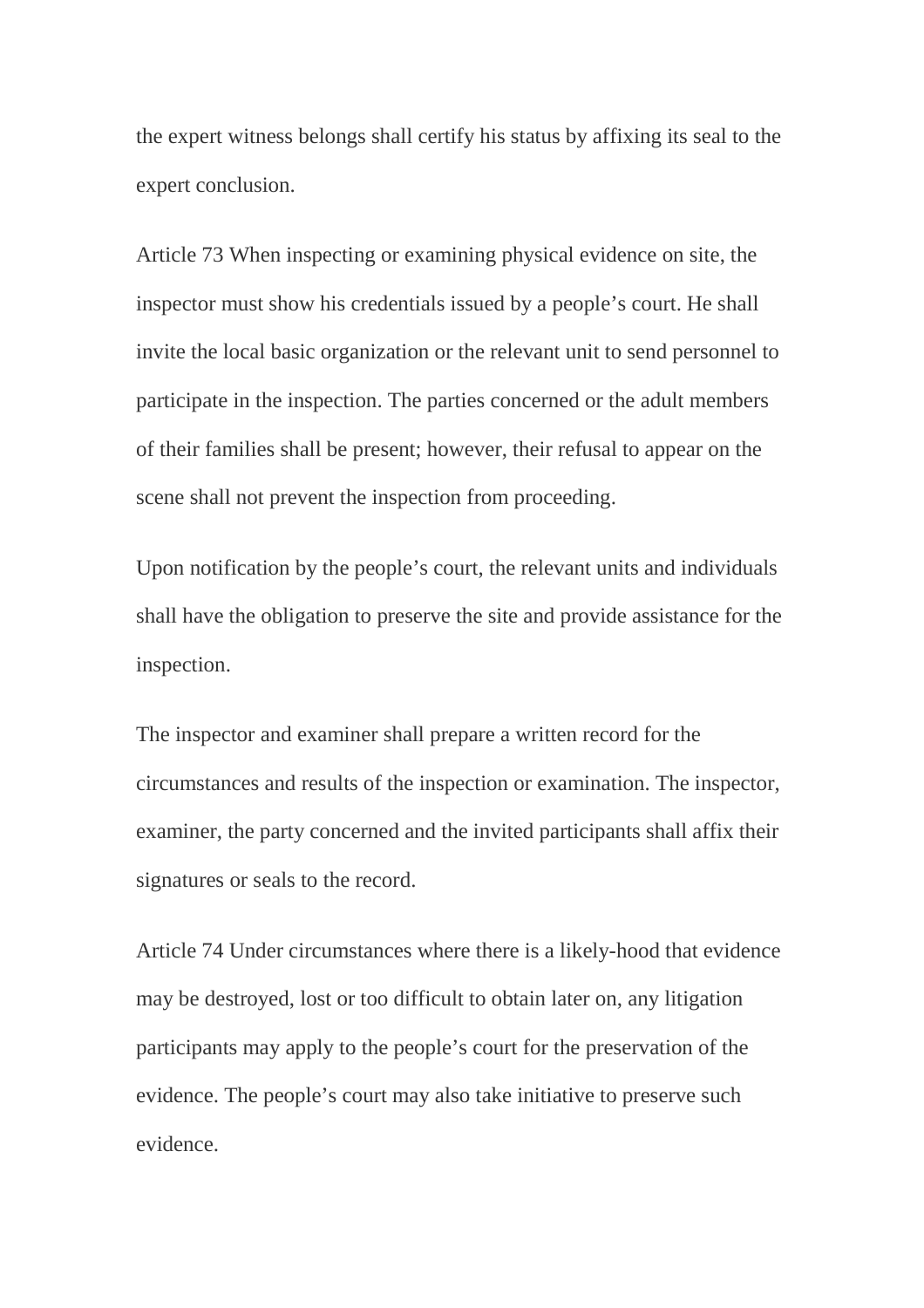the expert witness belongs shall certify his status by affixing its seal to the expert conclusion.

Article 73 When inspecting or examining physical evidence on site, the inspector must show his credentials issued by a people's court. He shall invite the local basic organization or the relevant unit to send personnel to participate in the inspection. The parties concerned or the adult members of their families shall be present; however, their refusal to appear on the scene shall not prevent the inspection from proceeding.

Upon notification by the people's court, the relevant units and individuals shall have the obligation to preserve the site and provide assistance for the inspection.

The inspector and examiner shall prepare a written record for the circumstances and results of the inspection or examination. The inspector, examiner, the party concerned and the invited participants shall affix their signatures or seals to the record.

Article 74 Under circumstances where there is a likely-hood that evidence may be destroyed, lost or too difficult to obtain later on, any litigation participants may apply to the people's court for the preservation of the evidence. The people's court may also take initiative to preserve such evidence.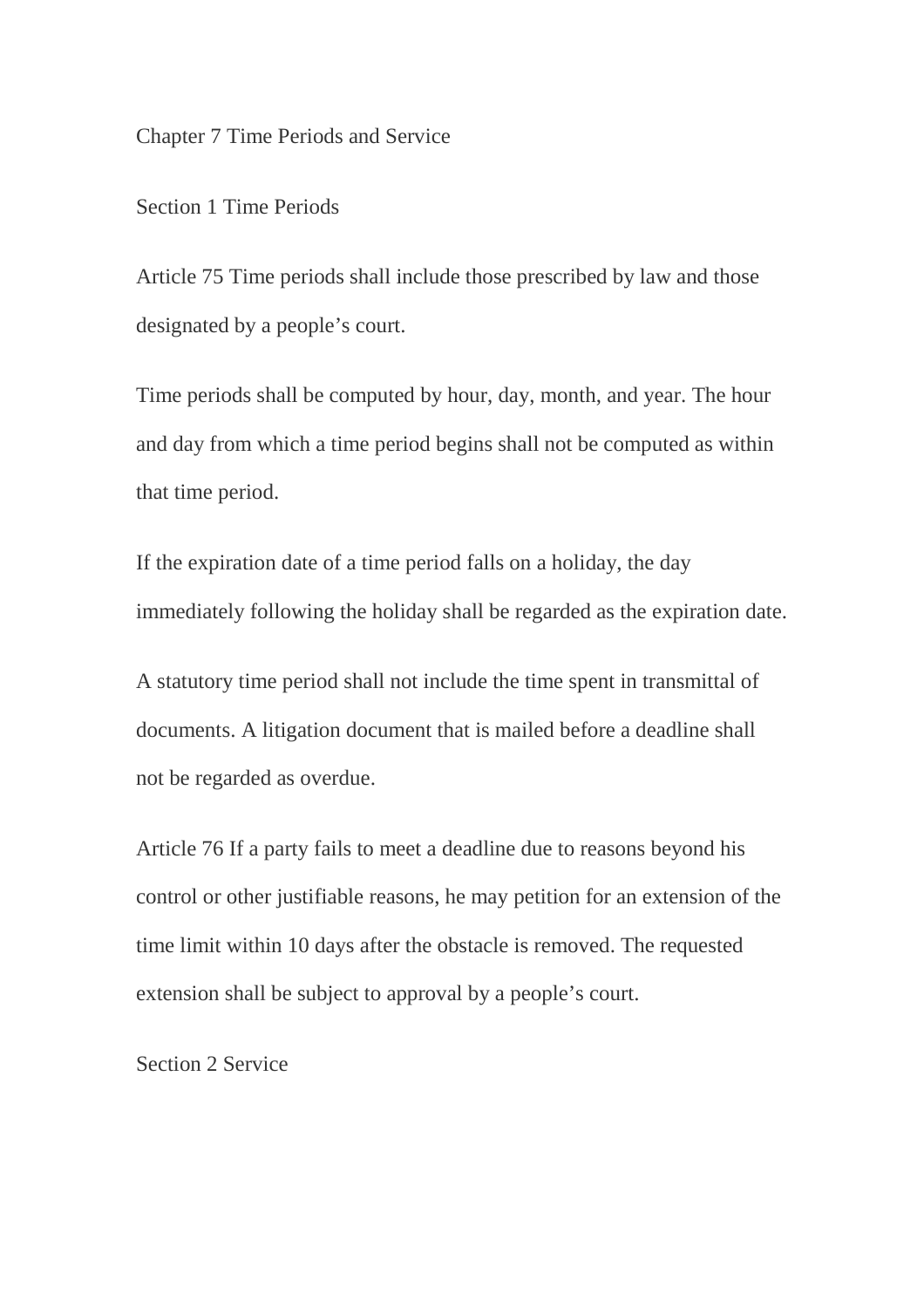## Chapter 7 Time Periods and Service

### Section 1 Time Periods

Article 75 Time periods shall include those prescribed by law and those designated by a people's court.

Time periods shall be computed by hour, day, month, and year. The hour and day from which a time period begins shall not be computed as within that time period.

If the expiration date of a time period falls on a holiday, the day immediately following the holiday shall be regarded as the expiration date.

A statutory time period shall not include the time spent in transmittal of documents. A litigation document that is mailed before a deadline shall not be regarded as overdue.

Article 76 If a party fails to meet a deadline due to reasons beyond his control or other justifiable reasons, he may petition for an extension of the time limit within 10 days after the obstacle is removed. The requested extension shall be subject to approval by a people's court.

### Section 2 Service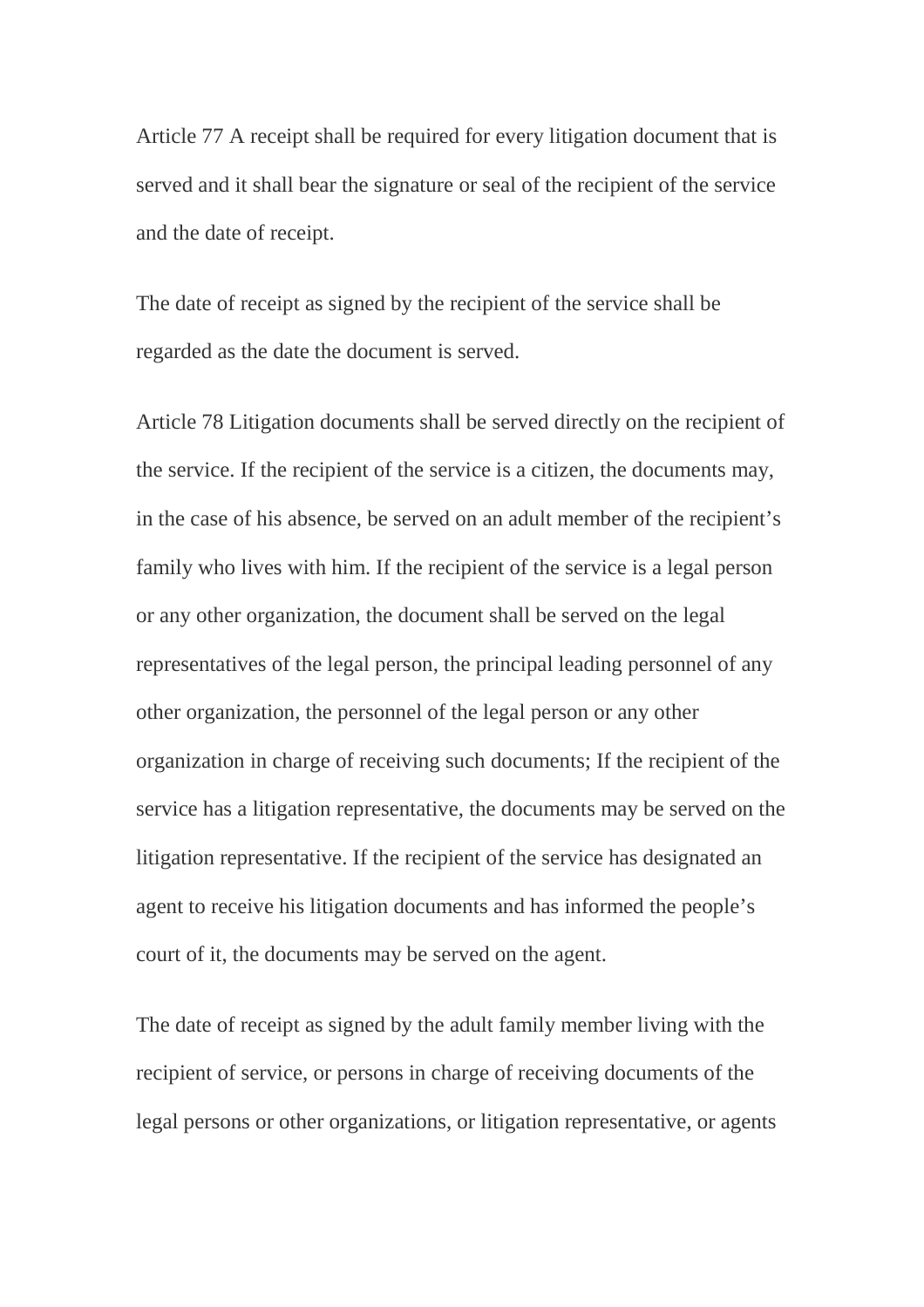Article 77 A receipt shall be required for every litigation document that is served and it shall bear the signature or seal of the recipient of the service and the date of receipt.

The date of receipt as signed by the recipient of the service shall be regarded as the date the document is served.

Article 78 Litigation documents shall be served directly on the recipient of the service. If the recipient of the service is a citizen, the documents may, in the case of his absence, be served on an adult member of the recipient's family who lives with him. If the recipient of the service is a legal person or any other organization, the document shall be served on the legal representatives of the legal person, the principal leading personnel of any other organization, the personnel of the legal person or any other organization in charge of receiving such documents; If the recipient of the service has a litigation representative, the documents may be served on the litigation representative. If the recipient of the service has designated an agent to receive his litigation documents and has informed the people's court of it, the documents may be served on the agent.

The date of receipt as signed by the adult family member living with the recipient of service, or persons in charge of receiving documents of the legal persons or other organizations, or litigation representative, or agents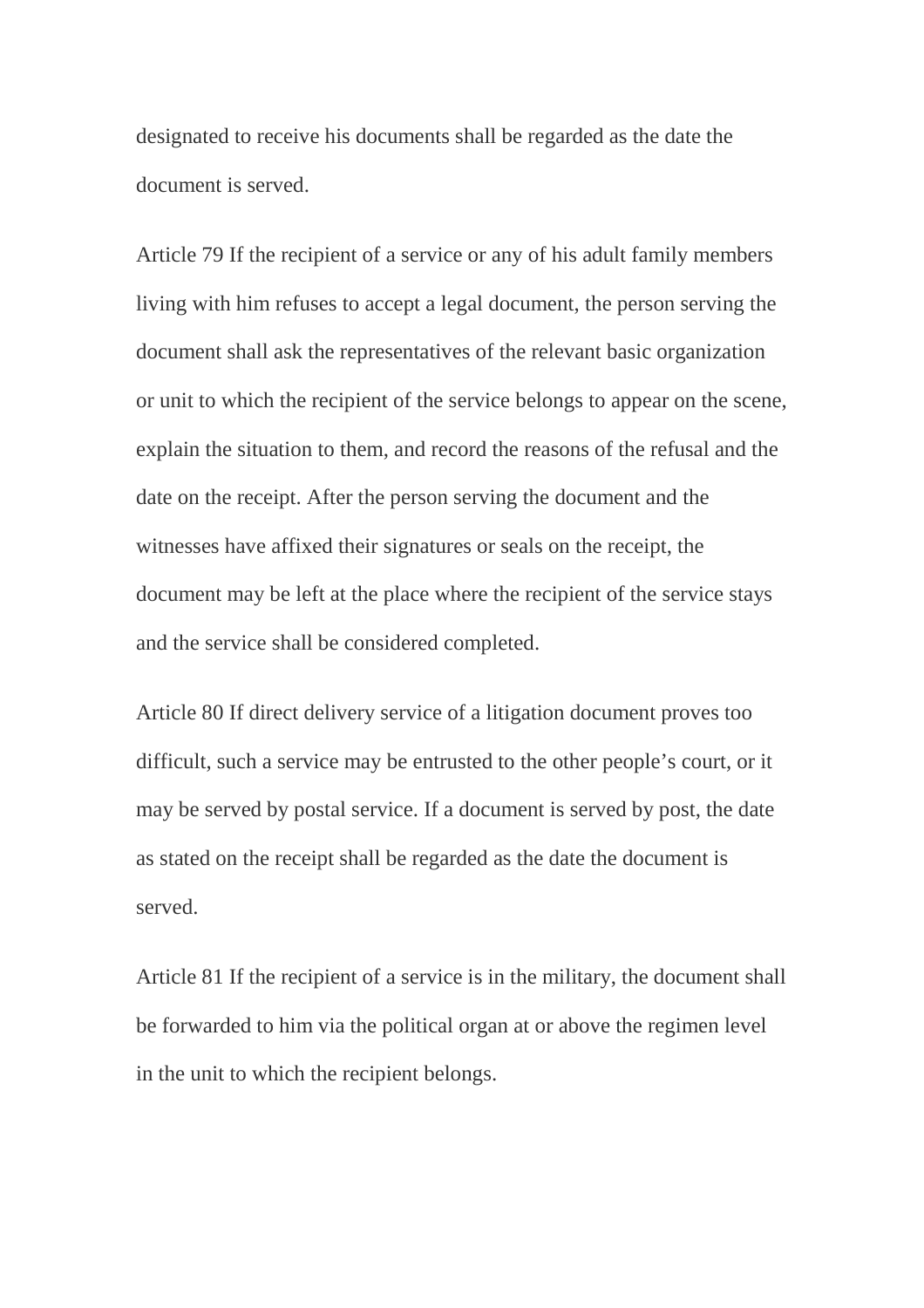designated to receive his documents shall be regarded as the date the document is served.

Article 79 If the recipient of a service or any of his adult family members living with him refuses to accept a legal document, the person serving the document shall ask the representatives of the relevant basic organization or unit to which the recipient of the service belongs to appear on the scene, explain the situation to them, and record the reasons of the refusal and the date on the receipt. After the person serving the document and the witnesses have affixed their signatures or seals on the receipt, the document may be left at the place where the recipient of the service stays and the service shall be considered completed.

Article 80 If direct delivery service of a litigation document proves too difficult, such a service may be entrusted to the other people's court, or it may be served by postal service. If a document is served by post, the date as stated on the receipt shall be regarded as the date the document is served.

Article 81 If the recipient of a service is in the military, the document shall be forwarded to him via the political organ at or above the regimen level in the unit to which the recipient belongs.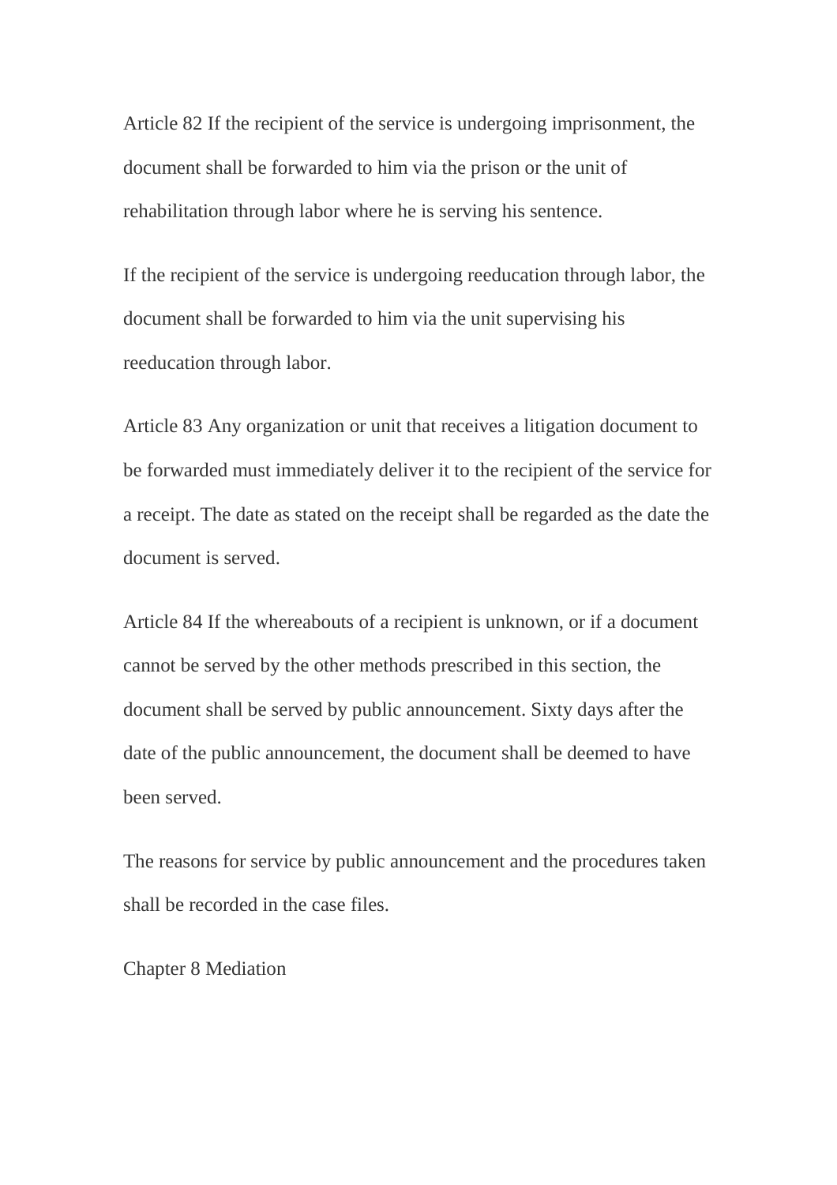Article 82 If the recipient of the service is undergoing imprisonment, the document shall be forwarded to him via the prison or the unit of rehabilitation through labor where he is serving his sentence.

If the recipient of the service is undergoing reeducation through labor, the document shall be forwarded to him via the unit supervising his reeducation through labor.

Article 83 Any organization or unit that receives a litigation document to be forwarded must immediately deliver it to the recipient of the service for a receipt. The date as stated on the receipt shall be regarded as the date the document is served.

Article 84 If the whereabouts of a recipient is unknown, or if a document cannot be served by the other methods prescribed in this section, the document shall be served by public announcement. Sixty days after the date of the public announcement, the document shall be deemed to have been served.

The reasons for service by public announcement and the procedures taken shall be recorded in the case files.

## Chapter 8 Mediation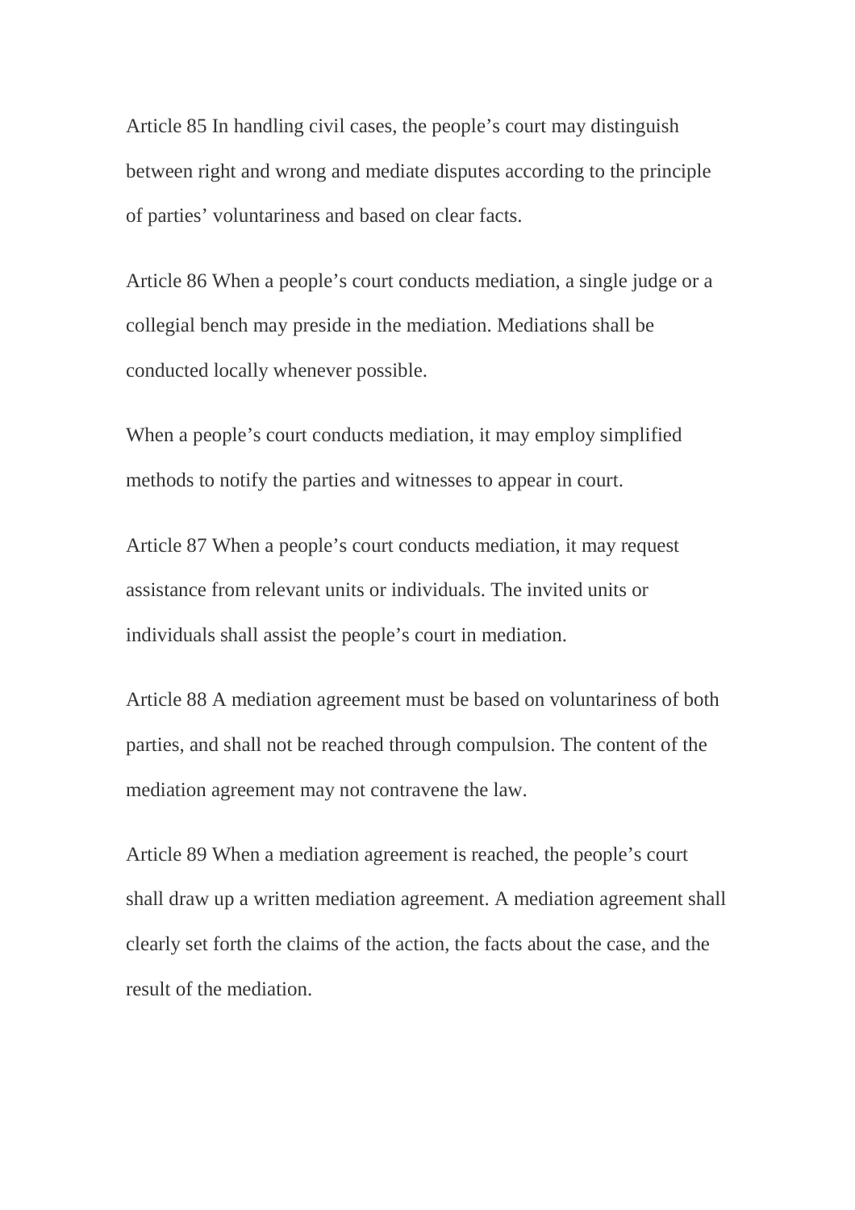Article 85 In handling civil cases, the people’s court may distinguish between right and wrong and mediate disputes according to the principle of parties’ voluntariness and based on clear facts.

Article 86 When a people’s court conducts mediation, a single judge or a collegial bench may preside in the mediation. Mediations shall be conducted locally whenever possible.

When a people’s court conducts mediation, it may employ simplified methods to notify the parties and witnesses to appear in court.

Article 87 When a people’s court conducts mediation, it may request assistance from relevant units or individuals. The invited units or individuals shall assist the people’s court in mediation.

Article 88 A mediation agreement must be based on voluntariness of both parties, and shall not be reached through compulsion. The content of the mediation agreement may not contravene the law.

Article 89 When a mediation agreement is reached, the people’s court shall draw up a written mediation agreement. A mediation agreement shall clearly set forth the claims of the action, the facts about the case, and the result of the mediation.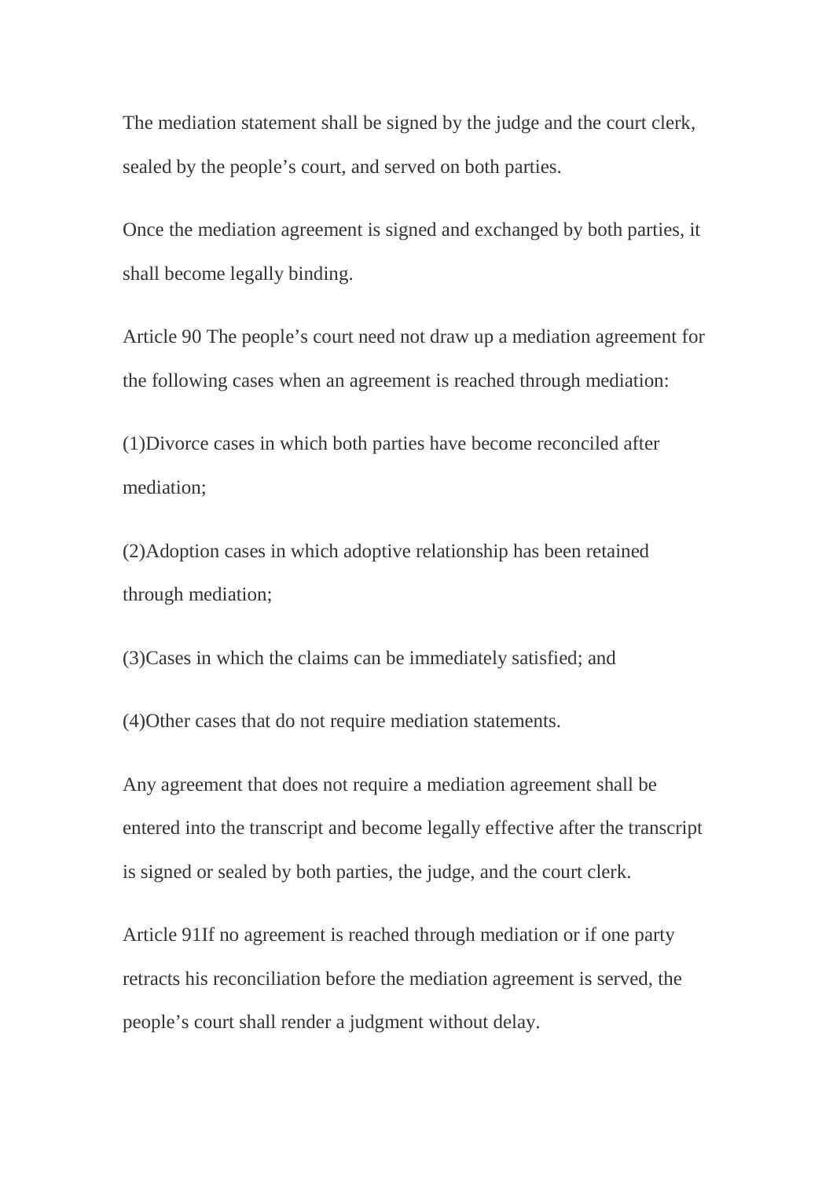The mediation statement shall be signed by the judge and the court clerk, sealed by the people's court, and served on both parties.

Once the mediation agreement is signed and exchanged by both parties, it shall become legally binding.

Article 90 The people's court need not draw up a mediation agreement for the following cases when an agreement is reached through mediation:

(1)Divorce cases in which both parties have become reconciled after mediation;

(2)Adoption cases in which adoptive relationship has been retained through mediation;

(3)Cases in which the claims can be immediately satisfied; and

(4)Other cases that do not require mediation statements.

Any agreement that does not require a mediation agreement shall be entered into the transcript and become legally effective after the transcript is signed or sealed by both parties, the judge, and the court clerk.

Article 91If no agreement is reached through mediation or if one party retracts his reconciliation before the mediation agreement is served, the people's court shall render a judgment without delay.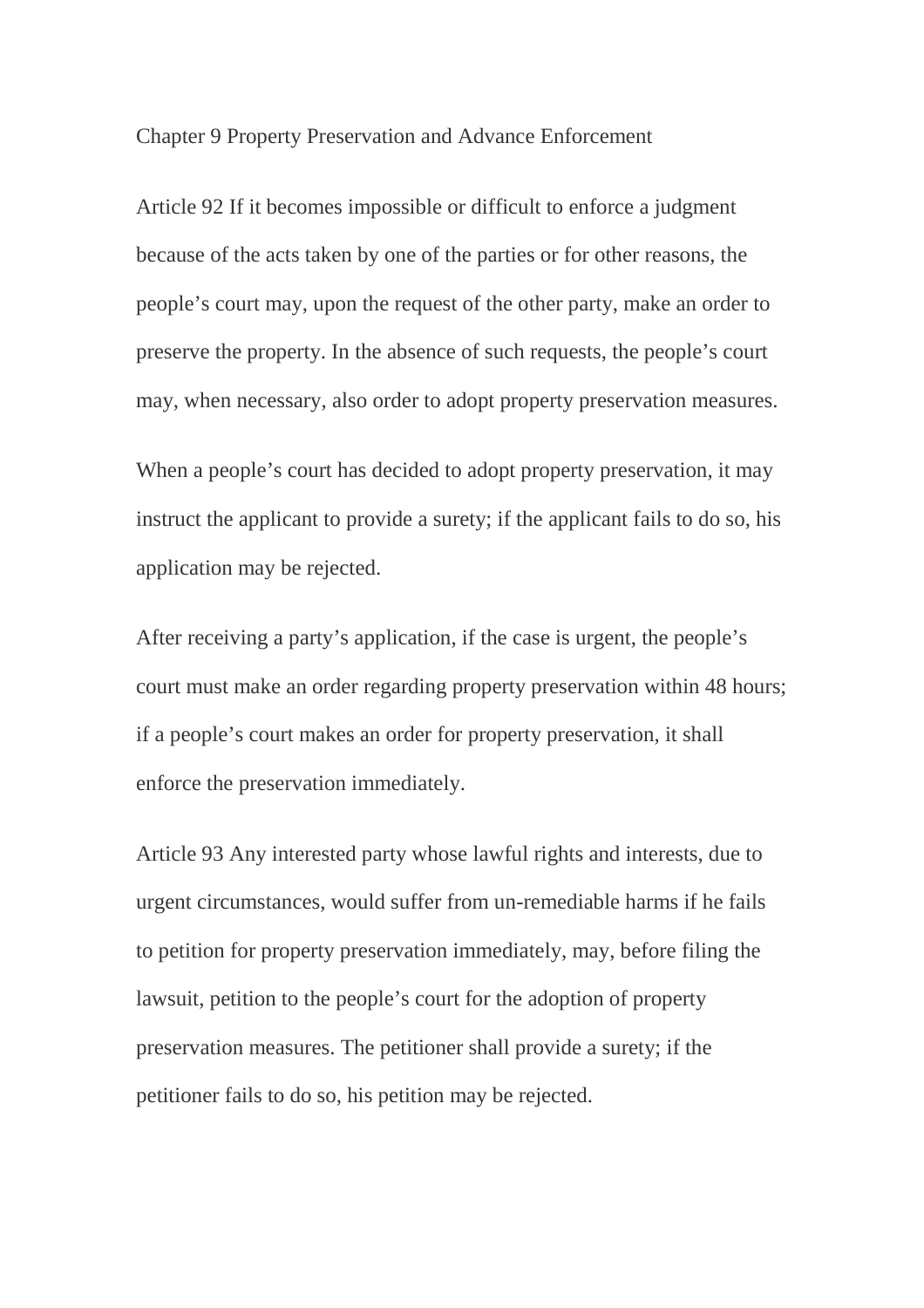## Chapter 9 Property Preservation and Advance Enforcement

Article 92 If it becomes impossible or difficult to enforce a judgment because of the acts taken by one of the parties or for other reasons, the people's court may, upon the request of the other party, make an order to preserve the property. In the absence of such requests, the people's court may, when necessary, also order to adopt property preservation measures.

When a people's court has decided to adopt property preservation, it may instruct the applicant to provide a surety; if the applicant fails to do so, his application may be rejected.

After receiving a party's application, if the case is urgent, the people's court must make an order regarding property preservation within 48 hours; if a people's court makes an order for property preservation, it shall enforce the preservation immediately.

Article 93 Any interested party whose lawful rights and interests, due to urgent circumstances, would suffer from un-remediable harms if he fails to petition for property preservation immediately, may, before filing the lawsuit, petition to the people's court for the adoption of property preservation measures. The petitioner shall provide a surety; if the petitioner fails to do so, his petition may be rejected.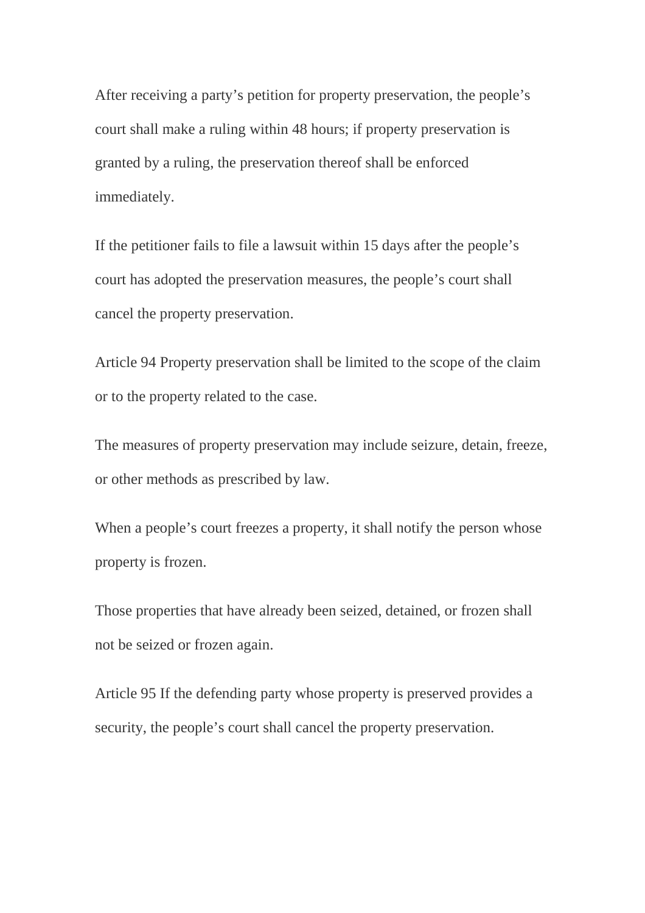After receiving a party's petition for property preservation, the people's court shall make a ruling within 48 hours; if property preservation is granted by a ruling, the preservation thereof shall be enforced immediately.

If the petitioner fails to file a lawsuit within 15 days after the people's court has adopted the preservation measures, the people's court shall cancel the property preservation.

Article 94 Property preservation shall be limited to the scope of the claim or to the property related to the case.

The measures of property preservation may include seizure, detain, freeze, or other methods as prescribed by law.

When a people's court freezes a property, it shall notify the person whose property is frozen.

Those properties that have already been seized, detained, or frozen shall not be seized or frozen again.

Article 95 If the defending party whose property is preserved provides a security, the people's court shall cancel the property preservation.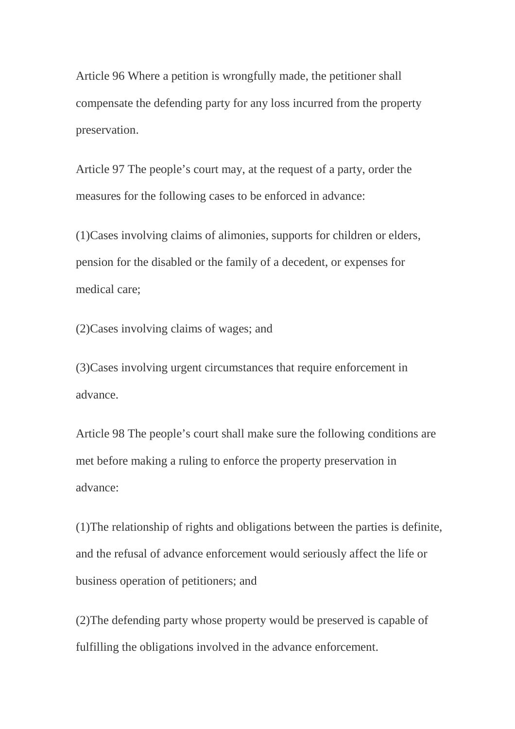Article 96 Where a petition is wrongfully made, the petitioner shall compensate the defending party for any loss incurred from the property preservation.

Article 97 The people's court may, at the request of a party, order the measures for the following cases to be enforced in advance:

(1)Cases involving claims of alimonies, supports for children or elders, pension for the disabled or the family of a decedent, or expenses for medical care;

(2)Cases involving claims of wages; and

(3)Cases involving urgent circumstances that require enforcement in advance.

Article 98 The people's court shall make sure the following conditions are met before making a ruling to enforce the property preservation in advance:

(1)The relationship of rights and obligations between the parties is definite, and the refusal of advance enforcement would seriously affect the life or business operation of petitioners; and

(2)The defending party whose property would be preserved is capable of fulfilling the obligations involved in the advance enforcement.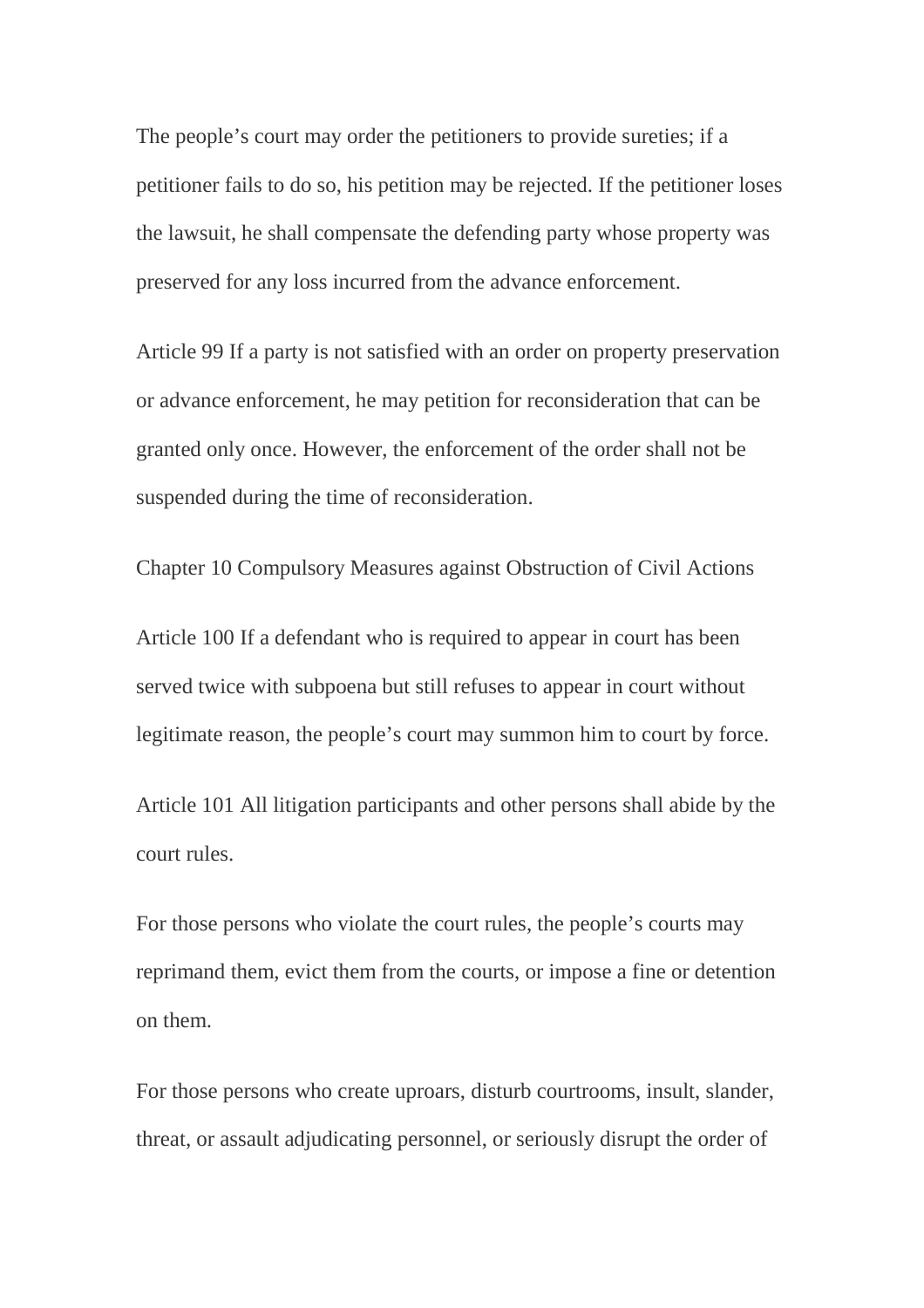The people’s court may order the petitioners to provide sureties; if a petitioner fails to do so, his petition may be rejected. If the petitioner loses the lawsuit, he shall compensate the defending party whose property was preserved for any loss incurred from the advance enforcement.

Article 99 If a party is not satisfied with an order on property preservation or advance enforcement, he may petition for reconsideration that can be granted only once. However, the enforcement of the order shall not be suspended during the time of reconsideration.

## Chapter 10 Compulsory Measures against Obstruction of Civil Actions

Article 100 If a defendant who is required to appear in court has been served twice with subpoena but still refuses to appear in court without legitimate reason, the people’s court may summon him to court by force.

Article 101 All litigation participants and other persons shall abide by the court rules.

For those persons who violate the court rules, the people’s courts may reprimand them, evict them from the courts, or impose a fine or detention on them.

For those persons who create uproars, disturb courtrooms, insult, slander, threat, or assault adjudicating personnel, or seriously disrupt the order of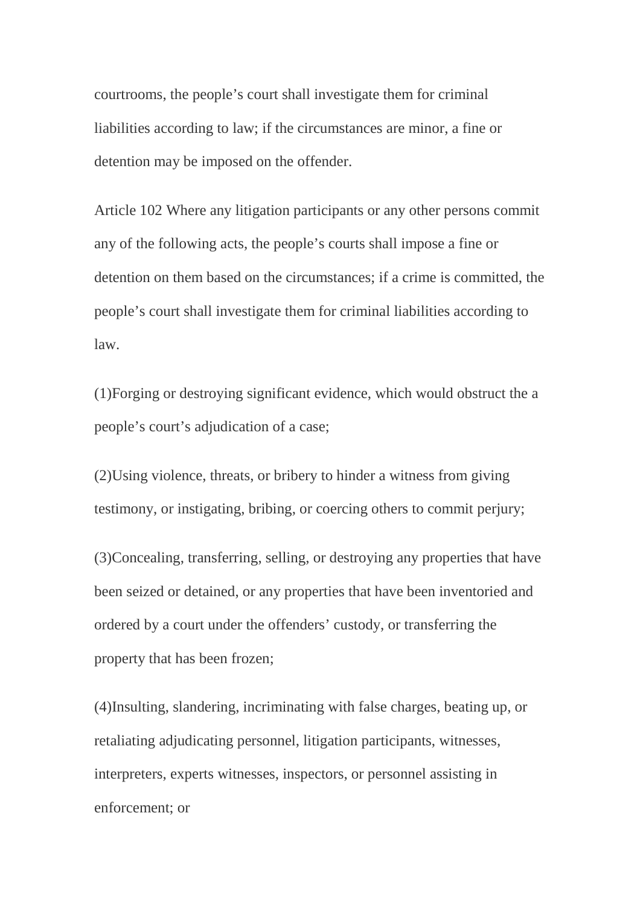courtrooms, the people’s court shall investigate them for criminal liabilities according to law; if the circumstances are minor, a fine or detention may be imposed on the offender.

Article 102 Where any litigation participants or any other persons commit any of the following acts, the people’s courts shall impose a fine or detention on them based on the circumstances; if a crime is committed, the people’s court shall investigate them for criminal liabilities according to law.

(1)Forging or destroying significant evidence, which would obstruct the a people’s court’s adjudication of a case;

(2)Using violence, threats, or bribery to hinder a witness from giving testimony, or instigating, bribing, or coercing others to commit perjury;

(3)Concealing, transferring, selling, or destroying any properties that have been seized or detained, or any properties that have been inventoried and ordered by a court under the offenders’ custody, or transferring the property that has been frozen;

(4)Insulting, slandering, incriminating with false charges, beating up, or retaliating adjudicating personnel, litigation participants, witnesses, interpreters, experts witnesses, inspectors, or personnel assisting in enforcement; or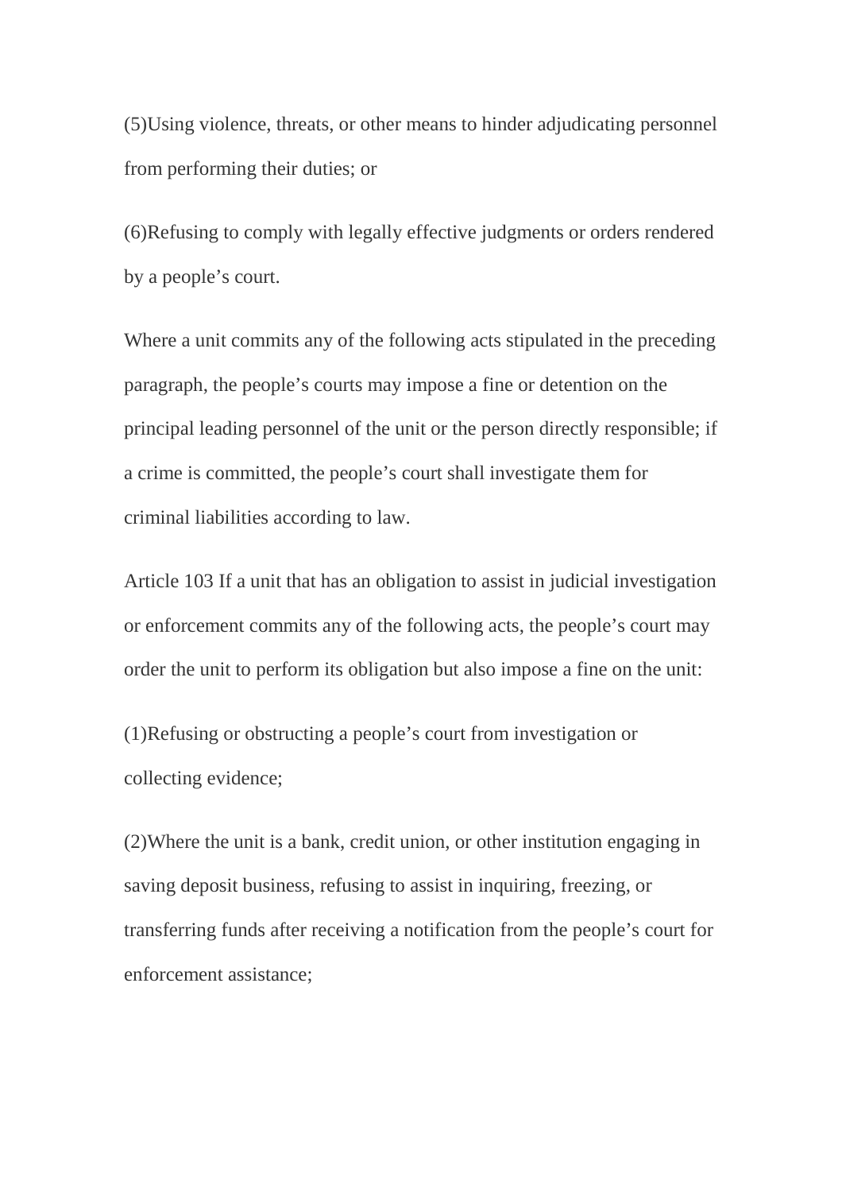(5)Using violence, threats, or other means to hinder adjudicating personnel from performing their duties; or

(6)Refusing to comply with legally effective judgments or orders rendered by a people’s court.

Where a unit commits any of the following acts stipulated in the preceding paragraph, the people’s courts may impose a fine or detention on the principal leading personnel of the unit or the person directly responsible; if a crime is committed, the people’s court shall investigate them for criminal liabilities according to law.

Article 103 If a unit that has an obligation to assist in judicial investigation or enforcement commits any of the following acts, the people’s court may order the unit to perform its obligation but also impose a fine on the unit:

(1)Refusing or obstructing a people’s court from investigation or collecting evidence;

(2)Where the unit is a bank, credit union, or other institution engaging in saving deposit business, refusing to assist in inquiring, freezing, or transferring funds after receiving a notification from the people’s court for enforcement assistance;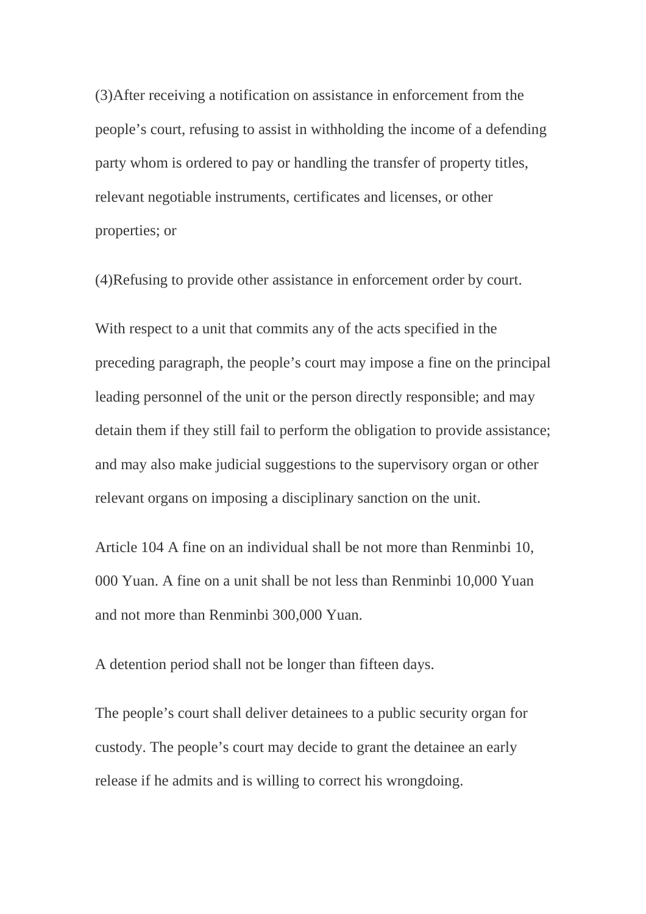(3)After receiving a notification on assistance in enforcement from the people's court, refusing to assist in withholding the income of a defending party whom is ordered to pay or handling the transfer of property titles, relevant negotiable instruments, certificates and licenses, or other properties; or

(4)Refusing to provide other assistance in enforcement order by court.

With respect to a unit that commits any of the acts specified in the preceding paragraph, the people's court may impose a fine on the principal leading personnel of the unit or the person directly responsible; and may detain them if they still fail to perform the obligation to provide assistance; and may also make judicial suggestions to the supervisory organ or other relevant organs on imposing a disciplinary sanction on the unit.

Article 104 A fine on an individual shall be not more than Renminbi 10, 000 Yuan. A fine on a unit shall be not less than Renminbi 10,000 Yuan and not more than Renminbi 300,000 Yuan.

A detention period shall not be longer than fifteen days.

The people's court shall deliver detainees to a public security organ for custody. The people's court may decide to grant the detainee an early release if he admits and is willing to correct his wrongdoing.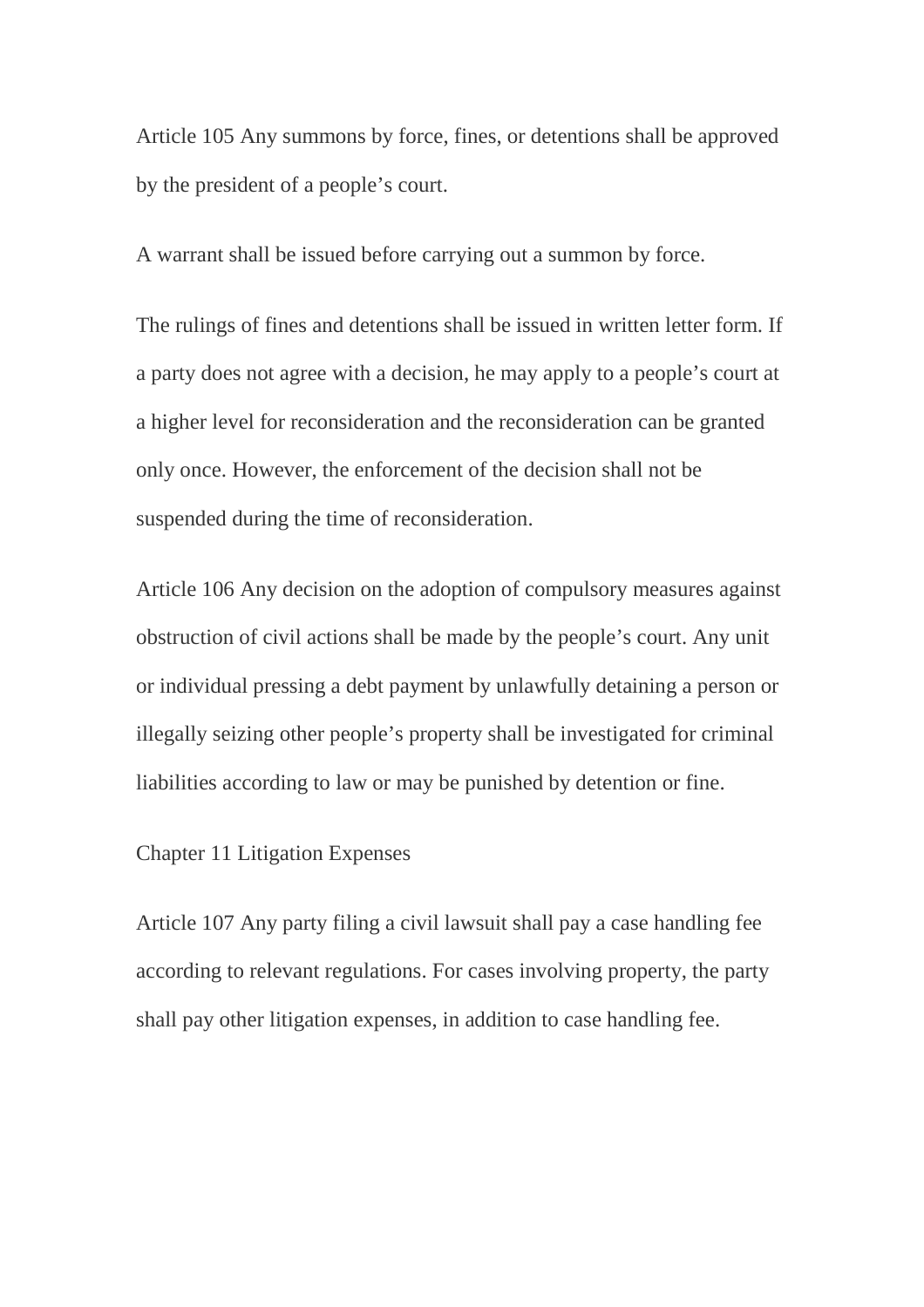Article 105 Any summons by force, fines, or detentions shall be approved by the president of a people's court.

A warrant shall be issued before carrying out a summon by force.

The rulings of fines and detentions shall be issued in written letter form. If a party does not agree with a decision, he may apply to a people's court at a higher level for reconsideration and the reconsideration can be granted only once. However, the enforcement of the decision shall not be suspended during the time of reconsideration.

Article 106 Any decision on the adoption of compulsory measures against obstruction of civil actions shall be made by the people's court. Any unit or individual pressing a debt payment by unlawfully detaining a person or illegally seizing other people's property shall be investigated for criminal liabilities according to law or may be punished by detention or fine.

## Chapter 11 Litigation Expenses

Article 107 Any party filing a civil lawsuit shall pay a case handling fee according to relevant regulations. For cases involving property, the party shall pay other litigation expenses, in addition to case handling fee.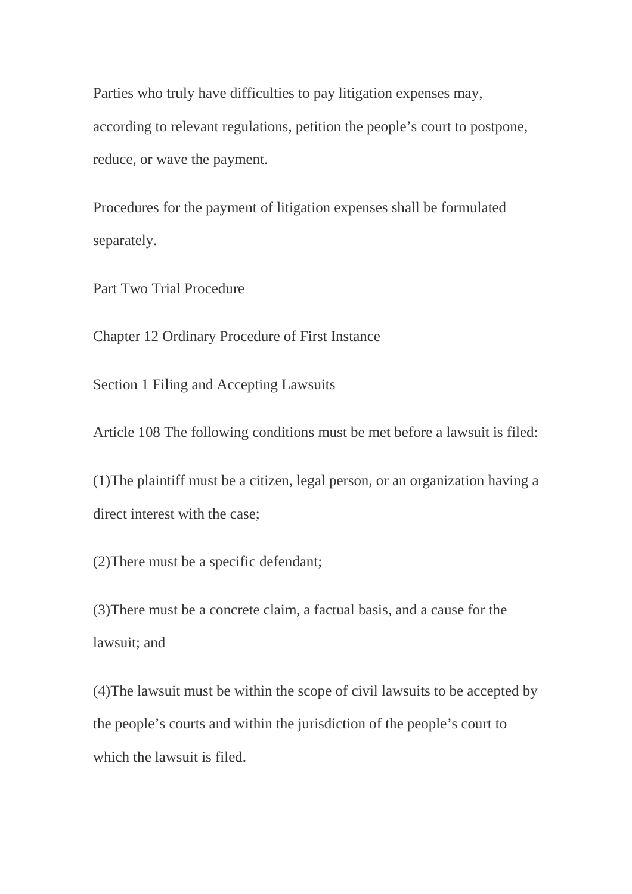Parties who truly have difficulties to pay litigation expenses may, according to relevant regulations, petition the people's court to postpone, reduce, or wave the payment.

Procedures for the payment of litigation expenses shall be formulated separately.

# Part Two Trial Procedure

## Chapter 12 Ordinary Procedure of First Instance

### Section 1 Filing and Accepting Lawsuits

Article 108 The following conditions must be met before a lawsuit is filed:

(1)The plaintiff must be a citizen, legal person, or an organization having a direct interest with the case;

(2)There must be a specific defendant;

(3)There must be a concrete claim, a factual basis, and a cause for the lawsuit; and

(4)The lawsuit must be within the scope of civil lawsuits to be accepted by the people's courts and within the jurisdiction of the people's court to which the lawsuit is filed.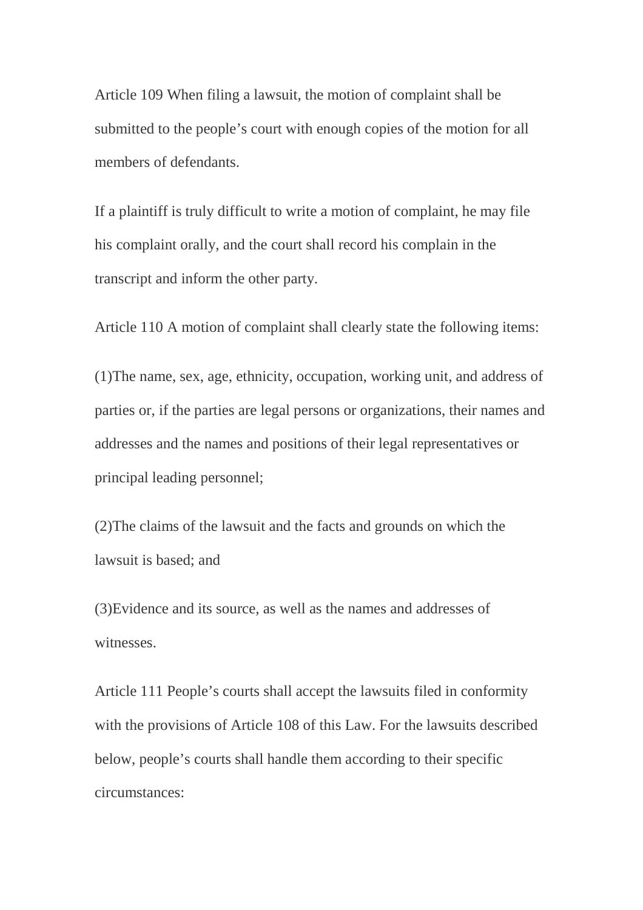Article 109 When filing a lawsuit, the motion of complaint shall be submitted to the people's court with enough copies of the motion for all members of defendants.

If a plaintiff is truly difficult to write a motion of complaint, he may file his complaint orally, and the court shall record his complain in the transcript and inform the other party.

Article 110 A motion of complaint shall clearly state the following items:

(1)The name, sex, age, ethnicity, occupation, working unit, and address of parties or, if the parties are legal persons or organizations, their names and addresses and the names and positions of their legal representatives or principal leading personnel;

(2)The claims of the lawsuit and the facts and grounds on which the lawsuit is based; and

(3)Evidence and its source, as well as the names and addresses of witnesses.

Article 111 People's courts shall accept the lawsuits filed in conformity with the provisions of Article 108 of this Law. For the lawsuits described below, people's courts shall handle them according to their specific circumstances: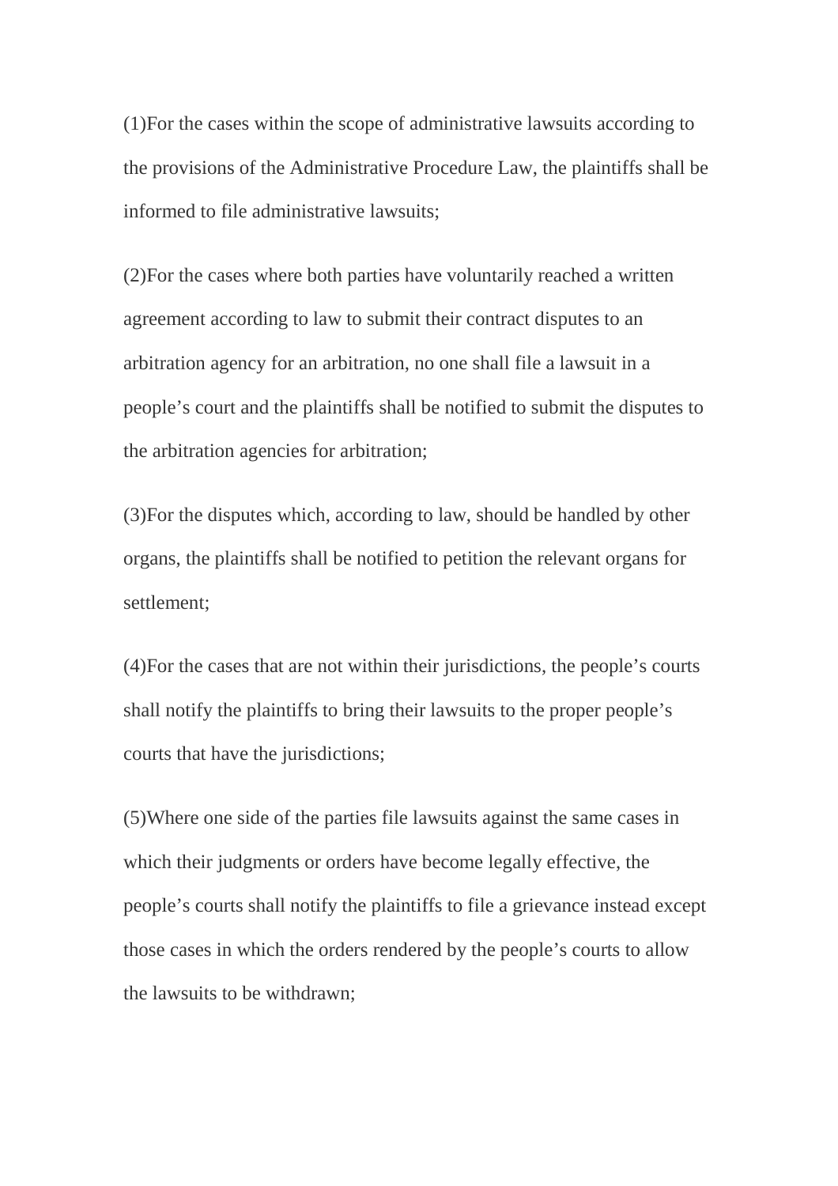(1)For the cases within the scope of administrative lawsuits according to the provisions of the Administrative Procedure Law, the plaintiffs shall be informed to file administrative lawsuits;

(2)For the cases where both parties have voluntarily reached a written agreement according to law to submit their contract disputes to an arbitration agency for an arbitration, no one shall file a lawsuit in a people's court and the plaintiffs shall be notified to submit the disputes to the arbitration agencies for arbitration;

(3)For the disputes which, according to law, should be handled by other organs, the plaintiffs shall be notified to petition the relevant organs for settlement;

(4)For the cases that are not within their jurisdictions, the people's courts shall notify the plaintiffs to bring their lawsuits to the proper people's courts that have the jurisdictions;

(5)Where one side of the parties file lawsuits against the same cases in which their judgments or orders have become legally effective, the people's courts shall notify the plaintiffs to file a grievance instead except those cases in which the orders rendered by the people's courts to allow the lawsuits to be withdrawn;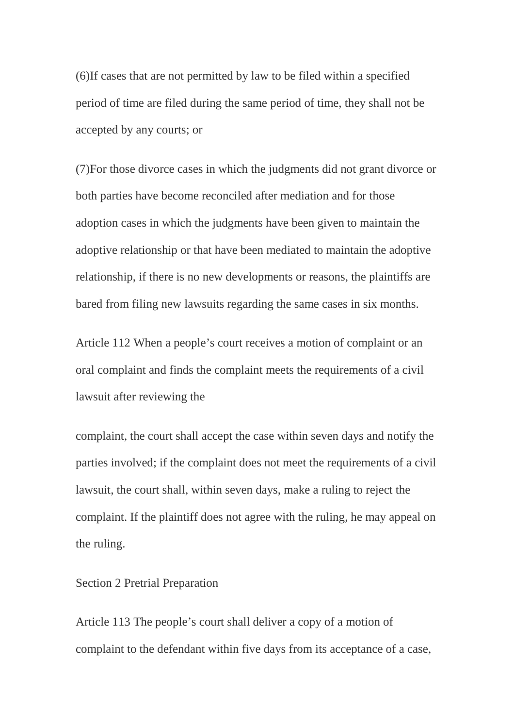(6)If cases that are not permitted by law to be filed within a specified period of time are filed during the same period of time, they shall not be accepted by any courts; or

(7)For those divorce cases in which the judgments did not grant divorce or both parties have become reconciled after mediation and for those adoption cases in which the judgments have been given to maintain the adoptive relationship or that have been mediated to maintain the adoptive relationship, if there is no new developments or reasons, the plaintiffs are bared from filing new lawsuits regarding the same cases in six months.

Article 112 When a people's court receives a motion of complaint or an oral complaint and finds the complaint meets the requirements of a civil lawsuit after reviewing the complaint, the court shall accept the case within seven days and notify the parties involved; if the complaint does not meet the requirements of a civil lawsuit, the court shall, within seven days, make a ruling to reject the complaint. If the plaintiff does not agree with the ruling, he may appeal on the ruling.

## Section 2 Pretrial Preparation

Article 113 The people's court shall deliver a copy of a motion of complaint to the defendant within five days from its acceptance of a case,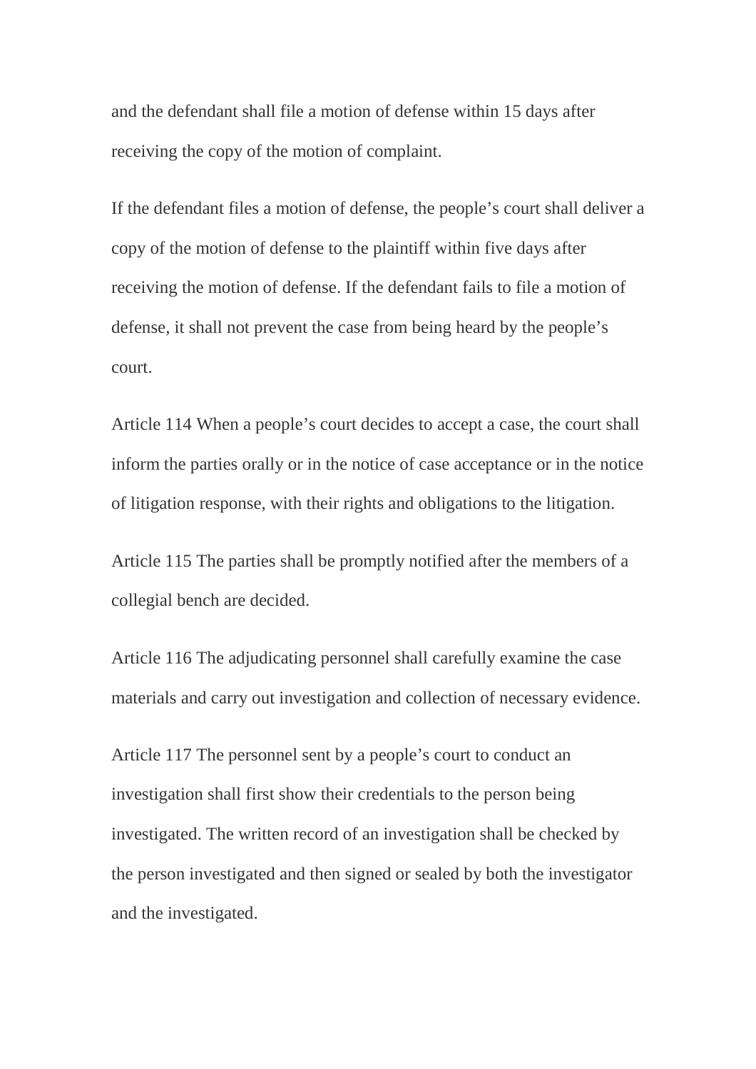and the defendant shall file a motion of defense within 15 days after receiving the copy of the motion of complaint.

If the defendant files a motion of defense, the people’s court shall deliver a copy of the motion of defense to the plaintiff within five days after receiving the motion of defense. If the defendant fails to file a motion of defense, it shall not prevent the case from being heard by the people’s court.

Article 114 When a people’s court decides to accept a case, the court shall inform the parties orally or in the notice of case acceptance or in the notice of litigation response, with their rights and obligations to the litigation.

Article 115 The parties shall be promptly notified after the members of a collegial bench are decided.

Article 116 The adjudicating personnel shall carefully examine the case materials and carry out investigation and collection of necessary evidence.

Article 117 The personnel sent by a people’s court to conduct an investigation shall first show their credentials to the person being investigated. The written record of an investigation shall be checked by the person investigated and then signed or sealed by both the investigator and the investigated.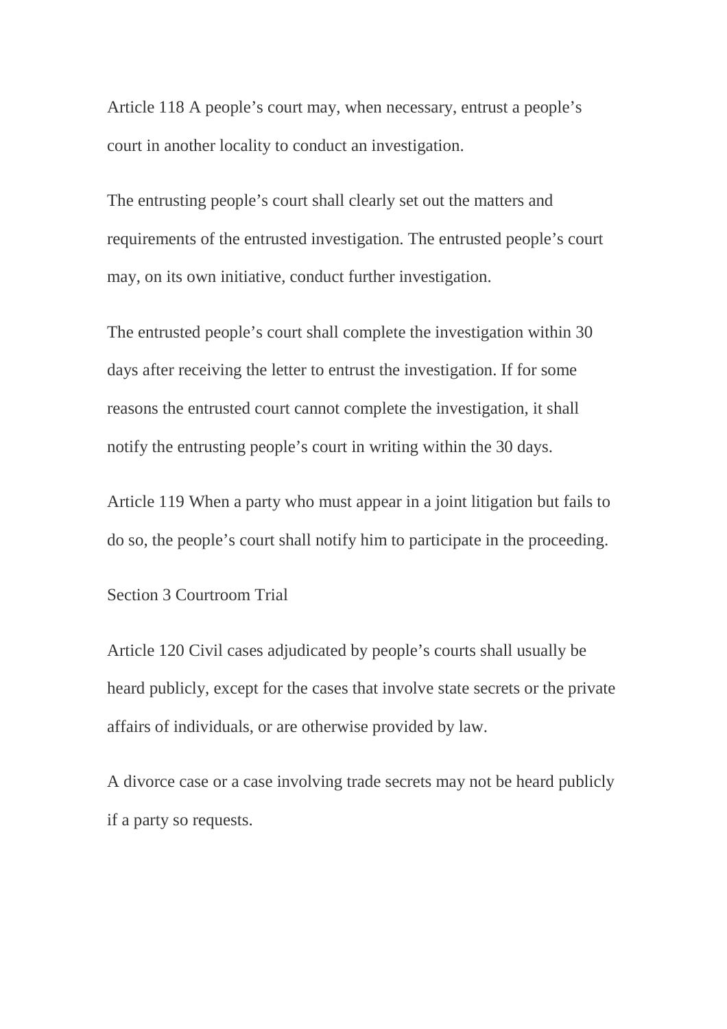Article 118 A people's court may, when necessary, entrust a people's court in another locality to conduct an investigation.

The entrusting people's court shall clearly set out the matters and requirements of the entrusted investigation. The entrusted people's court may, on its own initiative, conduct further investigation.

The entrusted people's court shall complete the investigation within 30 days after receiving the letter to entrust the investigation. If for some reasons the entrusted court cannot complete the investigation, it shall notify the entrusting people's court in writing within the 30 days.

Article 119 When a party who must appear in a joint litigation but fails to do so, the people's court shall notify him to participate in the proceeding.

Section 3 Courtroom Trial

Article 120 Civil cases adjudicated by people's courts shall usually be heard publicly, except for the cases that involve state secrets or the private affairs of individuals, or are otherwise provided by law.

A divorce case or a case involving trade secrets may not be heard publicly if a party so requests.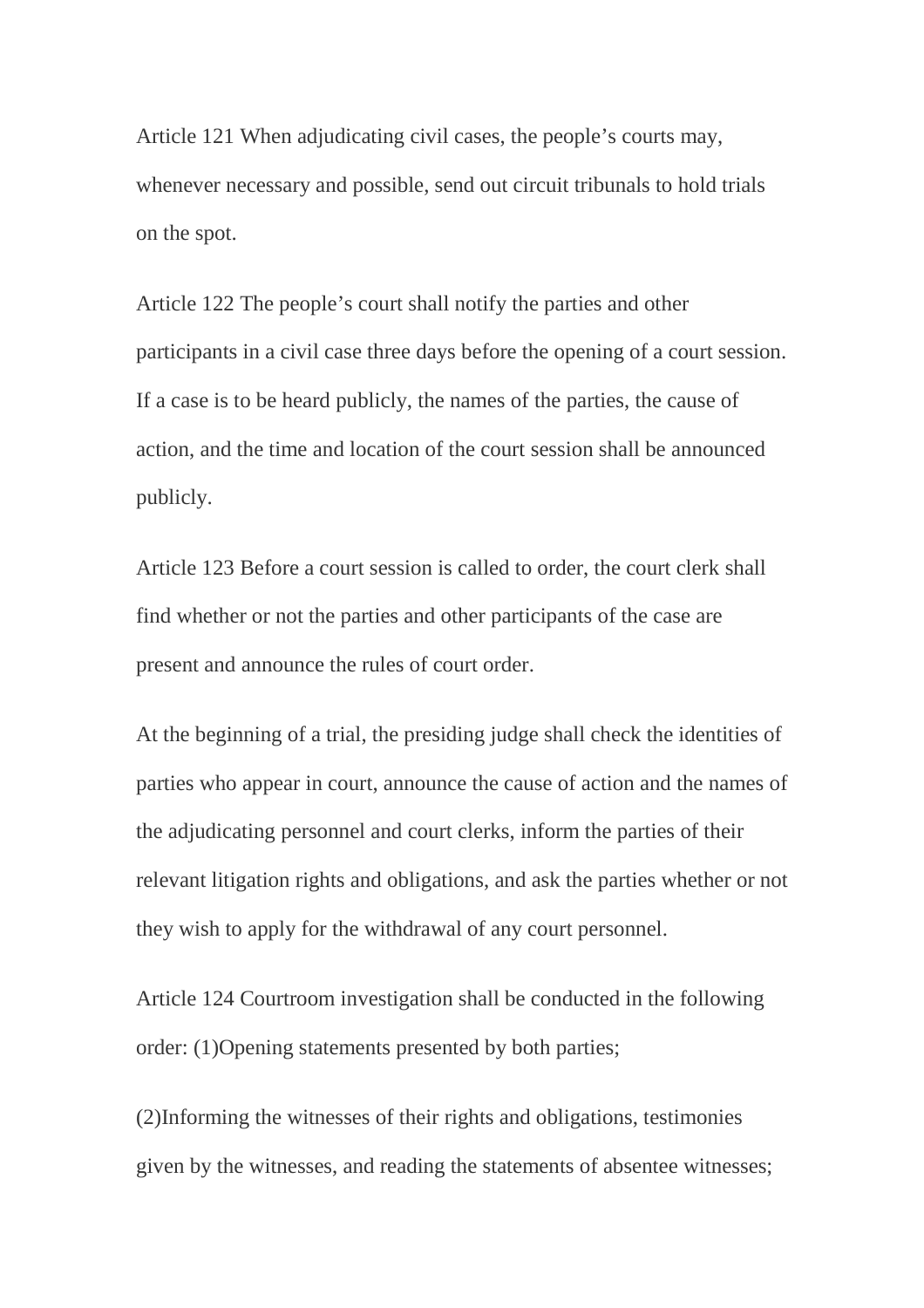Article 121 When adjudicating civil cases, the people's courts may, whenever necessary and possible, send out circuit tribunals to hold trials on the spot.

Article 122 The people's court shall notify the parties and other participants in a civil case three days before the opening of a court session. If a case is to be heard publicly, the names of the parties, the cause of action, and the time and location of the court session shall be announced publicly.

Article 123 Before a court session is called to order, the court clerk shall find whether or not the parties and other participants of the case are present and announce the rules of court order.

At the beginning of a trial, the presiding judge shall check the identities of parties who appear in court, announce the cause of action and the names of the adjudicating personnel and court clerks, inform the parties of their relevant litigation rights and obligations, and ask the parties whether or not they wish to apply for the withdrawal of any court personnel.

Article 124 Courtroom investigation shall be conducted in the following order: (1)Opening statements presented by both parties;

(2)Informing the witnesses of their rights and obligations, testimonies given by the witnesses, and reading the statements of absentee witnesses;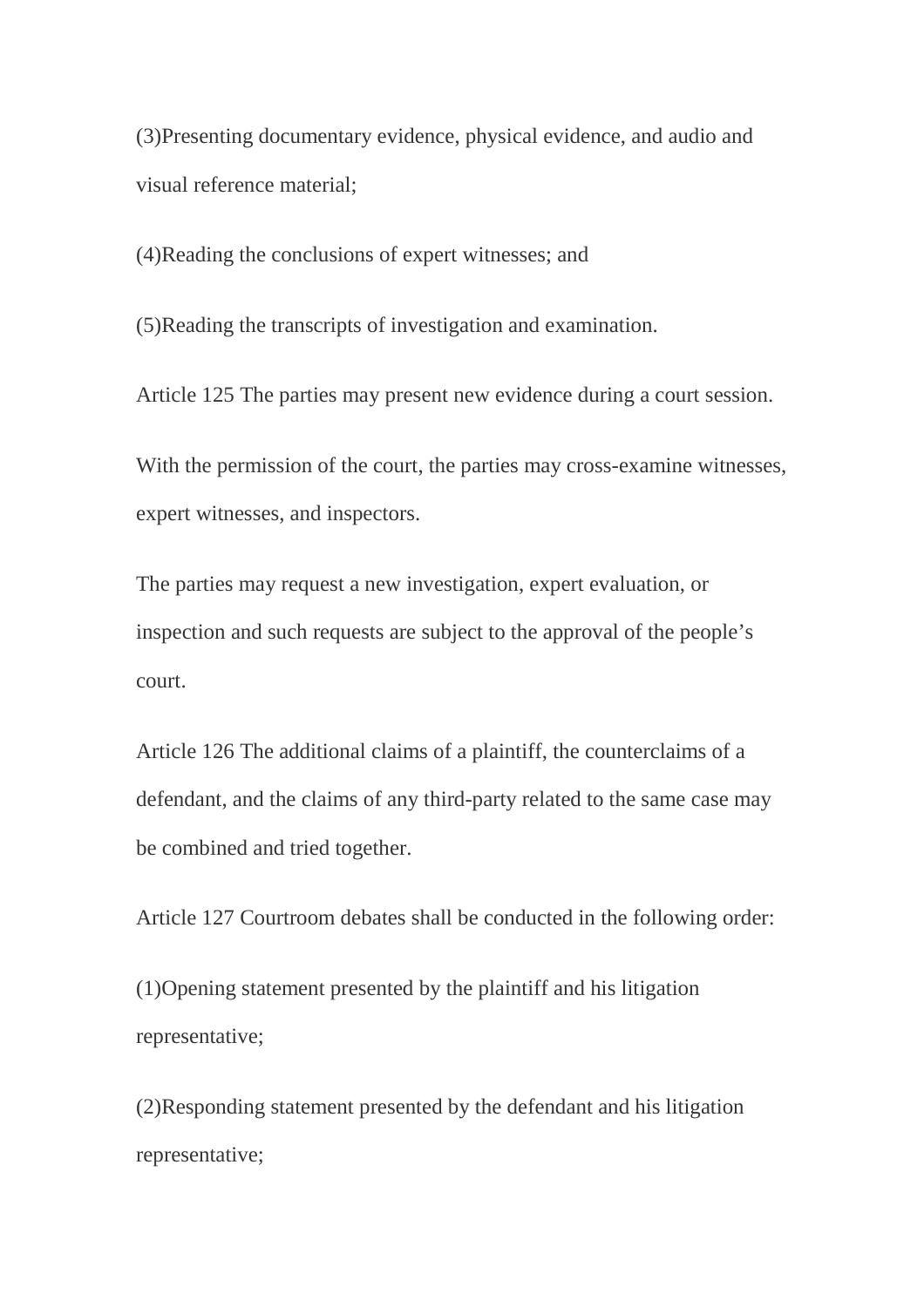(3)Presenting documentary evidence, physical evidence, and audio and visual reference material;

(4)Reading the conclusions of expert witnesses; and

(5)Reading the transcripts of investigation and examination.

Article 125 The parties may present new evidence during a court session.

With the permission of the court, the parties may cross-examine witnesses, expert witnesses, and inspectors.

The parties may request a new investigation, expert evaluation, or inspection and such requests are subject to the approval of the people's court.

Article 126 The additional claims of a plaintiff, the counterclaims of a defendant, and the claims of any third-party related to the same case may be combined and tried together.

Article 127 Courtroom debates shall be conducted in the following order:

(1)Opening statement presented by the plaintiff and his litigation representative;

(2)Responding statement presented by the defendant and his litigation representative;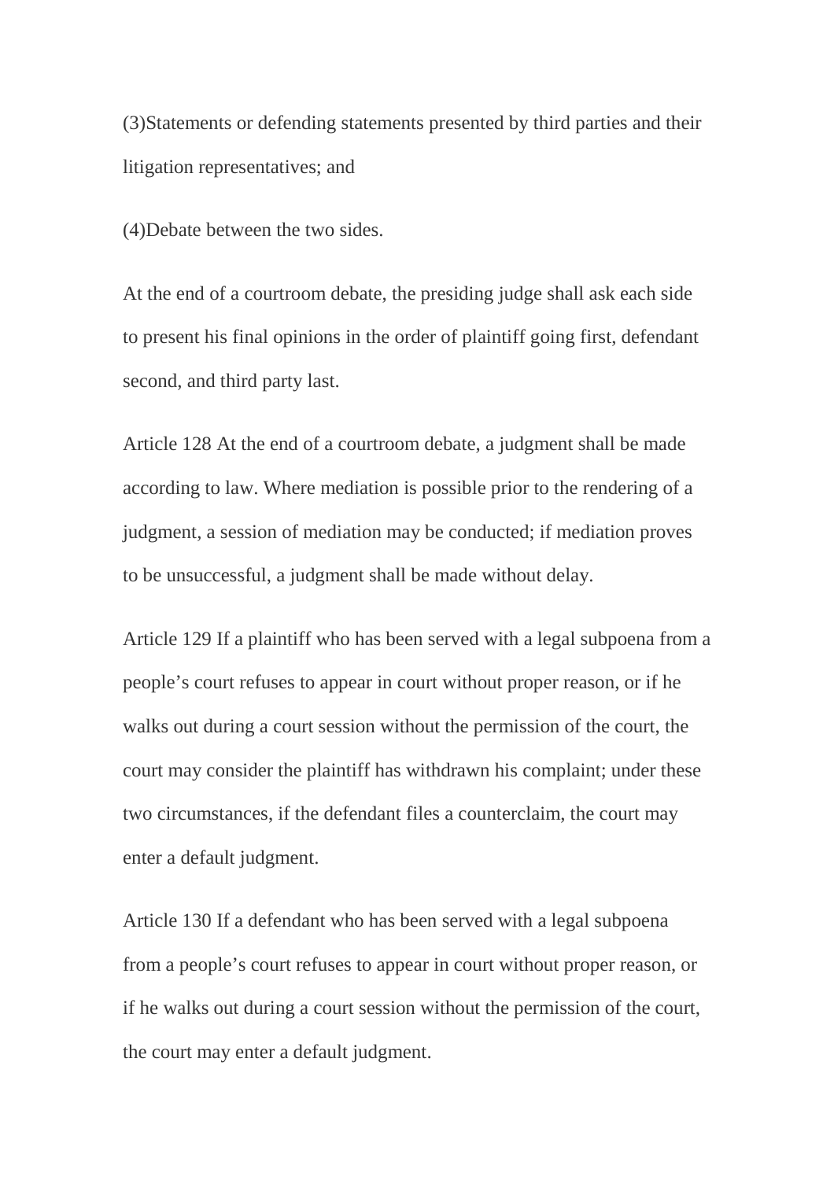(3)Statements or defending statements presented by third parties and their litigation representatives; and

(4)Debate between the two sides.

At the end of a courtroom debate, the presiding judge shall ask each side to present his final opinions in the order of plaintiff going first, defendant second, and third party last.

Article 128 At the end of a courtroom debate, a judgment shall be made according to law. Where mediation is possible prior to the rendering of a judgment, a session of mediation may be conducted; if mediation proves to be unsuccessful, a judgment shall be made without delay.

Article 129 If a plaintiff who has been served with a legal subpoena from a people's court refuses to appear in court without proper reason, or if he walks out during a court session without the permission of the court, the court may consider the plaintiff has withdrawn his complaint; under these two circumstances, if the defendant files a counterclaim, the court may enter a default judgment.

Article 130 If a defendant who has been served with a legal subpoena from a people's court refuses to appear in court without proper reason, or if he walks out during a court session without the permission of the court, the court may enter a default judgment.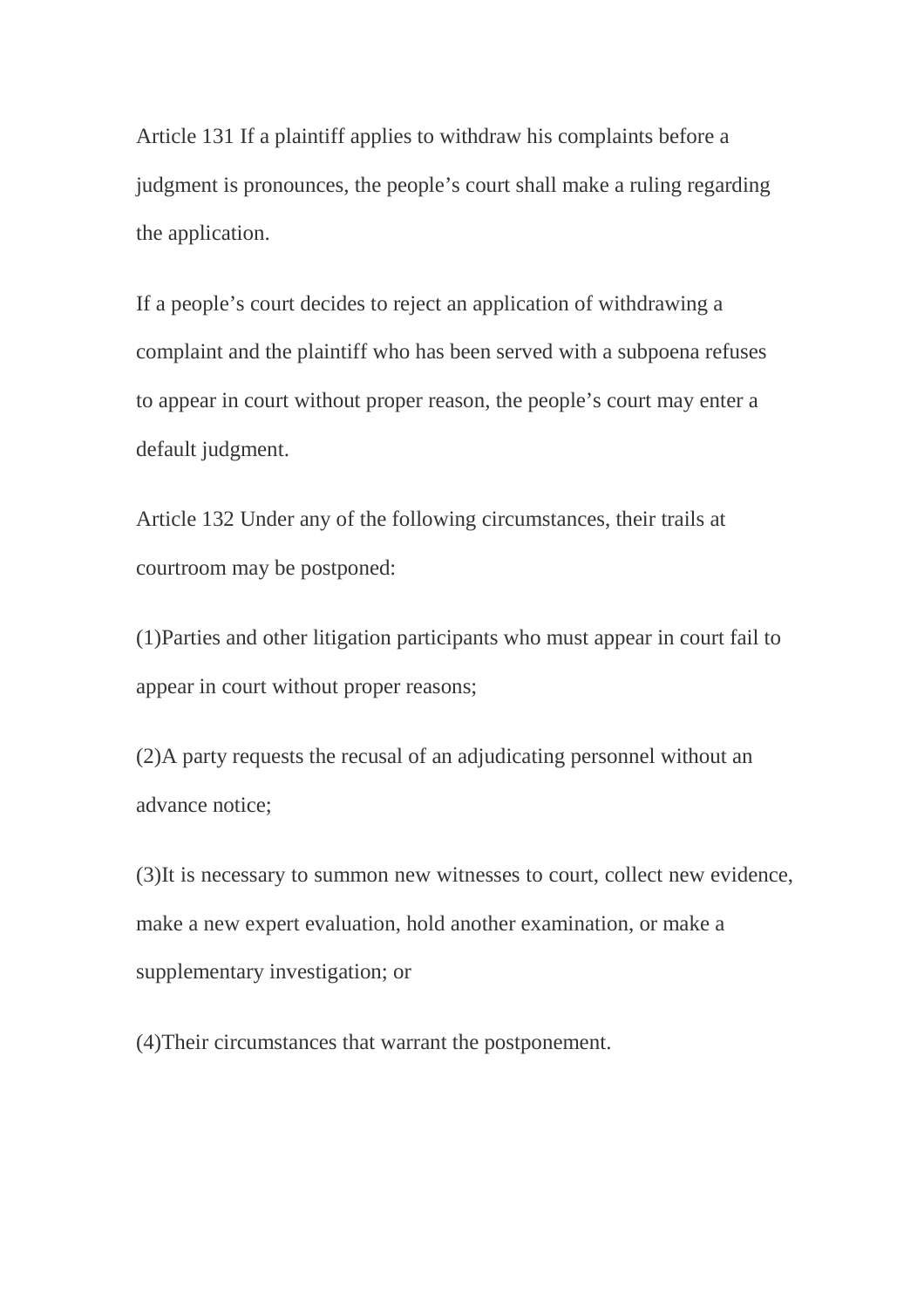Article 131 If a plaintiff applies to withdraw his complaints before a judgment is pronounces, the people's court shall make a ruling regarding the application.

If a people's court decides to reject an application of withdrawing a complaint and the plaintiff who has been served with a subpoena refuses to appear in court without proper reason, the people's court may enter a default judgment.

Article 132 Under any of the following circumstances, their trails at courtroom may be postponed:

(1)Parties and other litigation participants who must appear in court fail to appear in court without proper reasons;

(2)A party requests the recusal of an adjudicating personnel without an advance notice;

(3)It is necessary to summon new witnesses to court, collect new evidence, make a new expert evaluation, hold another examination, or make a supplementary investigation; or

(4)Their circumstances that warrant the postponement.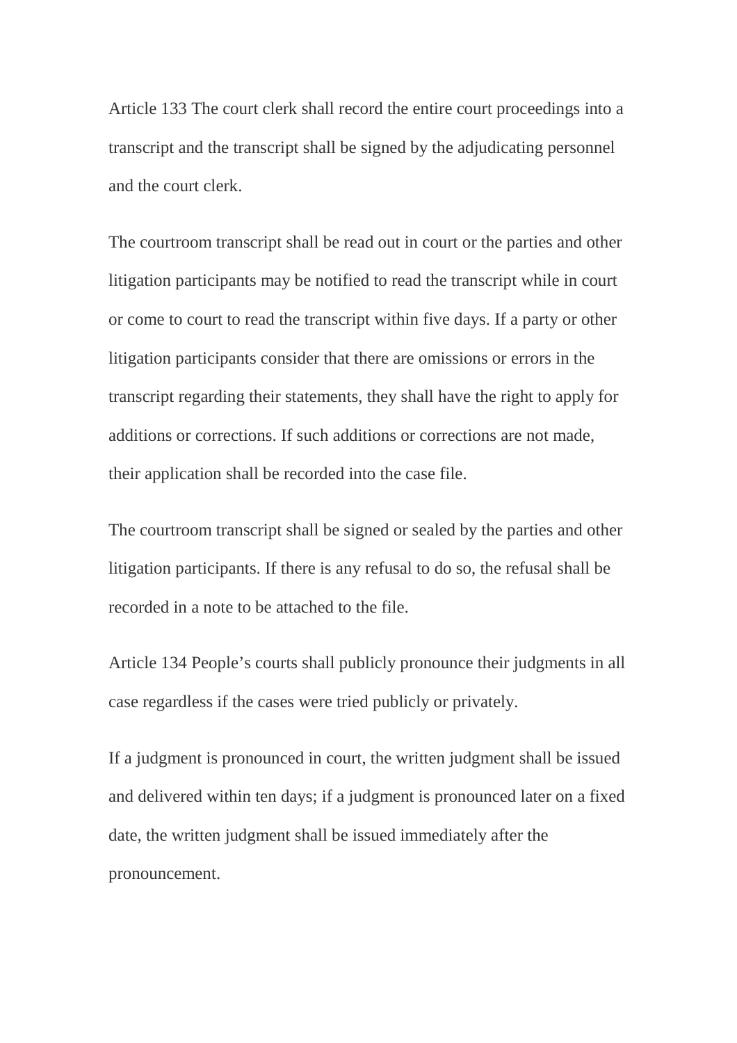Article 133 The court clerk shall record the entire court proceedings into a transcript and the transcript shall be signed by the adjudicating personnel and the court clerk.

The courtroom transcript shall be read out in court or the parties and other litigation participants may be notified to read the transcript while in court or come to court to read the transcript within five days. If a party or other litigation participants consider that there are omissions or errors in the transcript regarding their statements, they shall have the right to apply for additions or corrections. If such additions or corrections are not made, their application shall be recorded into the case file.

The courtroom transcript shall be signed or sealed by the parties and other litigation participants. If there is any refusal to do so, the refusal shall be recorded in a note to be attached to the file.

Article 134 People's courts shall publicly pronounce their judgments in all case regardless if the cases were tried publicly or privately.

If a judgment is pronounced in court, the written judgment shall be issued and delivered within ten days; if a judgment is pronounced later on a fixed date, the written judgment shall be issued immediately after the pronouncement.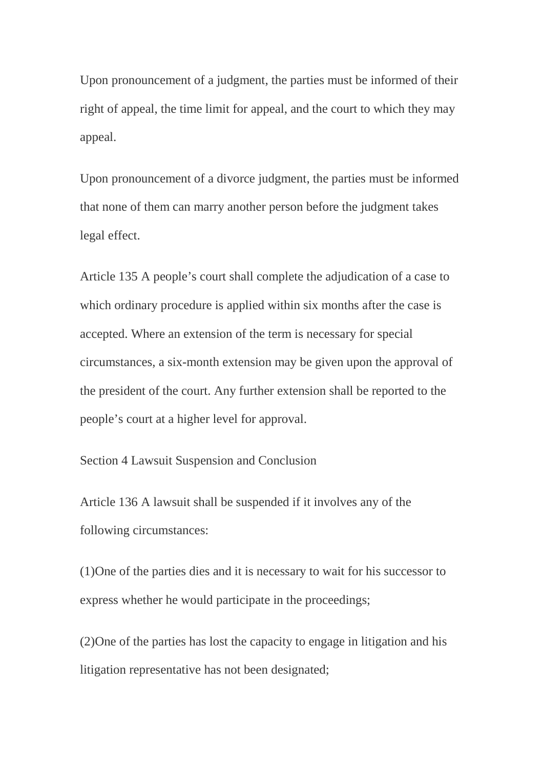Upon pronouncement of a judgment, the parties must be informed of their right of appeal, the time limit for appeal, and the court to which they may appeal.

Upon pronouncement of a divorce judgment, the parties must be informed that none of them can marry another person before the judgment takes legal effect.

Article 135 A people's court shall complete the adjudication of a case to which ordinary procedure is applied within six months after the case is accepted. Where an extension of the term is necessary for special circumstances, a six-month extension may be given upon the approval of the president of the court. Any further extension shall be reported to the people's court at a higher level for approval.

Section 4 Lawsuit Suspension and Conclusion

Article 136 A lawsuit shall be suspended if it involves any of the following circumstances:

(1)One of the parties dies and it is necessary to wait for his successor to express whether he would participate in the proceedings;

(2)One of the parties has lost the capacity to engage in litigation and his litigation representative has not been designated;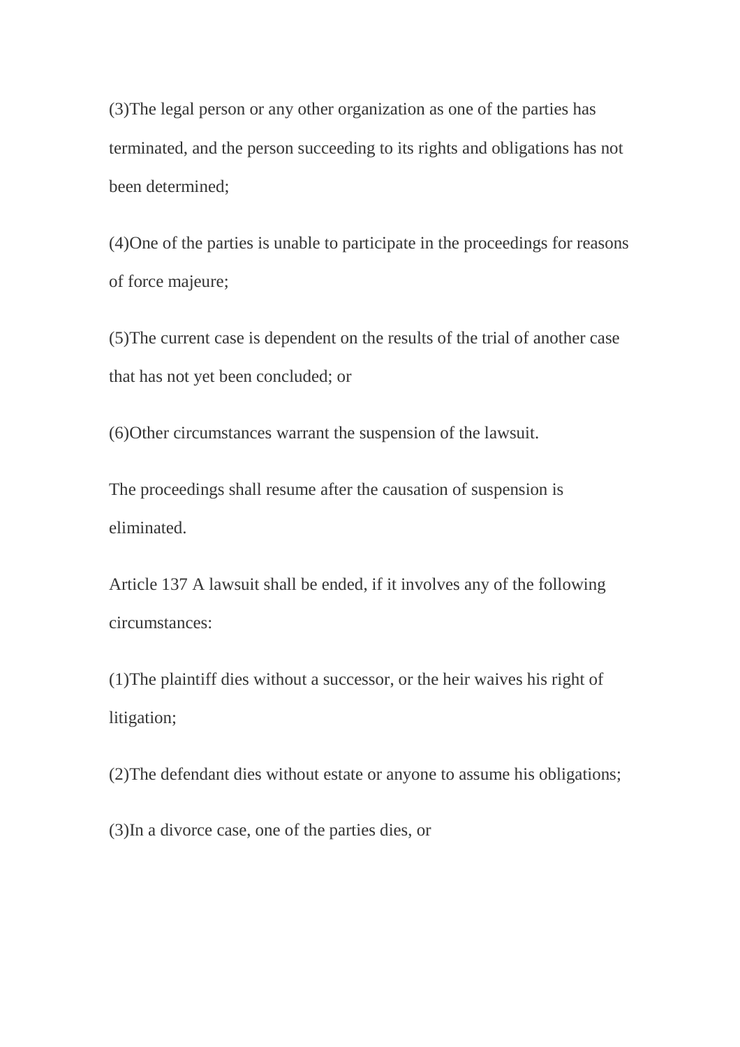(3)The legal person or any other organization as one of the parties has terminated, and the person succeeding to its rights and obligations has not been determined;

(4)One of the parties is unable to participate in the proceedings for reasons of force majeure;

(5)The current case is dependent on the results of the trial of another case that has not yet been concluded; or

(6)Other circumstances warrant the suspension of the lawsuit.

The proceedings shall resume after the causation of suspension is eliminated.

Article 137 A lawsuit shall be ended, if it involves any of the following circumstances:

(1)The plaintiff dies without a successor, or the heir waives his right of litigation;

(2)The defendant dies without estate or anyone to assume his obligations;

(3)In a divorce case, one of the parties dies, or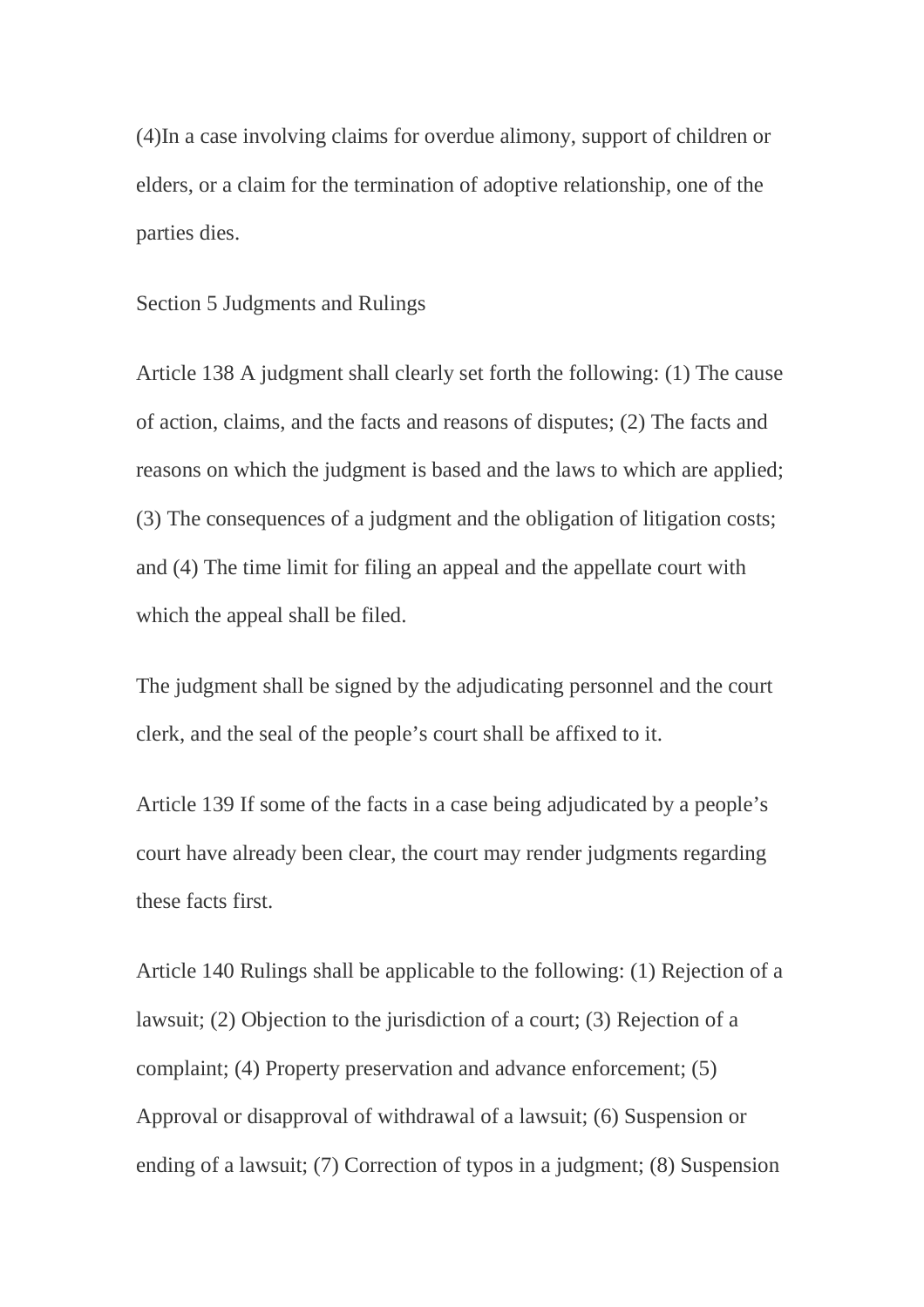(4)In a case involving claims for overdue alimony, support of children or elders, or a claim for the termination of adoptive relationship, one of the parties dies.

## Section 5 Judgments and Rulings

Article 138 A judgment shall clearly set forth the following: (1) The cause of action, claims, and the facts and reasons of disputes; (2) The facts and reasons on which the judgment is based and the laws to which are applied; (3) The consequences of a judgment and the obligation of litigation costs; and (4) The time limit for filing an appeal and the appellate court with which the appeal shall be filed.

The judgment shall be signed by the adjudicating personnel and the court clerk, and the seal of the people's court shall be affixed to it.

Article 139 If some of the facts in a case being adjudicated by a people's court have already been clear, the court may render judgments regarding these facts first.

Article 140 Rulings shall be applicable to the following: (1) Rejection of a lawsuit; (2) Objection to the jurisdiction of a court; (3) Rejection of a complaint; (4) Property preservation and advance enforcement; (5) Approval or disapproval of withdrawal of a lawsuit; (6) Suspension or ending of a lawsuit; (7) Correction of typos in a judgment; (8) Suspension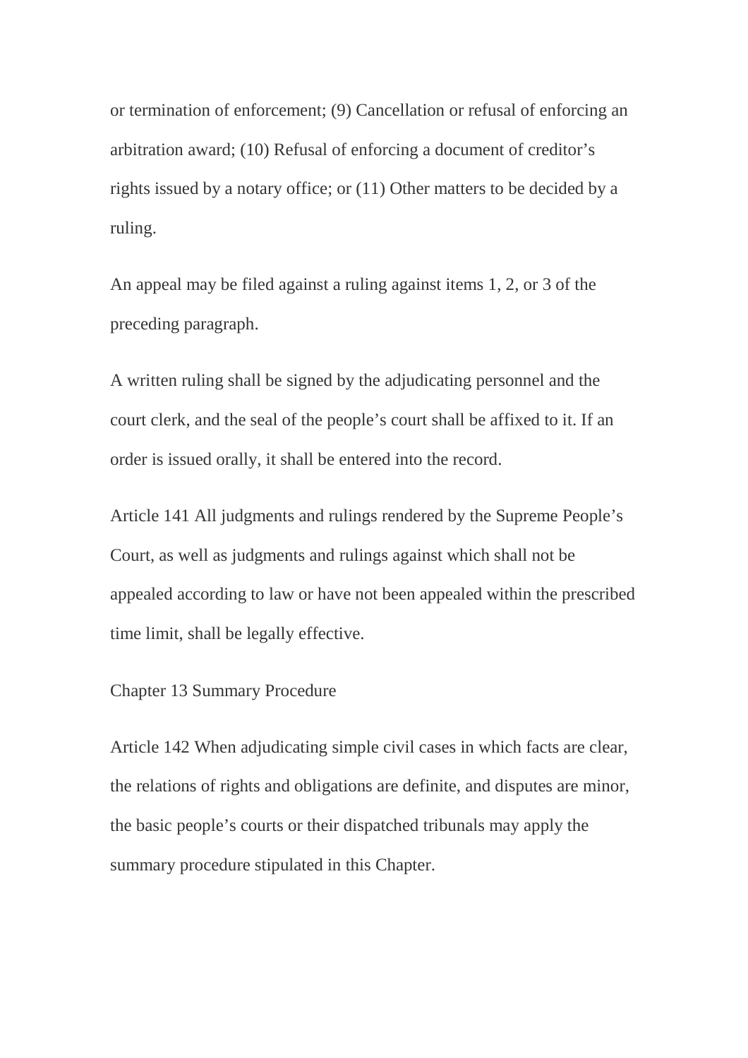or termination of enforcement; (9) Cancellation or refusal of enforcing an arbitration award; (10) Refusal of enforcing a document of creditor's rights issued by a notary office; or (11) Other matters to be decided by a ruling.

An appeal may be filed against a ruling against items 1, 2, or 3 of the preceding paragraph.

A written ruling shall be signed by the adjudicating personnel and the court clerk, and the seal of the people's court shall be affixed to it. If an order is issued orally, it shall be entered into the record.

Article 141 All judgments and rulings rendered by the Supreme People's Court, as well as judgments and rulings against which shall not be appealed according to law or have not been appealed within the prescribed time limit, shall be legally effective.

## Chapter 13 Summary Procedure

Article 142 When adjudicating simple civil cases in which facts are clear, the relations of rights and obligations are definite, and disputes are minor, the basic people's courts or their dispatched tribunals may apply the summary procedure stipulated in this Chapter.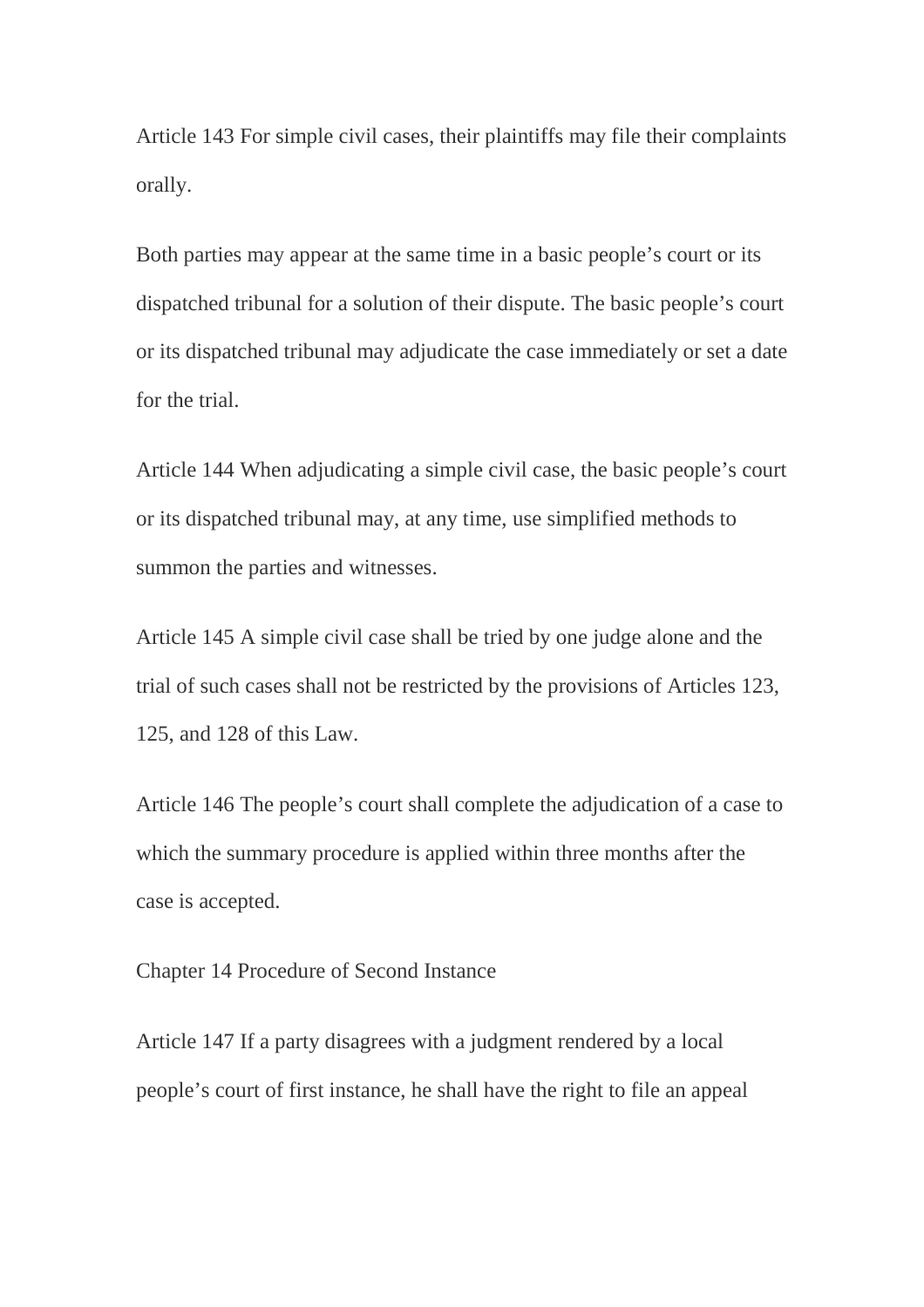Article 143 For simple civil cases, their plaintiffs may file their complaints orally.

Both parties may appear at the same time in a basic people's court or its dispatched tribunal for a solution of their dispute. The basic people's court or its dispatched tribunal may adjudicate the case immediately or set a date for the trial.

Article 144 When adjudicating a simple civil case, the basic people's court or its dispatched tribunal may, at any time, use simplified methods to summon the parties and witnesses.

Article 145 A simple civil case shall be tried by one judge alone and the trial of such cases shall not be restricted by the provisions of Articles 123, 125, and 128 of this Law.

Article 146 The people's court shall complete the adjudication of a case to which the summary procedure is applied within three months after the case is accepted.

## Chapter 14 Procedure of Second Instance

Article 147 If a party disagrees with a judgment rendered by a local people's court of first instance, he shall have the right to file an appeal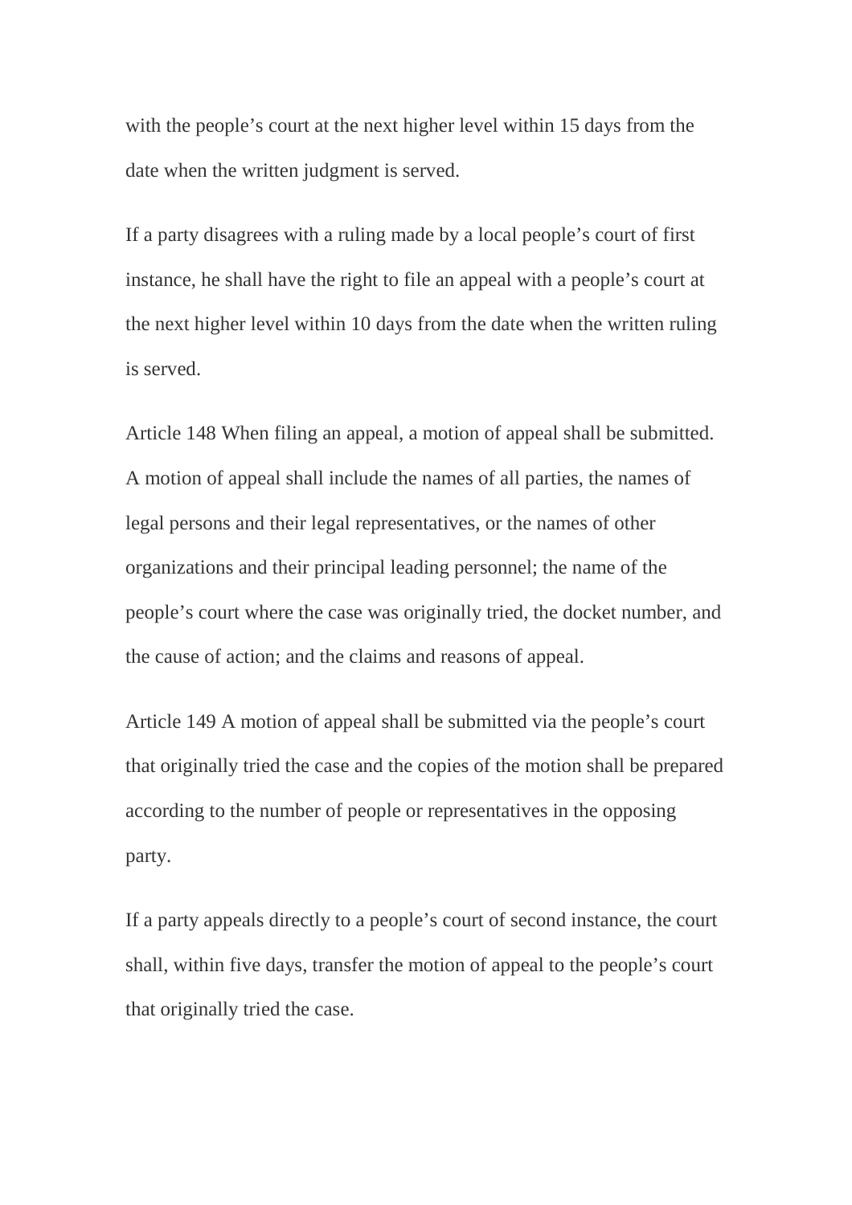with the people’s court at the next higher level within 15 days from the date when the written judgment is served.

If a party disagrees with a ruling made by a local people’s court of first instance, he shall have the right to file an appeal with a people’s court at the next higher level within 10 days from the date when the written ruling is served.

Article 148 When filing an appeal, a motion of appeal shall be submitted. A motion of appeal shall include the names of all parties, the names of legal persons and their legal representatives, or the names of other organizations and their principal leading personnel; the name of the people’s court where the case was originally tried, the docket number, and the cause of action; and the claims and reasons of appeal.

Article 149 A motion of appeal shall be submitted via the people’s court that originally tried the case and the copies of the motion shall be prepared according to the number of people or representatives in the opposing party.

If a party appeals directly to a people’s court of second instance, the court shall, within five days, transfer the motion of appeal to the people’s court that originally tried the case.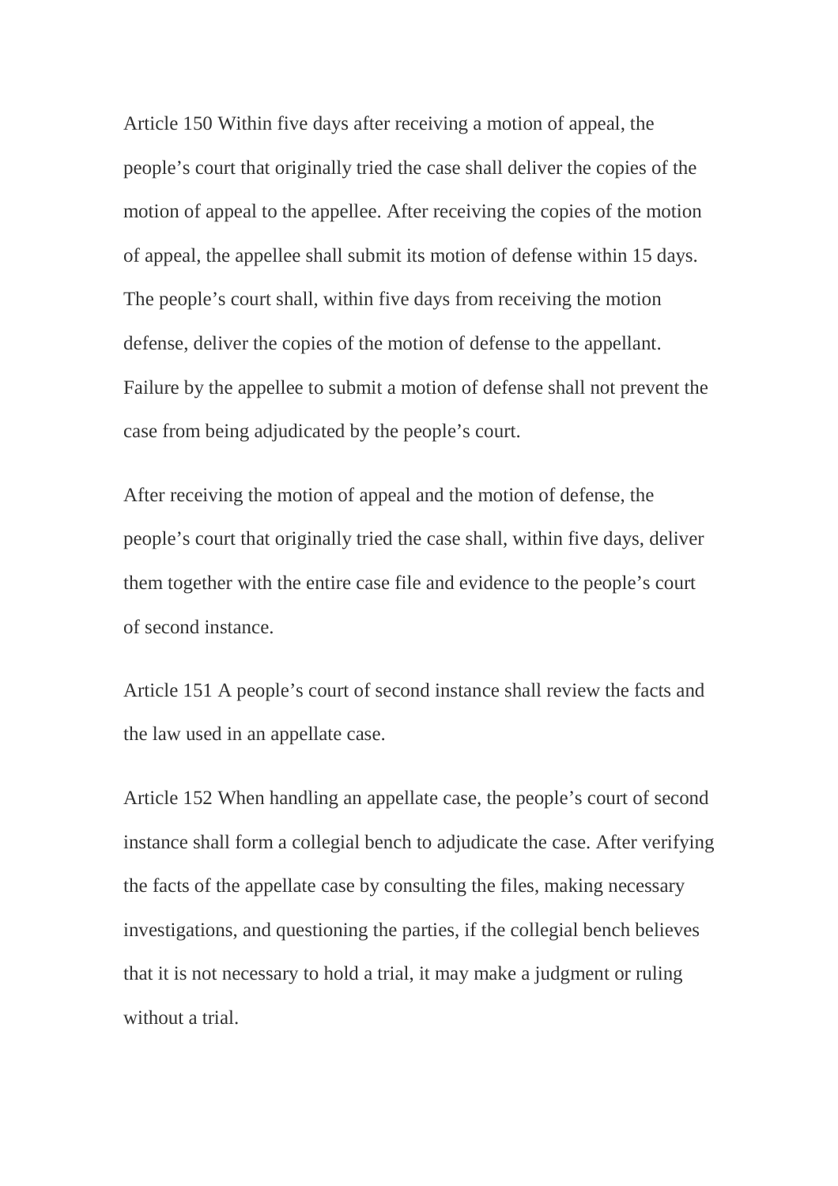Article 150 Within five days after receiving a motion of appeal, the people's court that originally tried the case shall deliver the copies of the motion of appeal to the appellee. After receiving the copies of the motion of appeal, the appellee shall submit its motion of defense within 15 days. The people's court shall, within five days from receiving the motion defense, deliver the copies of the motion of defense to the appellant. Failure by the appellee to submit a motion of defense shall not prevent the case from being adjudicated by the people's court.

After receiving the motion of appeal and the motion of defense, the people's court that originally tried the case shall, within five days, deliver them together with the entire case file and evidence to the people's court of second instance.

Article 151 A people's court of second instance shall review the facts and the law used in an appellate case.

Article 152 When handling an appellate case, the people's court of second instance shall form a collegial bench to adjudicate the case. After verifying the facts of the appellate case by consulting the files, making necessary investigations, and questioning the parties, if the collegial bench believes that it is not necessary to hold a trial, it may make a judgment or ruling without a trial.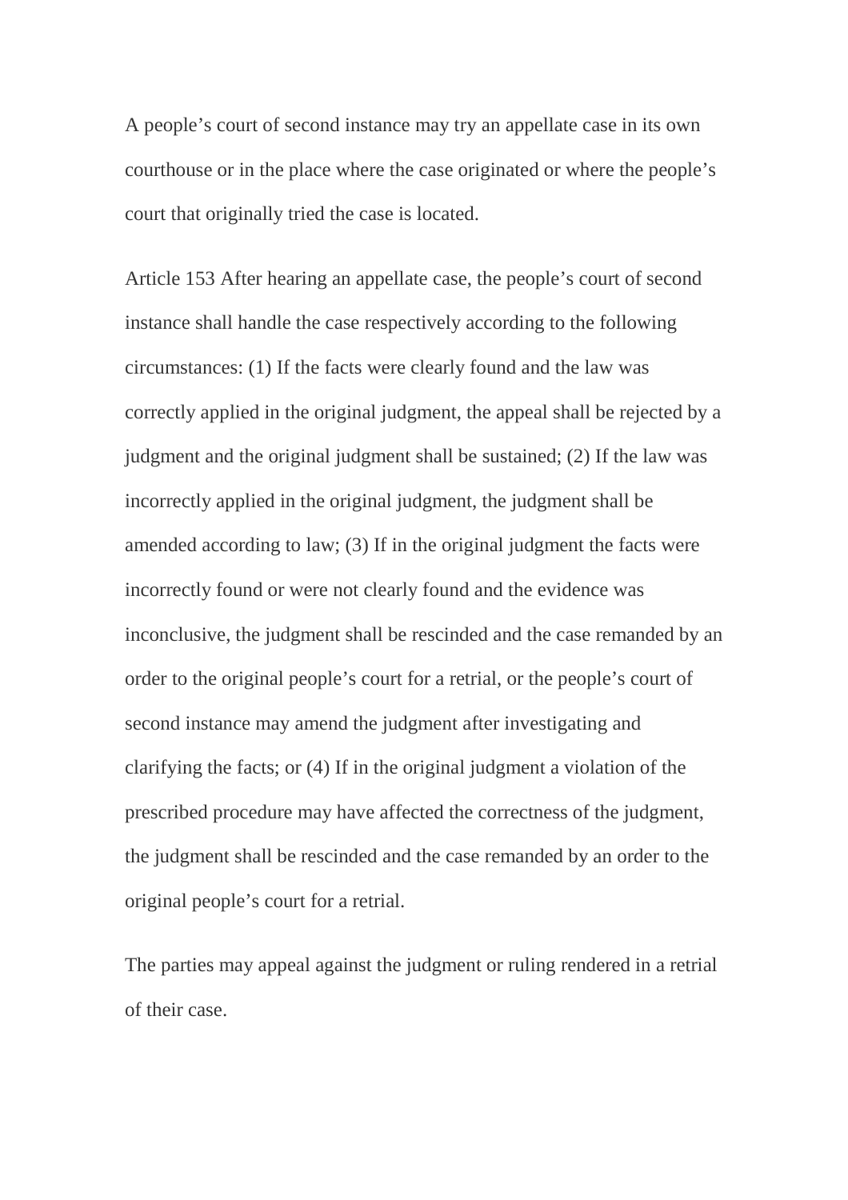A people’s court of second instance may try an appellate case in its own courthouse or in the place where the case originated or where the people’s court that originally tried the case is located.

Article 153 After hearing an appellate case, the people’s court of second instance shall handle the case respectively according to the following circumstances: (1) If the facts were clearly found and the law was correctly applied in the original judgment, the appeal shall be rejected by a judgment and the original judgment shall be sustained; (2) If the law was incorrectly applied in the original judgment, the judgment shall be amended according to law; (3) If in the original judgment the facts were incorrectly found or were not clearly found and the evidence was inconclusive, the judgment shall be rescinded and the case remanded by an order to the original people’s court for a retrial, or the people’s court of second instance may amend the judgment after investigating and clarifying the facts; or (4) If in the original judgment a violation of the prescribed procedure may have affected the correctness of the judgment, the judgment shall be rescinded and the case remanded by an order to the original people’s court for a retrial.

The parties may appeal against the judgment or ruling rendered in a retrial of their case.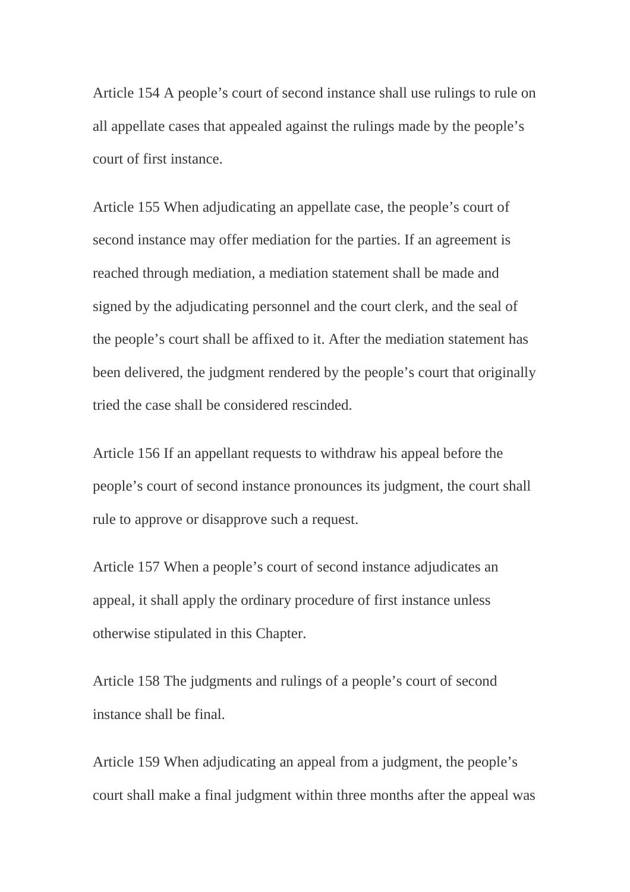Article 154 A people’s court of second instance shall use rulings to rule on all appellate cases that appealed against the rulings made by the people’s court of first instance.

Article 155 When adjudicating an appellate case, the people’s court of second instance may offer mediation for the parties. If an agreement is reached through mediation, a mediation statement shall be made and signed by the adjudicating personnel and the court clerk, and the seal of the people’s court shall be affixed to it. After the mediation statement has been delivered, the judgment rendered by the people’s court that originally tried the case shall be considered rescinded.

Article 156 If an appellant requests to withdraw his appeal before the people’s court of second instance pronounces its judgment, the court shall rule to approve or disapprove such a request.

Article 157 When a people’s court of second instance adjudicates an appeal, it shall apply the ordinary procedure of first instance unless otherwise stipulated in this Chapter.

Article 158 The judgments and rulings of a people’s court of second instance shall be final.

Article 159 When adjudicating an appeal from a judgment, the people’s court shall make a final judgment within three months after the appeal was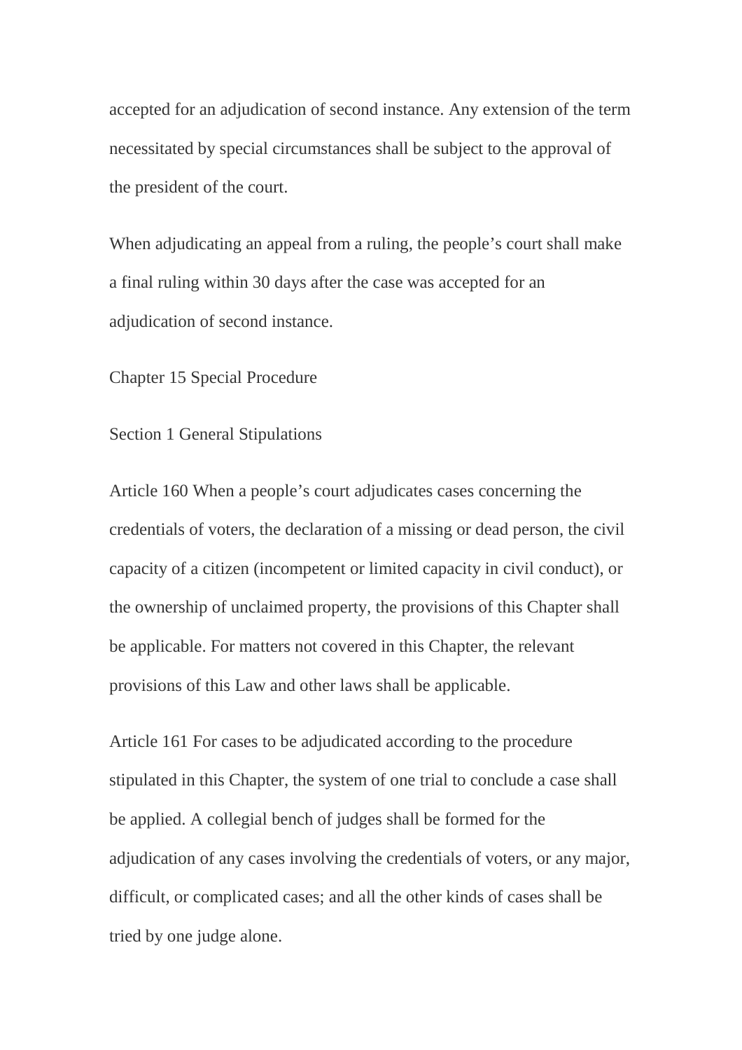accepted for an adjudication of second instance. Any extension of the term necessitated by special circumstances shall be subject to the approval of the president of the court.

When adjudicating an appeal from a ruling, the people's court shall make a final ruling within 30 days after the case was accepted for an adjudication of second instance.

## Chapter 15 Special Procedure

### Section 1 General Stipulations

Article 160 When a people's court adjudicates cases concerning the credentials of voters, the declaration of a missing or dead person, the civil capacity of a citizen (incompetent or limited capacity in civil conduct), or the ownership of unclaimed property, the provisions of this Chapter shall be applicable. For matters not covered in this Chapter, the relevant provisions of this Law and other laws shall be applicable.

Article 161 For cases to be adjudicated according to the procedure stipulated in this Chapter, the system of one trial to conclude a case shall be applied. A collegial bench of judges shall be formed for the adjudication of any cases involving the credentials of voters, or any major, difficult, or complicated cases; and all the other kinds of cases shall be tried by one judge alone.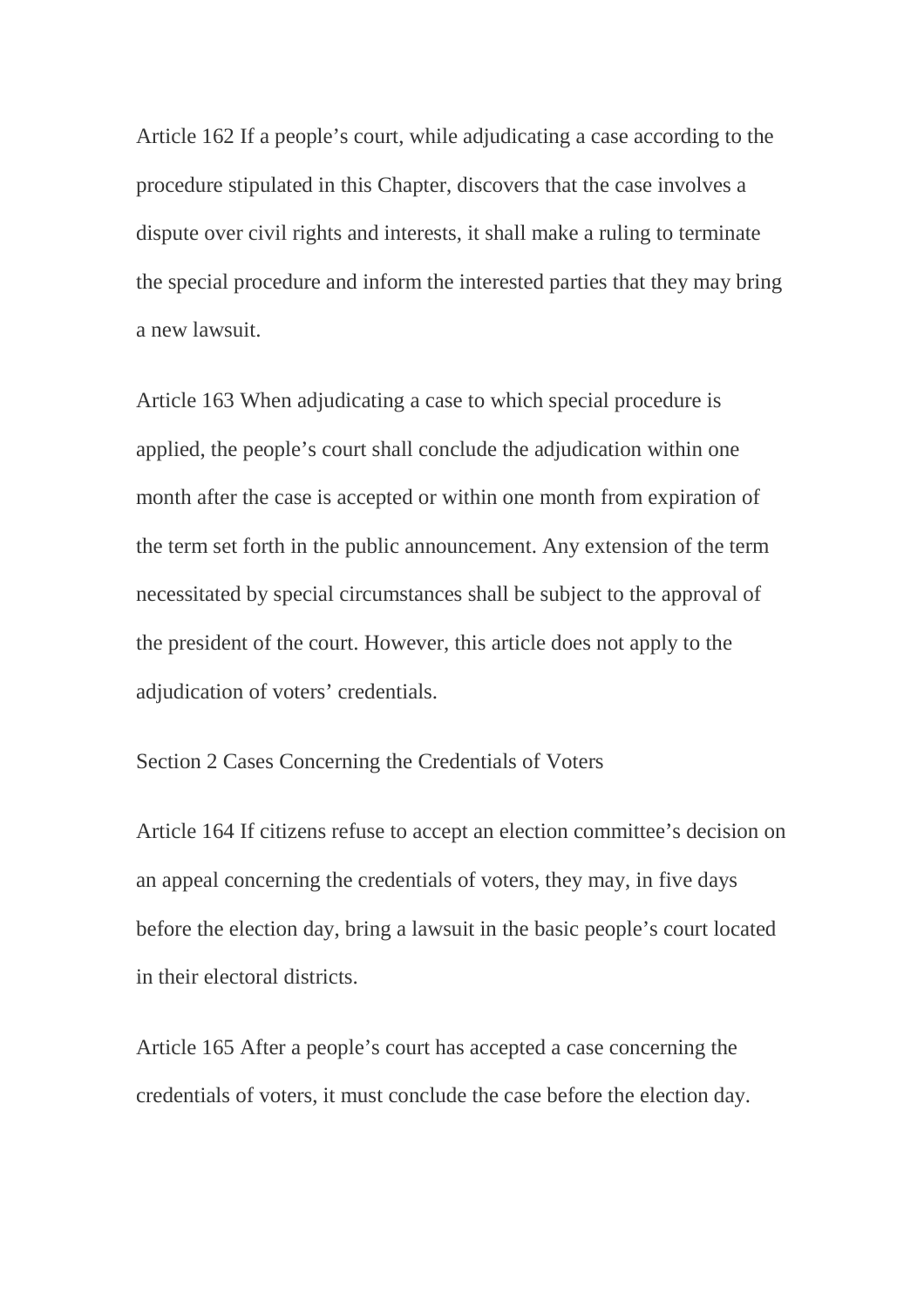Article 162 If a people's court, while adjudicating a case according to the procedure stipulated in this Chapter, discovers that the case involves a dispute over civil rights and interests, it shall make a ruling to terminate the special procedure and inform the interested parties that they may bring a new lawsuit.

Article 163 When adjudicating a case to which special procedure is applied, the people's court shall conclude the adjudication within one month after the case is accepted or within one month from expiration of the term set forth in the public announcement. Any extension of the term necessitated by special circumstances shall be subject to the approval of the president of the court. However, this article does not apply to the adjudication of voters' credentials.

## Section 2 Cases Concerning the Credentials of Voters

Article 164 If citizens refuse to accept an election committee's decision on an appeal concerning the credentials of voters, they may, in five days before the election day, bring a lawsuit in the basic people's court located in their electoral districts.

Article 165 After a people's court has accepted a case concerning the credentials of voters, it must conclude the case before the election day.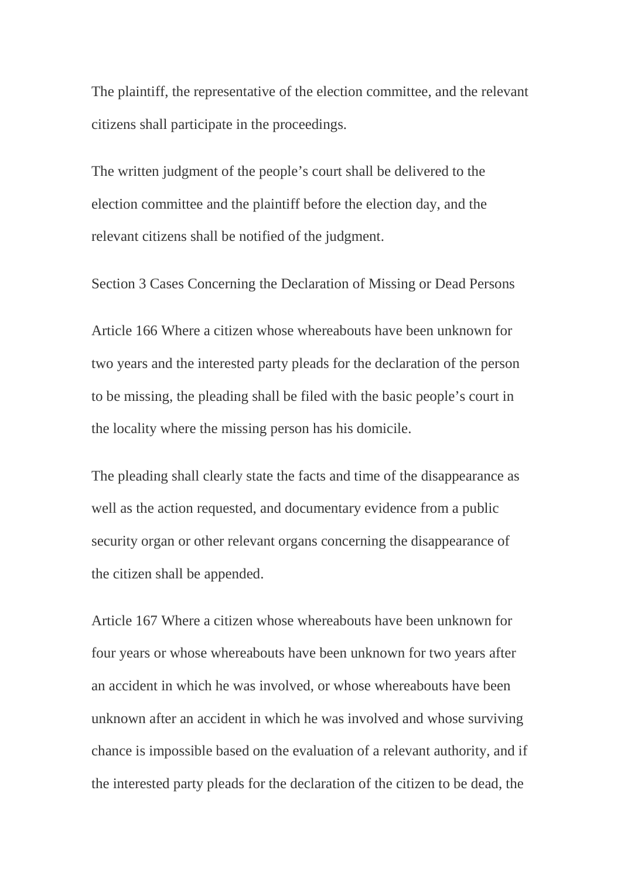The plaintiff, the representative of the election committee, and the relevant citizens shall participate in the proceedings.

The written judgment of the people's court shall be delivered to the election committee and the plaintiff before the election day, and the relevant citizens shall be notified of the judgment.

### Section 3 Cases Concerning the Declaration of Missing or Dead Persons

Article 166 Where a citizen whose whereabouts have been unknown for two years and the interested party pleads for the declaration of the person to be missing, the pleading shall be filed with the basic people's court in the locality where the missing person has his domicile.

The pleading shall clearly state the facts and time of the disappearance as well as the action requested, and documentary evidence from a public security organ or other relevant organs concerning the disappearance of the citizen shall be appended.

Article 167 Where a citizen whose whereabouts have been unknown for four years or whose whereabouts have been unknown for two years after an accident in which he was involved, or whose whereabouts have been unknown after an accident in which he was involved and whose surviving chance is impossible based on the evaluation of a relevant authority, and if the interested party pleads for the declaration of the citizen to be dead, the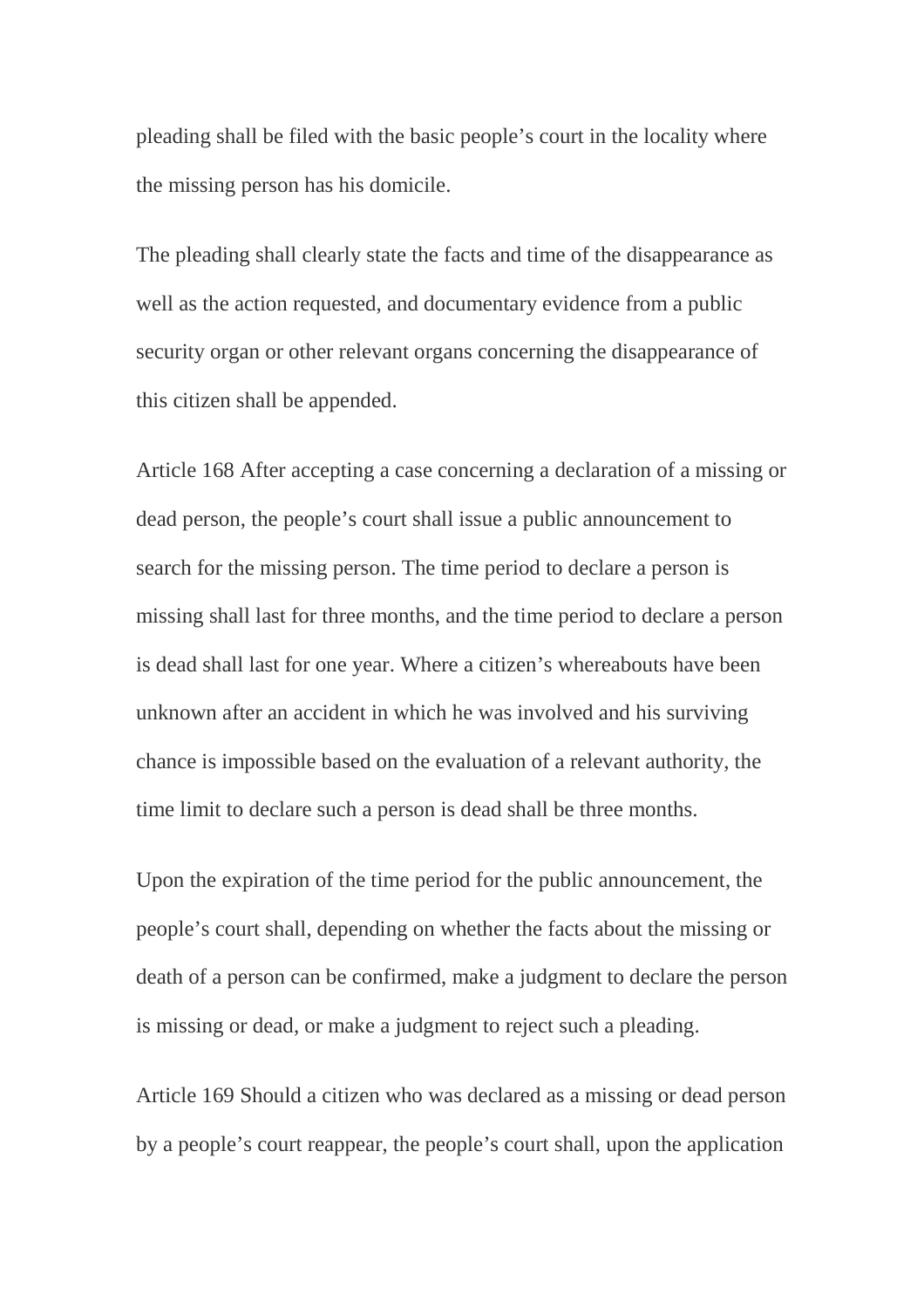pleading shall be filed with the basic people’s court in the locality where the missing person has his domicile.

The pleading shall clearly state the facts and time of the disappearance as well as the action requested, and documentary evidence from a public security organ or other relevant organs concerning the disappearance of this citizen shall be appended.

Article 168 After accepting a case concerning a declaration of a missing or dead person, the people’s court shall issue a public announcement to search for the missing person. The time period to declare a person is missing shall last for three months, and the time period to declare a person is dead shall last for one year. Where a citizen’s whereabouts have been unknown after an accident in which he was involved and his surviving chance is impossible based on the evaluation of a relevant authority, the time limit to declare such a person is dead shall be three months.

Upon the expiration of the time period for the public announcement, the people’s court shall, depending on whether the facts about the missing or death of a person can be confirmed, make a judgment to declare the person is missing or dead, or make a judgment to reject such a pleading.

Article 169 Should a citizen who was declared as a missing or dead person by a people’s court reappear, the people’s court shall, upon the application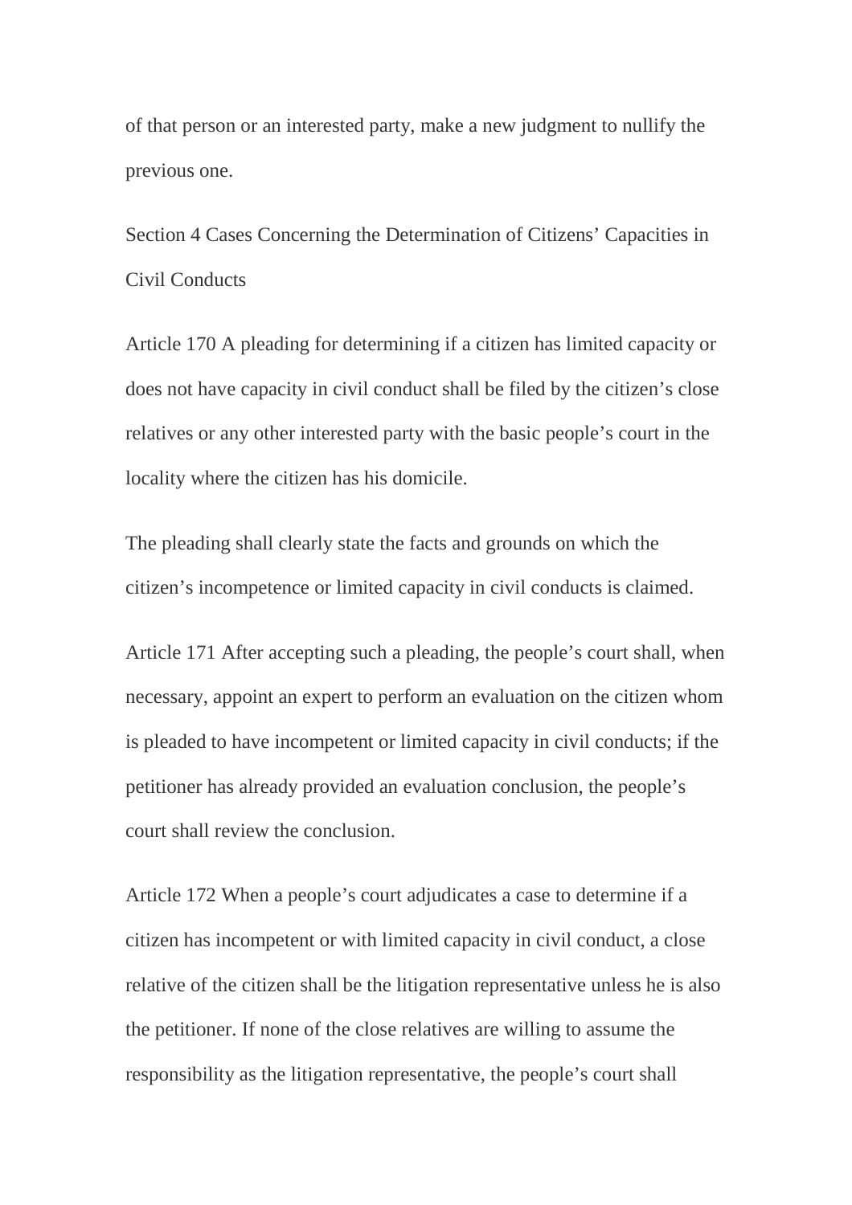of that person or an interested party, make a new judgment to nullify the previous one.

## Section 4 Cases Concerning the Determination of Citizens' Capacities in Civil Conducts

Article 170 A pleading for determining if a citizen has limited capacity or does not have capacity in civil conduct shall be filed by the citizen's close relatives or any other interested party with the basic people's court in the locality where the citizen has his domicile.

The pleading shall clearly state the facts and grounds on which the citizen's incompetence or limited capacity in civil conducts is claimed.

Article 171 After accepting such a pleading, the people's court shall, when necessary, appoint an expert to perform an evaluation on the citizen whom is pleaded to have incompetent or limited capacity in civil conducts; if the petitioner has already provided an evaluation conclusion, the people's court shall review the conclusion.

Article 172 When a people's court adjudicates a case to determine if a citizen has incompetent or with limited capacity in civil conduct, a close relative of the citizen shall be the litigation representative unless he is also the petitioner. If none of the close relatives are willing to assume the responsibility as the litigation representative, the people's court shall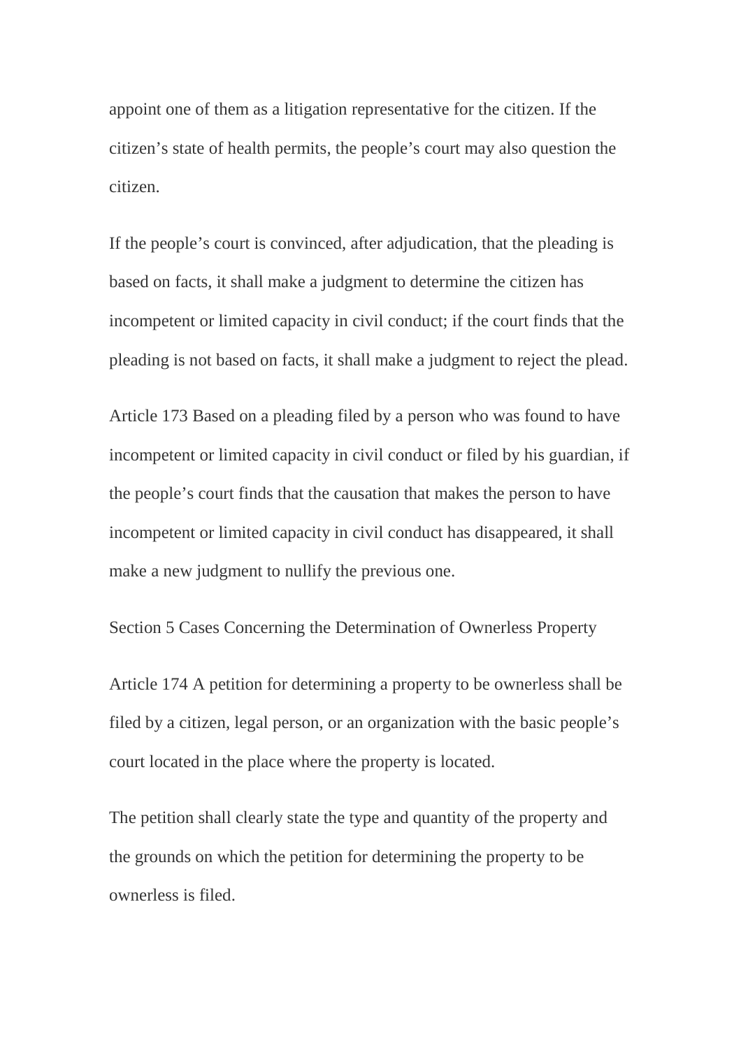appoint one of them as a litigation representative for the citizen. If the citizen's state of health permits, the people's court may also question the citizen.

If the people's court is convinced, after adjudication, that the pleading is based on facts, it shall make a judgment to determine the citizen has incompetent or limited capacity in civil conduct; if the court finds that the pleading is not based on facts, it shall make a judgment to reject the plead.

Article 173 Based on a pleading filed by a person who was found to have incompetent or limited capacity in civil conduct or filed by his guardian, if the people's court finds that the causation that makes the person to have incompetent or limited capacity in civil conduct has disappeared, it shall make a new judgment to nullify the previous one.

### Section 5 Cases Concerning the Determination of Ownerless Property

Article 174 A petition for determining a property to be ownerless shall be filed by a citizen, legal person, or an organization with the basic people's court located in the place where the property is located.

The petition shall clearly state the type and quantity of the property and the grounds on which the petition for determining the property to be ownerless is filed.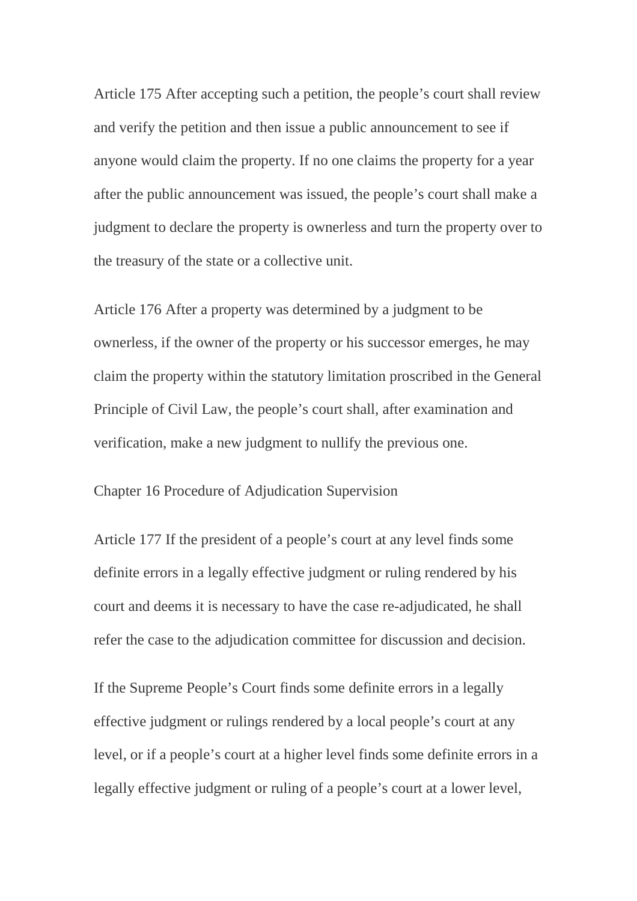Article 175 After accepting such a petition, the people's court shall review and verify the petition and then issue a public announcement to see if anyone would claim the property. If no one claims the property for a year after the public announcement was issued, the people's court shall make a judgment to declare the property is ownerless and turn the property over to the treasury of the state or a collective unit.

Article 176 After a property was determined by a judgment to be ownerless, if the owner of the property or his successor emerges, he may claim the property within the statutory limitation proscribed in the General Principle of Civil Law, the people's court shall, after examination and verification, make a new judgment to nullify the previous one.

## Chapter 16 Procedure of Adjudication Supervision

Article 177 If the president of a people's court at any level finds some definite errors in a legally effective judgment or ruling rendered by his court and deems it is necessary to have the case re-adjudicated, he shall refer the case to the adjudication committee for discussion and decision.

If the Supreme People's Court finds some definite errors in a legally effective judgment or rulings rendered by a local people's court at any level, or if a people's court at a higher level finds some definite errors in a legally effective judgment or ruling of a people's court at a lower level,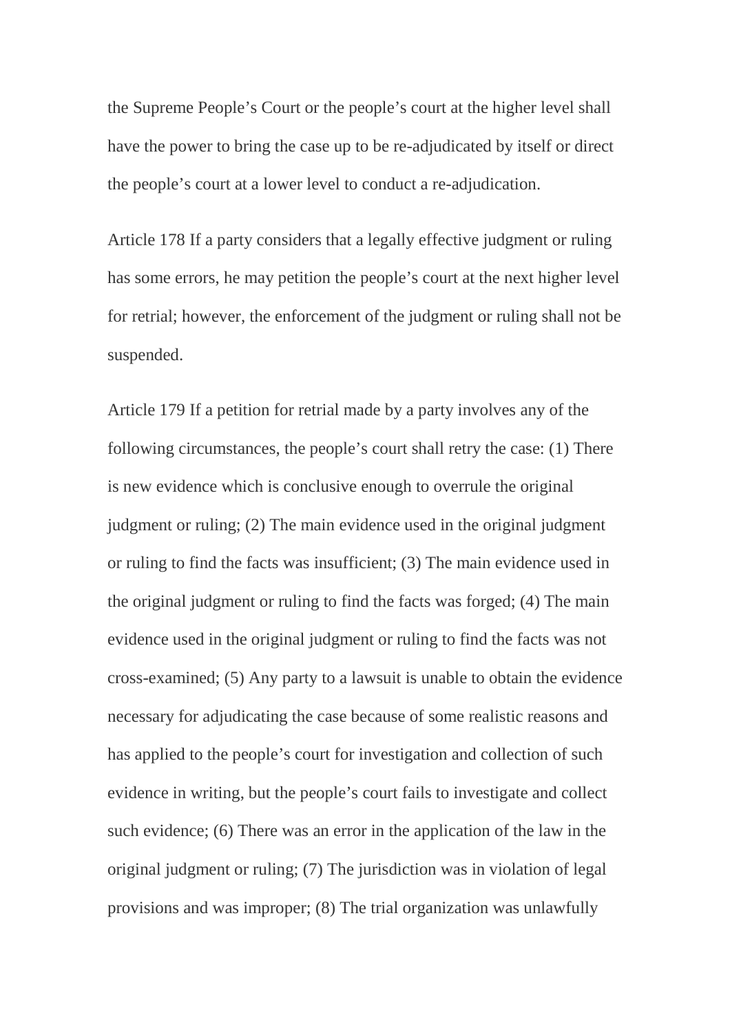the Supreme People's Court or the people's court at the higher level shall have the power to bring the case up to be re-adjudicated by itself or direct the people's court at a lower level to conduct a re-adjudication.

Article 178 If a party considers that a legally effective judgment or ruling has some errors, he may petition the people's court at the next higher level for retrial; however, the enforcement of the judgment or ruling shall not be suspended.

Article 179 If a petition for retrial made by a party involves any of the following circumstances, the people's court shall retry the case: (1) There is new evidence which is conclusive enough to overrule the original judgment or ruling; (2) The main evidence used in the original judgment or ruling to find the facts was insufficient; (3) The main evidence used in the original judgment or ruling to find the facts was forged; (4) The main evidence used in the original judgment or ruling to find the facts was not cross-examined; (5) Any party to a lawsuit is unable to obtain the evidence necessary for adjudicating the case because of some realistic reasons and has applied to the people's court for investigation and collection of such evidence in writing, but the people's court fails to investigate and collect such evidence; (6) There was an error in the application of the law in the original judgment or ruling; (7) The jurisdiction was in violation of legal provisions and was improper; (8) The trial organization was unlawfully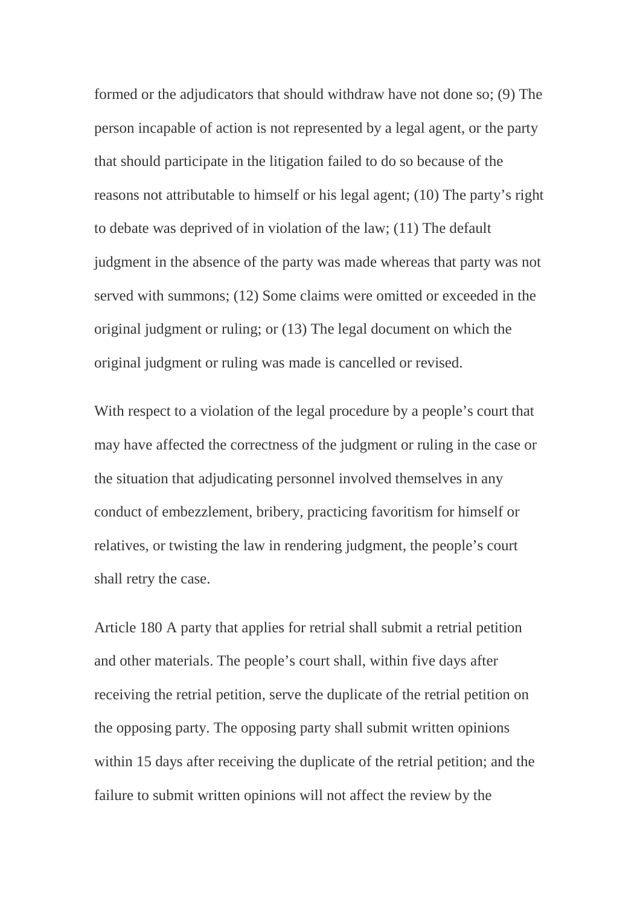formed or the adjudicators that should withdraw have not done so; (9) The person incapable of action is not represented by a legal agent, or the party that should participate in the litigation failed to do so because of the reasons not attributable to himself or his legal agent; (10) The party's right to debate was deprived of in violation of the law; (11) The default judgment in the absence of the party was made whereas that party was not served with summons; (12) Some claims were omitted or exceeded in the original judgment or ruling; or (13) The legal document on which the original judgment or ruling was made is cancelled or revised.

With respect to a violation of the legal procedure by a people's court that may have affected the correctness of the judgment or ruling in the case or the situation that adjudicating personnel involved themselves in any conduct of embezzlement, bribery, practicing favoritism for himself or relatives, or twisting the law in rendering judgment, the people's court shall retry the case.

Article 180 A party that applies for retrial shall submit a retrial petition and other materials. The people's court shall, within five days after receiving the retrial petition, serve the duplicate of the retrial petition on the opposing party. The opposing party shall submit written opinions within 15 days after receiving the duplicate of the retrial petition; and the failure to submit written opinions will not affect the review by the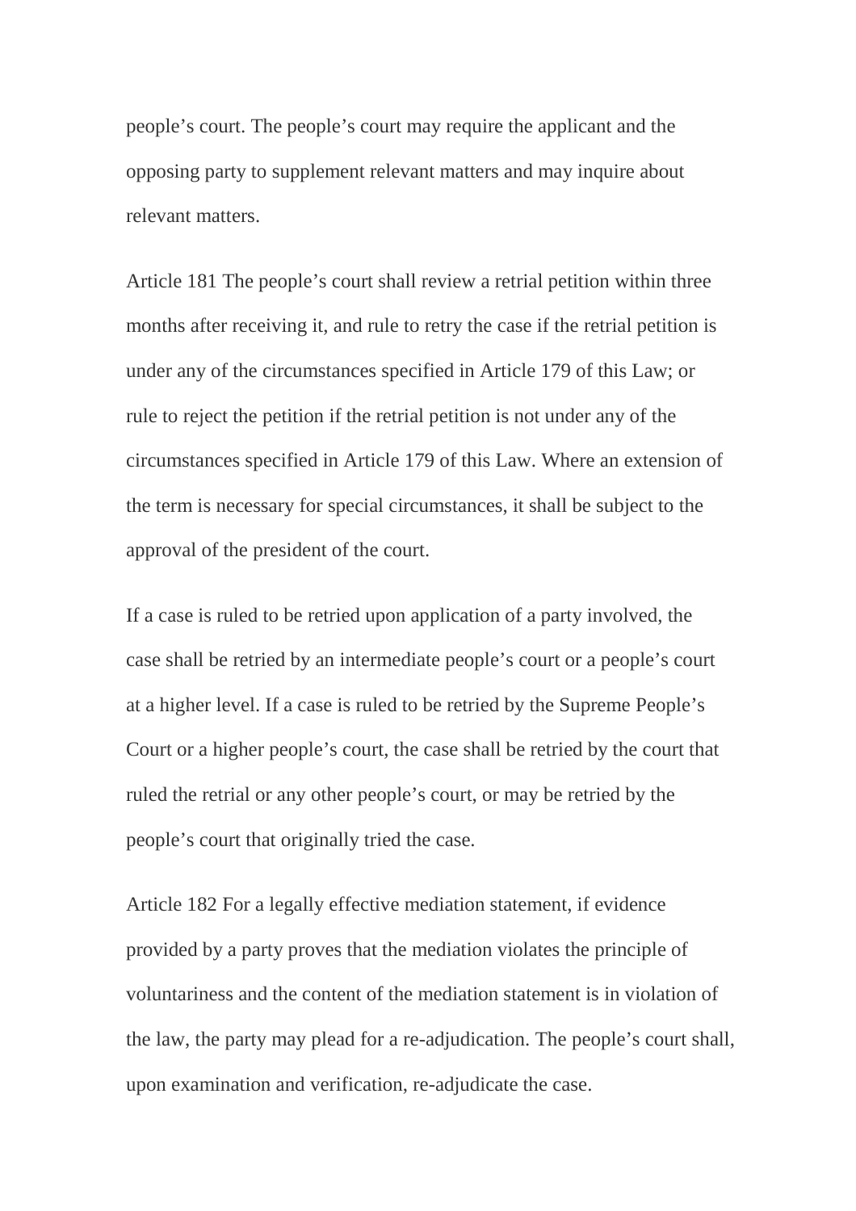people's court. The people's court may require the applicant and the opposing party to supplement relevant matters and may inquire about relevant matters.

Article 181 The people's court shall review a retrial petition within three months after receiving it, and rule to retry the case if the retrial petition is under any of the circumstances specified in Article 179 of this Law; or rule to reject the petition if the retrial petition is not under any of the circumstances specified in Article 179 of this Law. Where an extension of the term is necessary for special circumstances, it shall be subject to the approval of the president of the court.

If a case is ruled to be retried upon application of a party involved, the case shall be retried by an intermediate people's court or a people's court at a higher level. If a case is ruled to be retried by the Supreme People's Court or a higher people's court, the case shall be retried by the court that ruled the retrial or any other people's court, or may be retried by the people's court that originally tried the case.

Article 182 For a legally effective mediation statement, if evidence provided by a party proves that the mediation violates the principle of voluntariness and the content of the mediation statement is in violation of the law, the party may plead for a re-adjudication. The people's court shall, upon examination and verification, re-adjudicate the case.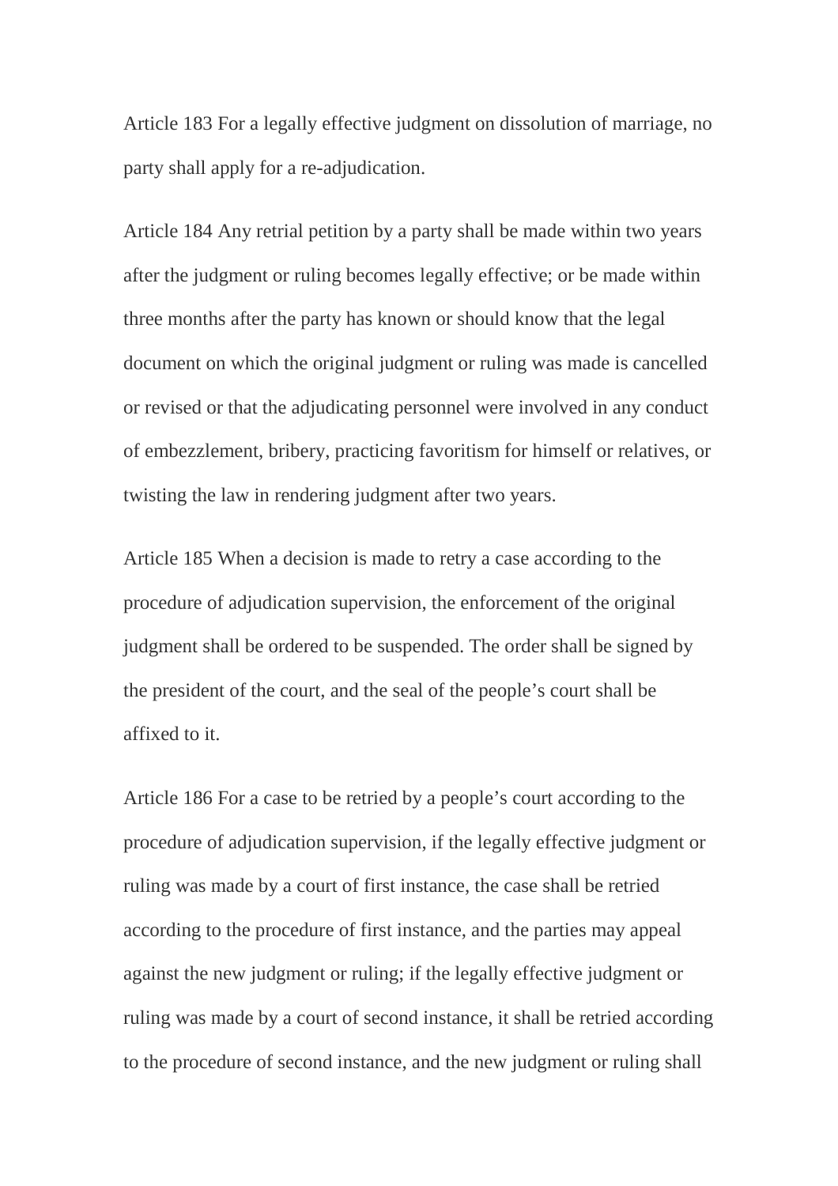Article 183 For a legally effective judgment on dissolution of marriage, no party shall apply for a re-adjudication.

Article 184 Any retrial petition by a party shall be made within two years after the judgment or ruling becomes legally effective; or be made within three months after the party has known or should know that the legal document on which the original judgment or ruling was made is cancelled or revised or that the adjudicating personnel were involved in any conduct of embezzlement, bribery, practicing favoritism for himself or relatives, or twisting the law in rendering judgment after two years.

Article 185 When a decision is made to retry a case according to the procedure of adjudication supervision, the enforcement of the original judgment shall be ordered to be suspended. The order shall be signed by the president of the court, and the seal of the people's court shall be affixed to it.

Article 186 For a case to be retried by a people's court according to the procedure of adjudication supervision, if the legally effective judgment or ruling was made by a court of first instance, the case shall be retried according to the procedure of first instance, and the parties may appeal against the new judgment or ruling; if the legally effective judgment or ruling was made by a court of second instance, it shall be retried according to the procedure of second instance, and the new judgment or ruling shall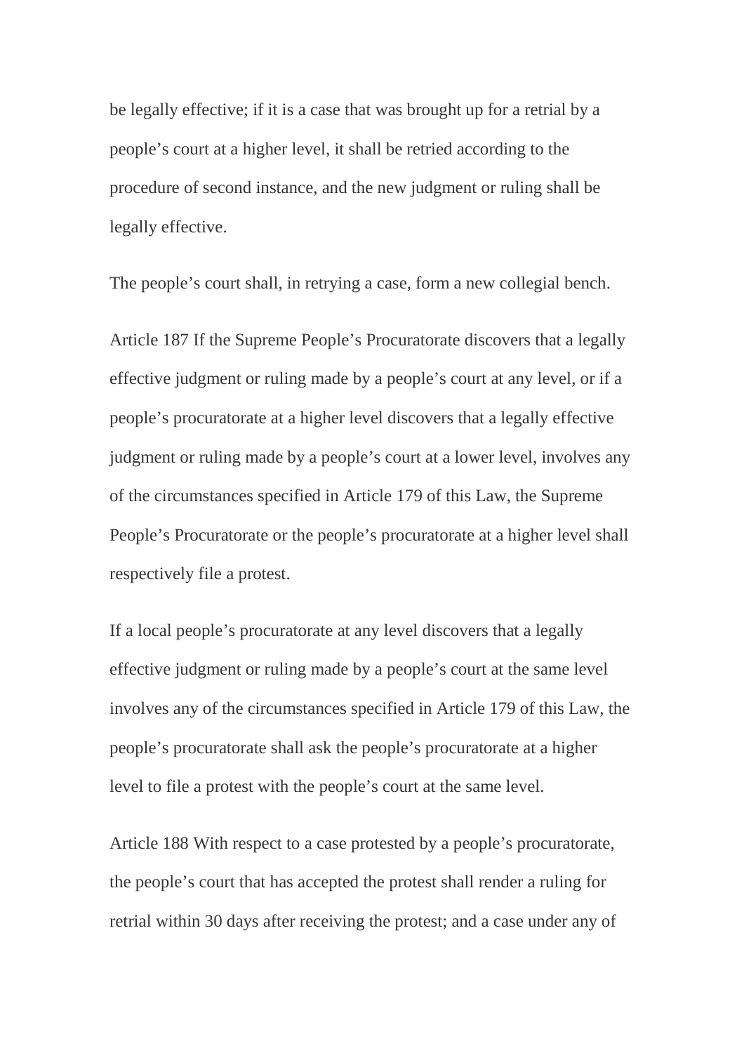be legally effective; if it is a case that was brought up for a retrial by a people’s court at a higher level, it shall be retried according to the procedure of second instance, and the new judgment or ruling shall be legally effective.

The people’s court shall, in retrying a case, form a new collegial bench.

Article 187 If the Supreme People’s Procuratorate discovers that a legally effective judgment or ruling made by a people’s court at any level, or if a people’s procuratorate at a higher level discovers that a legally effective judgment or ruling made by a people’s court at a lower level, involves any of the circumstances specified in Article 179 of this Law, the Supreme People’s Procuratorate or the people’s procuratorate at a higher level shall respectively file a protest.

If a local people’s procuratorate at any level discovers that a legally effective judgment or ruling made by a people’s court at the same level involves any of the circumstances specified in Article 179 of this Law, the people’s procuratorate shall ask the people’s procuratorate at a higher level to file a protest with the people’s court at the same level.

Article 188 With respect to a case protested by a people’s procuratorate, the people’s court that has accepted the protest shall render a ruling for retrial within 30 days after receiving the protest; and a case under any of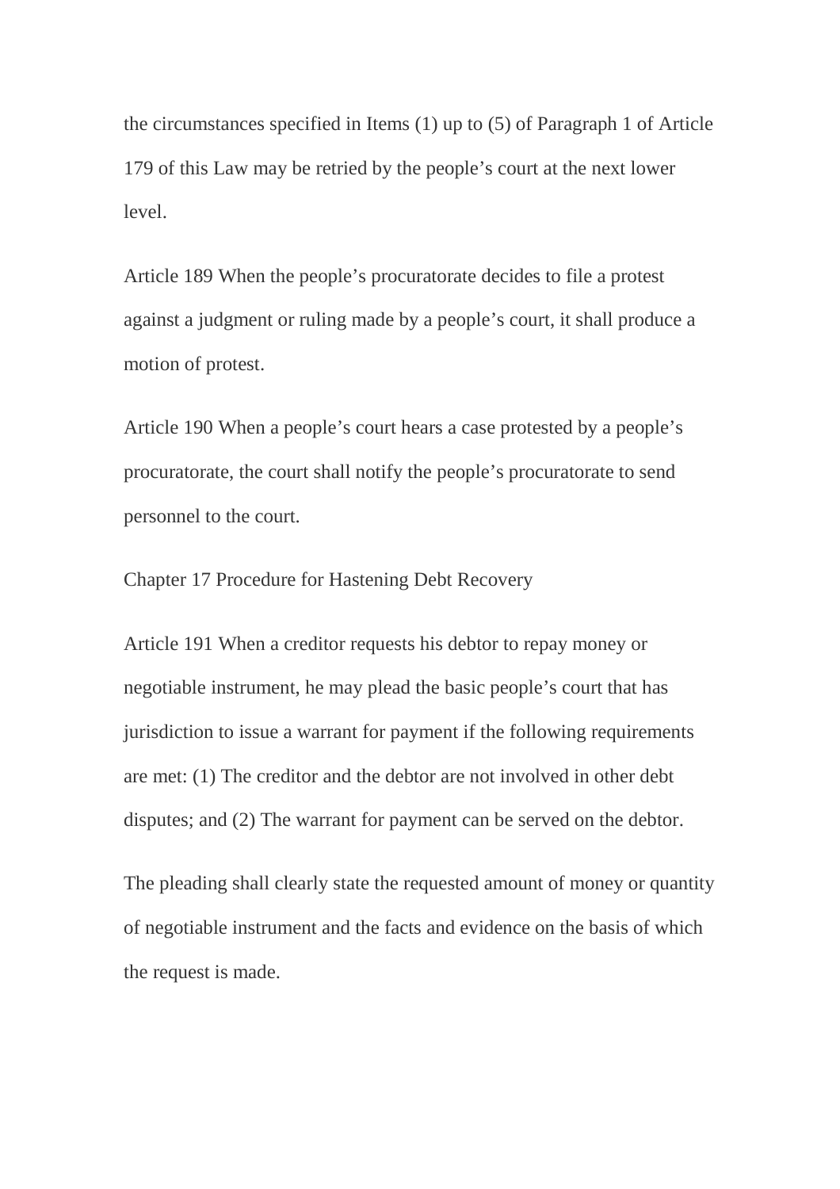the circumstances specified in Items (1) up to (5) of Paragraph 1 of Article 179 of this Law may be retried by the people's court at the next lower level.

Article 189 When the people's procuratorate decides to file a protest against a judgment or ruling made by a people's court, it shall produce a motion of protest.

Article 190 When a people's court hears a case protested by a people's procuratorate, the court shall notify the people's procuratorate to send personnel to the court.

## Chapter 17 Procedure for Hastening Debt Recovery

Article 191 When a creditor requests his debtor to repay money or negotiable instrument, he may plead the basic people's court that has jurisdiction to issue a warrant for payment if the following requirements are met: (1) The creditor and the debtor are not involved in other debt disputes; and (2) The warrant for payment can be served on the debtor.

The pleading shall clearly state the requested amount of money or quantity of negotiable instrument and the facts and evidence on the basis of which the request is made.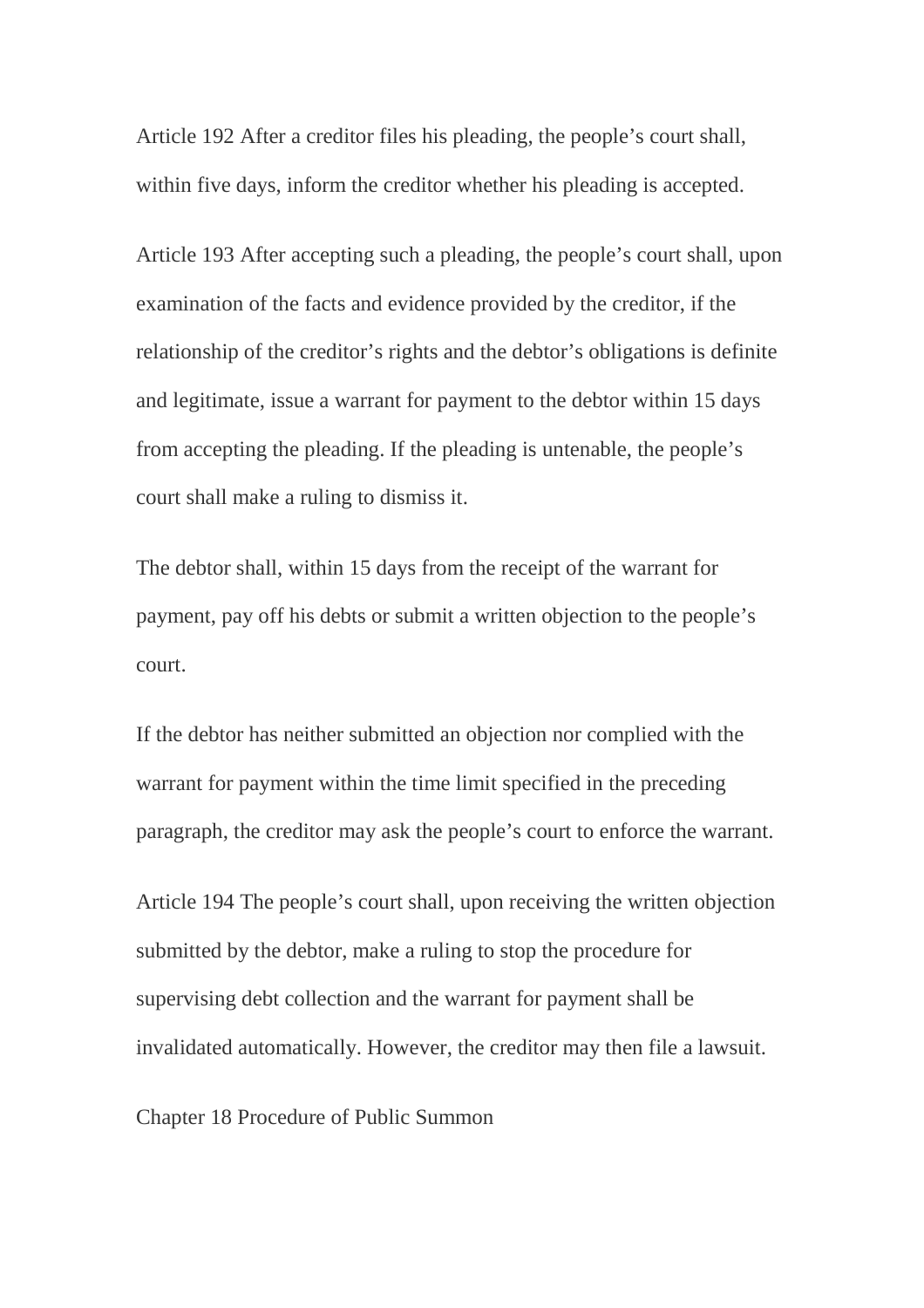Article 192 After a creditor files his pleading, the people's court shall, within five days, inform the creditor whether his pleading is accepted.

Article 193 After accepting such a pleading, the people's court shall, upon examination of the facts and evidence provided by the creditor, if the relationship of the creditor's rights and the debtor's obligations is definite and legitimate, issue a warrant for payment to the debtor within 15 days from accepting the pleading. If the pleading is untenable, the people's court shall make a ruling to dismiss it.

The debtor shall, within 15 days from the receipt of the warrant for payment, pay off his debts or submit a written objection to the people's court.

If the debtor has neither submitted an objection nor complied with the warrant for payment within the time limit specified in the preceding paragraph, the creditor may ask the people's court to enforce the warrant.

Article 194 The people's court shall, upon receiving the written objection submitted by the debtor, make a ruling to stop the procedure for supervising debt collection and the warrant for payment shall be invalidated automatically. However, the creditor may then file a lawsuit.

## Chapter 18 Procedure of Public Summon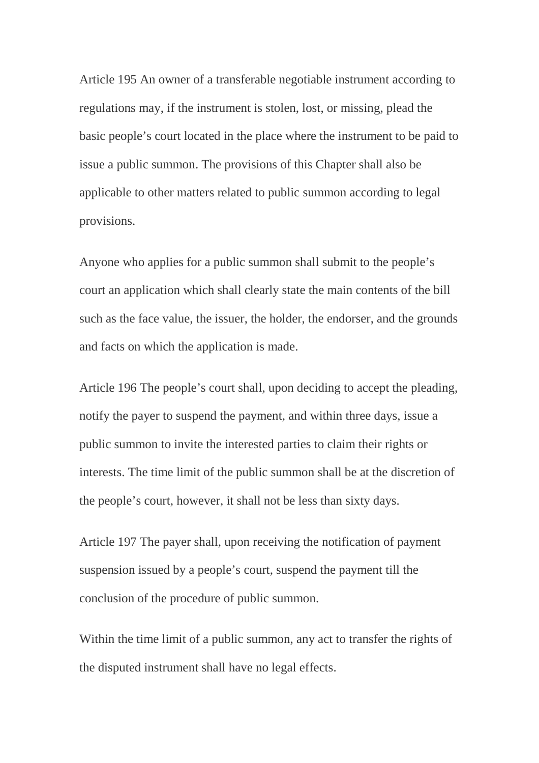Article 195 An owner of a transferable negotiable instrument according to regulations may, if the instrument is stolen, lost, or missing, plead the basic people's court located in the place where the instrument to be paid to issue a public summon. The provisions of this Chapter shall also be applicable to other matters related to public summon according to legal provisions.

Anyone who applies for a public summon shall submit to the people's court an application which shall clearly state the main contents of the bill such as the face value, the issuer, the holder, the endorser, and the grounds and facts on which the application is made.

Article 196 The people's court shall, upon deciding to accept the pleading, notify the payer to suspend the payment, and within three days, issue a public summon to invite the interested parties to claim their rights or interests. The time limit of the public summon shall be at the discretion of the people's court, however, it shall not be less than sixty days.

Article 197 The payer shall, upon receiving the notification of payment suspension issued by a people's court, suspend the payment till the conclusion of the procedure of public summon.

Within the time limit of a public summon, any act to transfer the rights of the disputed instrument shall have no legal effects.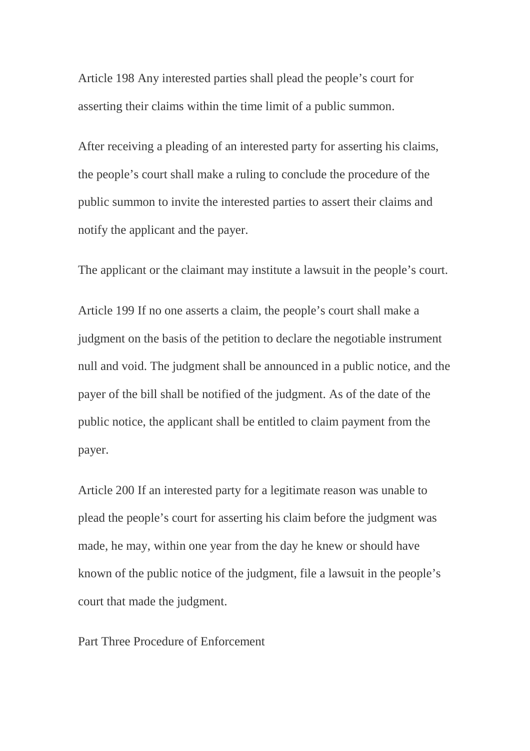Article 198 Any interested parties shall plead the people's court for asserting their claims within the time limit of a public summon.

After receiving a pleading of an interested party for asserting his claims, the people's court shall make a ruling to conclude the procedure of the public summon to invite the interested parties to assert their claims and notify the applicant and the payer.

The applicant or the claimant may institute a lawsuit in the people's court.

Article 199 If no one asserts a claim, the people's court shall make a judgment on the basis of the petition to declare the negotiable instrument null and void. The judgment shall be announced in a public notice, and the payer of the bill shall be notified of the judgment. As of the date of the public notice, the applicant shall be entitled to claim payment from the payer.

Article 200 If an interested party for a legitimate reason was unable to plead the people's court for asserting his claim before the judgment was made, he may, within one year from the day he knew or should have known of the public notice of the judgment, file a lawsuit in the people's court that made the judgment.

## Part Three Procedure of Enforcement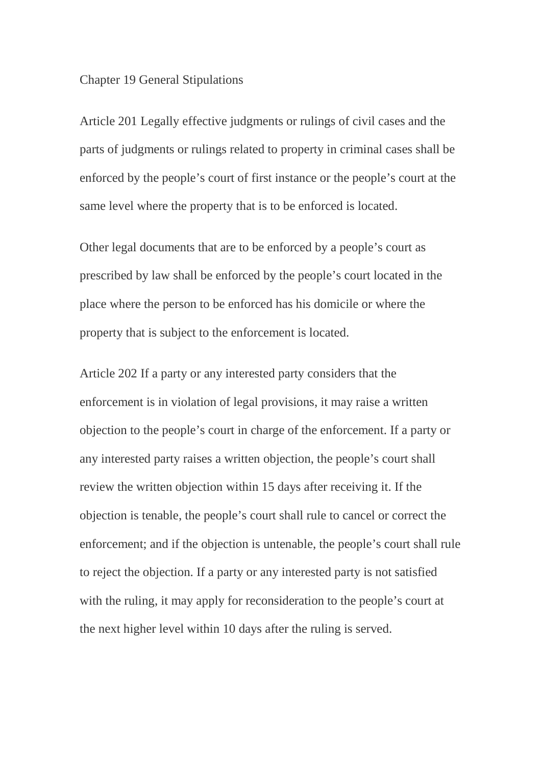## Chapter 19 General Stipulations

Article 201 Legally effective judgments or rulings of civil cases and the parts of judgments or rulings related to property in criminal cases shall be enforced by the people’s court of first instance or the people’s court at the same level where the property that is to be enforced is located.

Other legal documents that are to be enforced by a people’s court as prescribed by law shall be enforced by the people’s court located in the place where the person to be enforced has his domicile or where the property that is subject to the enforcement is located.

Article 202 If a party or any interested party considers that the enforcement is in violation of legal provisions, it may raise a written objection to the people’s court in charge of the enforcement. If a party or any interested party raises a written objection, the people’s court shall review the written objection within 15 days after receiving it. If the objection is tenable, the people’s court shall rule to cancel or correct the enforcement; and if the objection is untenable, the people’s court shall rule to reject the objection. If a party or any interested party is not satisfied with the ruling, it may apply for reconsideration to the people’s court at the next higher level within 10 days after the ruling is served.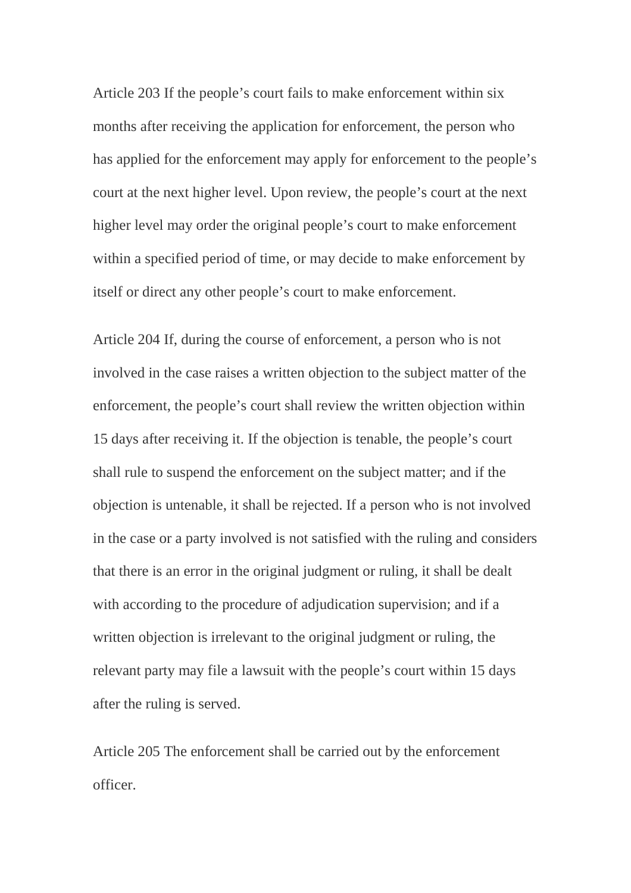Article 203 If the people’s court fails to make enforcement within six months after receiving the application for enforcement, the person who has applied for the enforcement may apply for enforcement to the people’s court at the next higher level. Upon review, the people’s court at the next higher level may order the original people’s court to make enforcement within a specified period of time, or may decide to make enforcement by itself or direct any other people’s court to make enforcement.

Article 204 If, during the course of enforcement, a person who is not involved in the case raises a written objection to the subject matter of the enforcement, the people’s court shall review the written objection within 15 days after receiving it. If the objection is tenable, the people’s court shall rule to suspend the enforcement on the subject matter; and if the objection is untenable, it shall be rejected. If a person who is not involved in the case or a party involved is not satisfied with the ruling and considers that there is an error in the original judgment or ruling, it shall be dealt with according to the procedure of adjudication supervision; and if a written objection is irrelevant to the original judgment or ruling, the relevant party may file a lawsuit with the people’s court within 15 days after the ruling is served.

Article 205 The enforcement shall be carried out by the enforcement officer.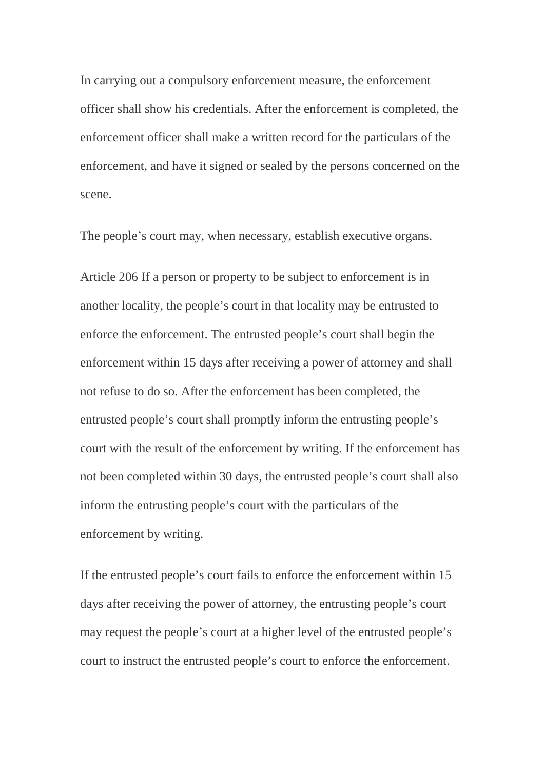In carrying out a compulsory enforcement measure, the enforcement officer shall show his credentials. After the enforcement is completed, the enforcement officer shall make a written record for the particulars of the enforcement, and have it signed or sealed by the persons concerned on the scene.

The people's court may, when necessary, establish executive organs.

Article 206 If a person or property to be subject to enforcement is in another locality, the people's court in that locality may be entrusted to enforce the enforcement. The entrusted people's court shall begin the enforcement within 15 days after receiving a power of attorney and shall not refuse to do so. After the enforcement has been completed, the entrusted people's court shall promptly inform the entrusting people's court with the result of the enforcement by writing. If the enforcement has not been completed within 30 days, the entrusted people's court shall also inform the entrusting people's court with the particulars of the enforcement by writing.

If the entrusted people's court fails to enforce the enforcement within 15 days after receiving the power of attorney, the entrusting people's court may request the people's court at a higher level of the entrusted people's court to instruct the entrusted people's court to enforce the enforcement.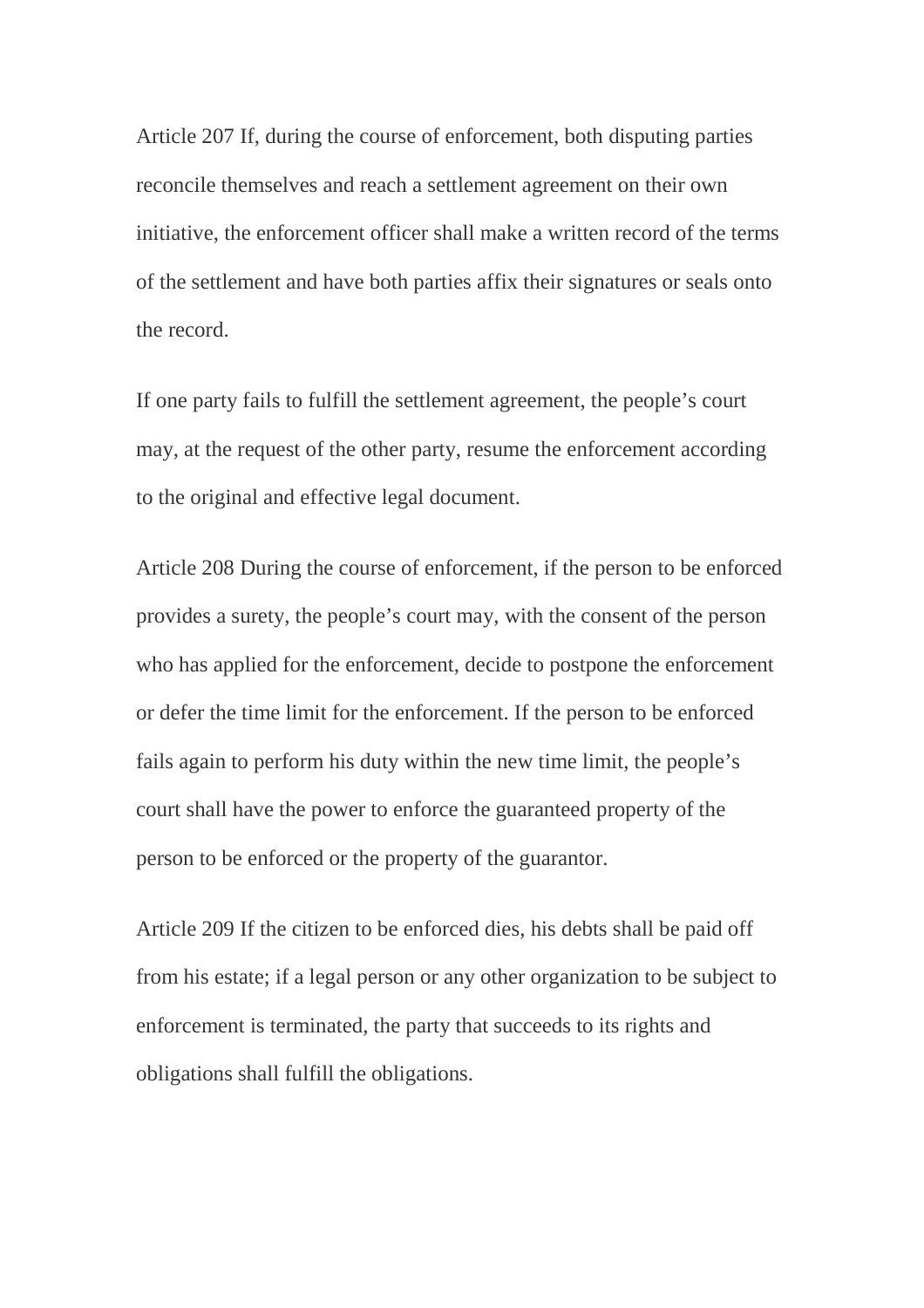Article 207 If, during the course of enforcement, both disputing parties reconcile themselves and reach a settlement agreement on their own initiative, the enforcement officer shall make a written record of the terms of the settlement and have both parties affix their signatures or seals onto the record.

If one party fails to fulfill the settlement agreement, the people's court may, at the request of the other party, resume the enforcement according to the original and effective legal document.

Article 208 During the course of enforcement, if the person to be enforced provides a surety, the people's court may, with the consent of the person who has applied for the enforcement, decide to postpone the enforcement or defer the time limit for the enforcement. If the person to be enforced fails again to perform his duty within the new time limit, the people's court shall have the power to enforce the guaranteed property of the person to be enforced or the property of the guarantor.

Article 209 If the citizen to be enforced dies, his debts shall be paid off from his estate; if a legal person or any other organization to be subject to enforcement is terminated, the party that succeeds to its rights and obligations shall fulfill the obligations.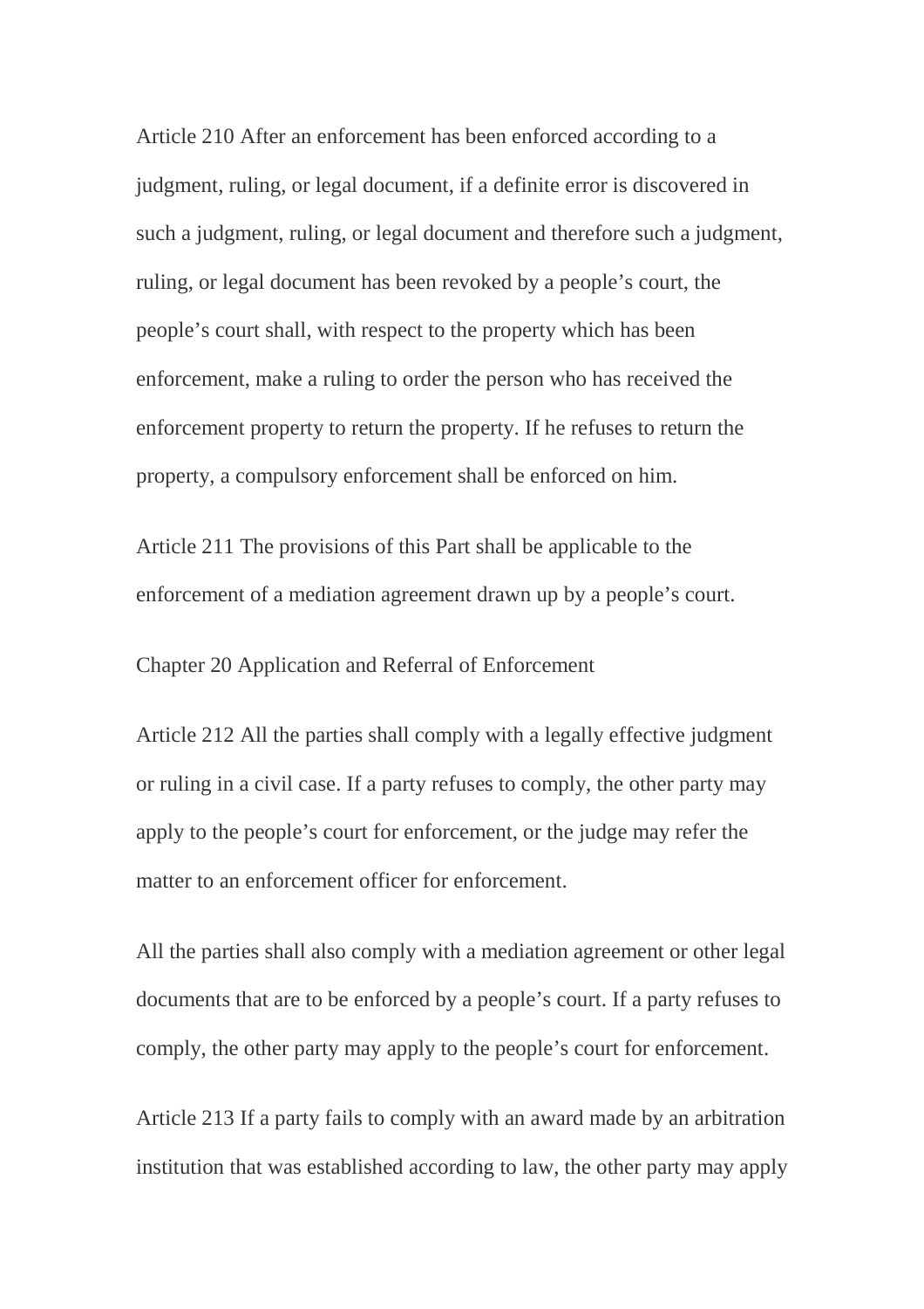Article 210 After an enforcement has been enforced according to a judgment, ruling, or legal document, if a definite error is discovered in such a judgment, ruling, or legal document and therefore such a judgment, ruling, or legal document has been revoked by a people's court, the people's court shall, with respect to the property which has been enforcement, make a ruling to order the person who has received the enforcement property to return the property. If he refuses to return the property, a compulsory enforcement shall be enforced on him.

Article 211 The provisions of this Part shall be applicable to the enforcement of a mediation agreement drawn up by a people's court.

## Chapter 20 Application and Referral of Enforcement

Article 212 All the parties shall comply with a legally effective judgment or ruling in a civil case. If a party refuses to comply, the other party may apply to the people's court for enforcement, or the judge may refer the matter to an enforcement officer for enforcement.

All the parties shall also comply with a mediation agreement or other legal documents that are to be enforced by a people's court. If a party refuses to comply, the other party may apply to the people's court for enforcement.

Article 213 If a party fails to comply with an award made by an arbitration institution that was established according to law, the other party may apply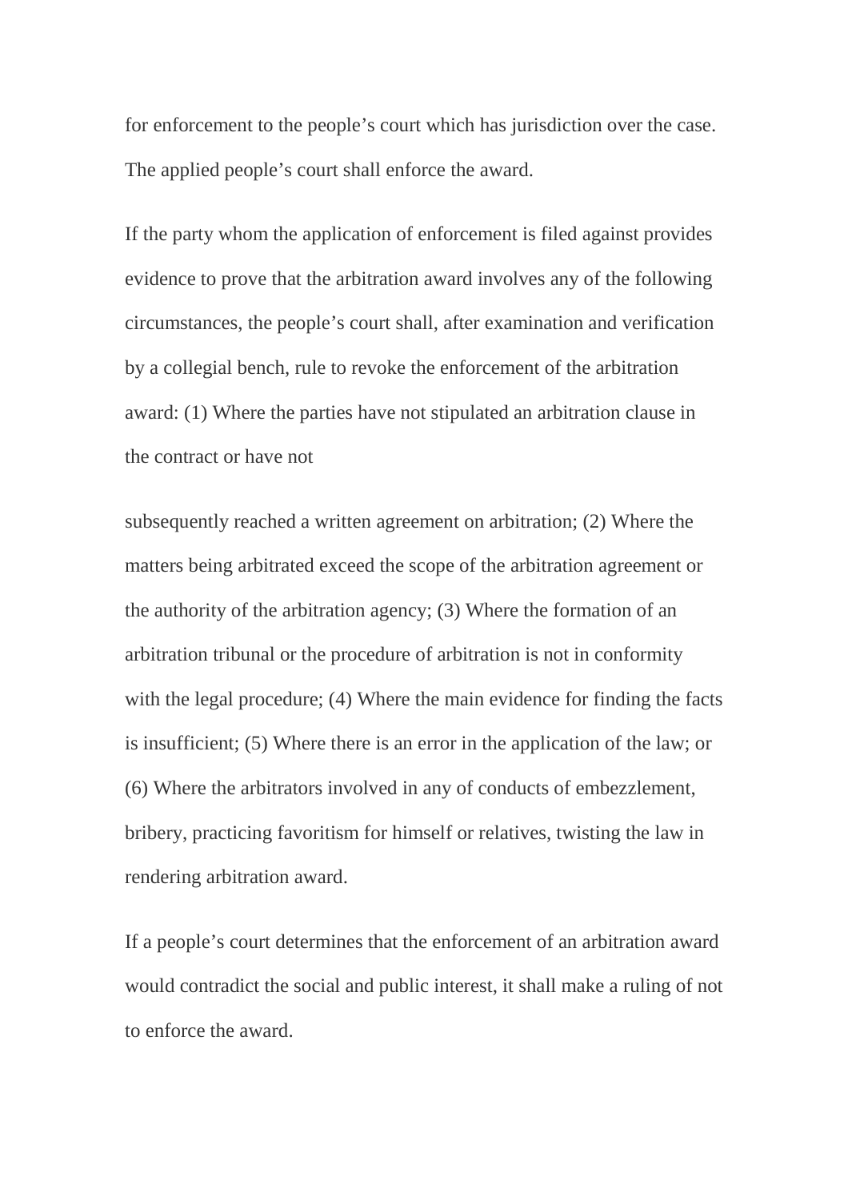for enforcement to the people's court which has jurisdiction over the case. The applied people's court shall enforce the award.

If the party whom the application of enforcement is filed against provides evidence to prove that the arbitration award involves any of the following circumstances, the people's court shall, after examination and verification by a collegial bench, rule to revoke the enforcement of the arbitration award: (1) Where the parties have not stipulated an arbitration clause in the contract or have not

subsequently reached a written agreement on arbitration; (2) Where the matters being arbitrated exceed the scope of the arbitration agreement or the authority of the arbitration agency; (3) Where the formation of an arbitration tribunal or the procedure of arbitration is not in conformity with the legal procedure; (4) Where the main evidence for finding the facts is insufficient; (5) Where there is an error in the application of the law; or (6) Where the arbitrators involved in any of conducts of embezzlement, bribery, practicing favoritism for himself or relatives, twisting the law in rendering arbitration award.

If a people's court determines that the enforcement of an arbitration award would contradict the social and public interest, it shall make a ruling of not to enforce the award.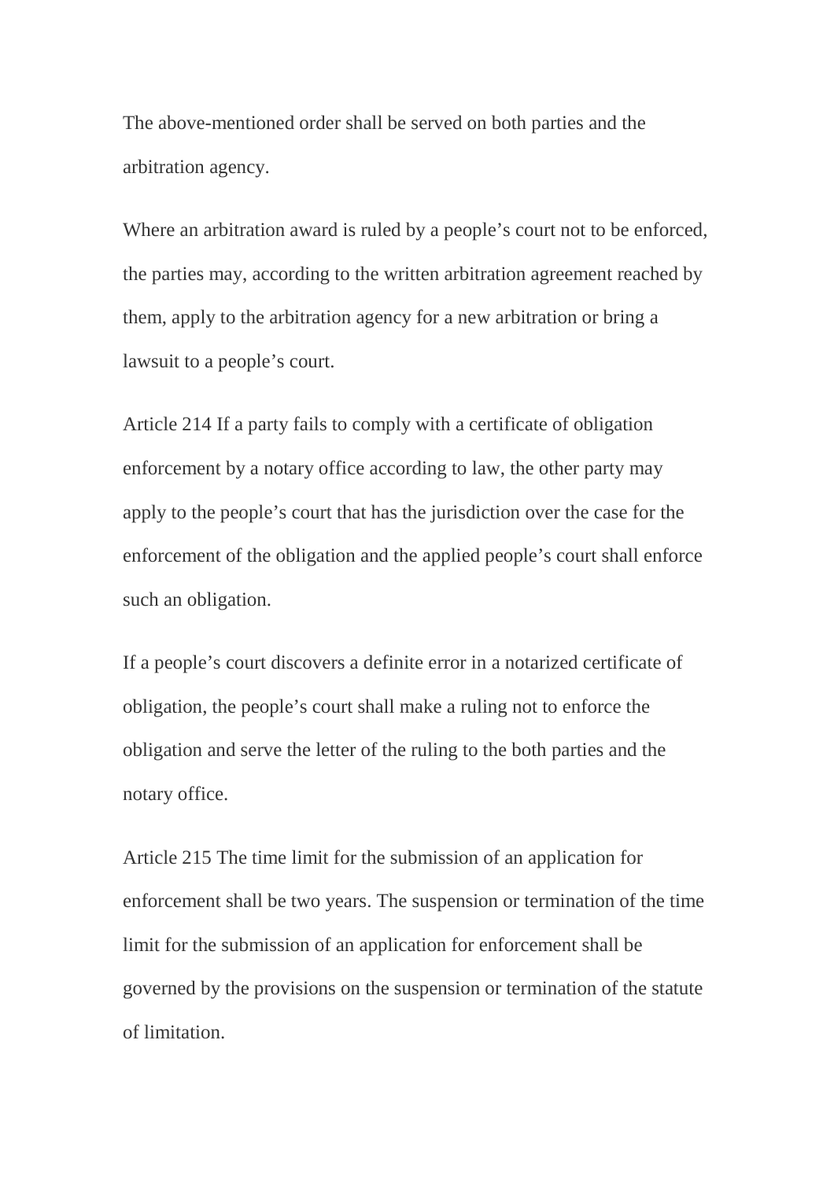The above-mentioned order shall be served on both parties and the arbitration agency.

Where an arbitration award is ruled by a people's court not to be enforced, the parties may, according to the written arbitration agreement reached by them, apply to the arbitration agency for a new arbitration or bring a lawsuit to a people's court.

Article 214 If a party fails to comply with a certificate of obligation enforcement by a notary office according to law, the other party may apply to the people's court that has the jurisdiction over the case for the enforcement of the obligation and the applied people's court shall enforce such an obligation.

If a people's court discovers a definite error in a notarized certificate of obligation, the people's court shall make a ruling not to enforce the obligation and serve the letter of the ruling to the both parties and the notary office.

Article 215 The time limit for the submission of an application for enforcement shall be two years. The suspension or termination of the time limit for the submission of an application for enforcement shall be governed by the provisions on the suspension or termination of the statute of limitation.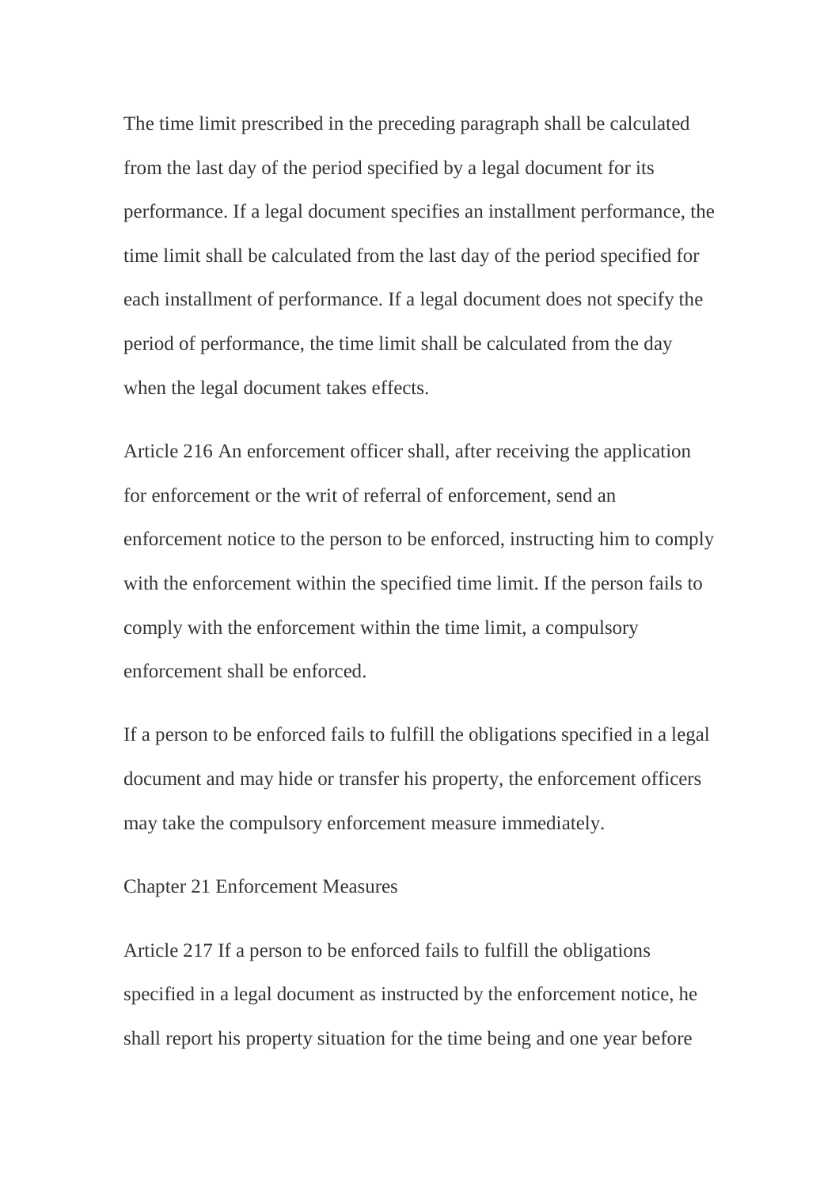The time limit prescribed in the preceding paragraph shall be calculated from the last day of the period specified by a legal document for its performance. If a legal document specifies an installment performance, the time limit shall be calculated from the last day of the period specified for each installment of performance. If a legal document does not specify the period of performance, the time limit shall be calculated from the day when the legal document takes effects.

Article 216 An enforcement officer shall, after receiving the application for enforcement or the writ of referral of enforcement, send an enforcement notice to the person to be enforced, instructing him to comply with the enforcement within the specified time limit. If the person fails to comply with the enforcement within the time limit, a compulsory enforcement shall be enforced.

If a person to be enforced fails to fulfill the obligations specified in a legal document and may hide or transfer his property, the enforcement officers may take the compulsory enforcement measure immediately.

## Chapter 21 Enforcement Measures

Article 217 If a person to be enforced fails to fulfill the obligations specified in a legal document as instructed by the enforcement notice, he shall report his property situation for the time being and one year before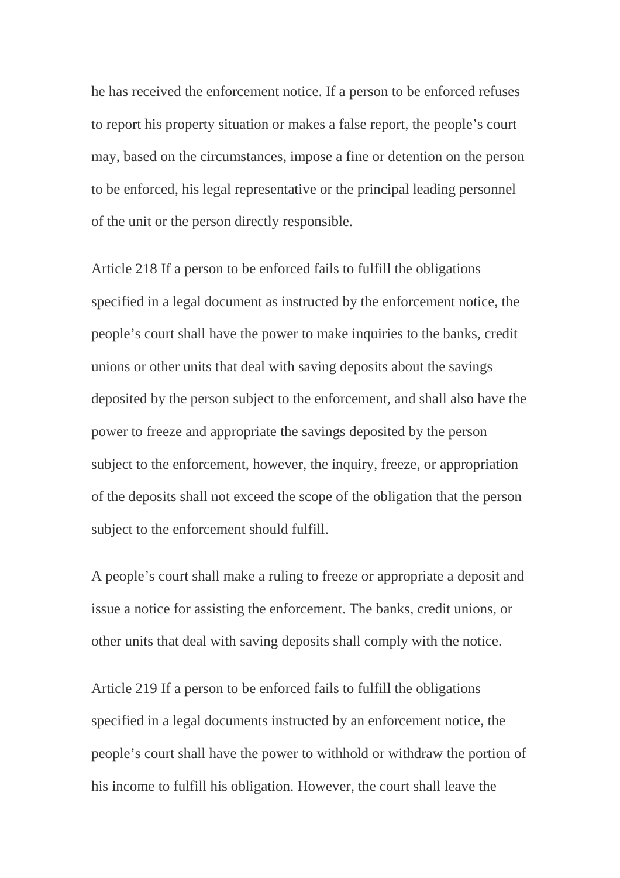he has received the enforcement notice. If a person to be enforced refuses to report his property situation or makes a false report, the people's court may, based on the circumstances, impose a fine or detention on the person to be enforced, his legal representative or the principal leading personnel of the unit or the person directly responsible.

Article 218 If a person to be enforced fails to fulfill the obligations specified in a legal document as instructed by the enforcement notice, the people's court shall have the power to make inquiries to the banks, credit unions or other units that deal with saving deposits about the savings deposited by the person subject to the enforcement, and shall also have the power to freeze and appropriate the savings deposited by the person subject to the enforcement, however, the inquiry, freeze, or appropriation of the deposits shall not exceed the scope of the obligation that the person subject to the enforcement should fulfill.

A people's court shall make a ruling to freeze or appropriate a deposit and issue a notice for assisting the enforcement. The banks, credit unions, or other units that deal with saving deposits shall comply with the notice.

Article 219 If a person to be enforced fails to fulfill the obligations specified in a legal documents instructed by an enforcement notice, the people's court shall have the power to withhold or withdraw the portion of his income to fulfill his obligation. However, the court shall leave the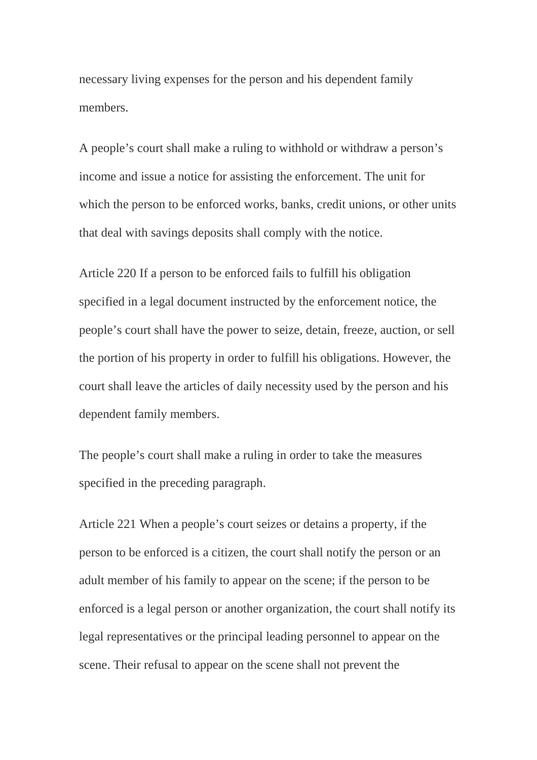necessary living expenses for the person and his dependent family members.

A people’s court shall make a ruling to withhold or withdraw a person’s income and issue a notice for assisting the enforcement. The unit for which the person to be enforced works, banks, credit unions, or other units that deal with savings deposits shall comply with the notice.

Article 220 If a person to be enforced fails to fulfill his obligation specified in a legal document instructed by the enforcement notice, the people’s court shall have the power to seize, detain, freeze, auction, or sell the portion of his property in order to fulfill his obligations. However, the court shall leave the articles of daily necessity used by the person and his dependent family members.

The people’s court shall make a ruling in order to take the measures specified in the preceding paragraph.

Article 221 When a people’s court seizes or detains a property, if the person to be enforced is a citizen, the court shall notify the person or an adult member of his family to appear on the scene; if the person to be enforced is a legal person or another organization, the court shall notify its legal representatives or the principal leading personnel to appear on the scene. Their refusal to appear on the scene shall not prevent the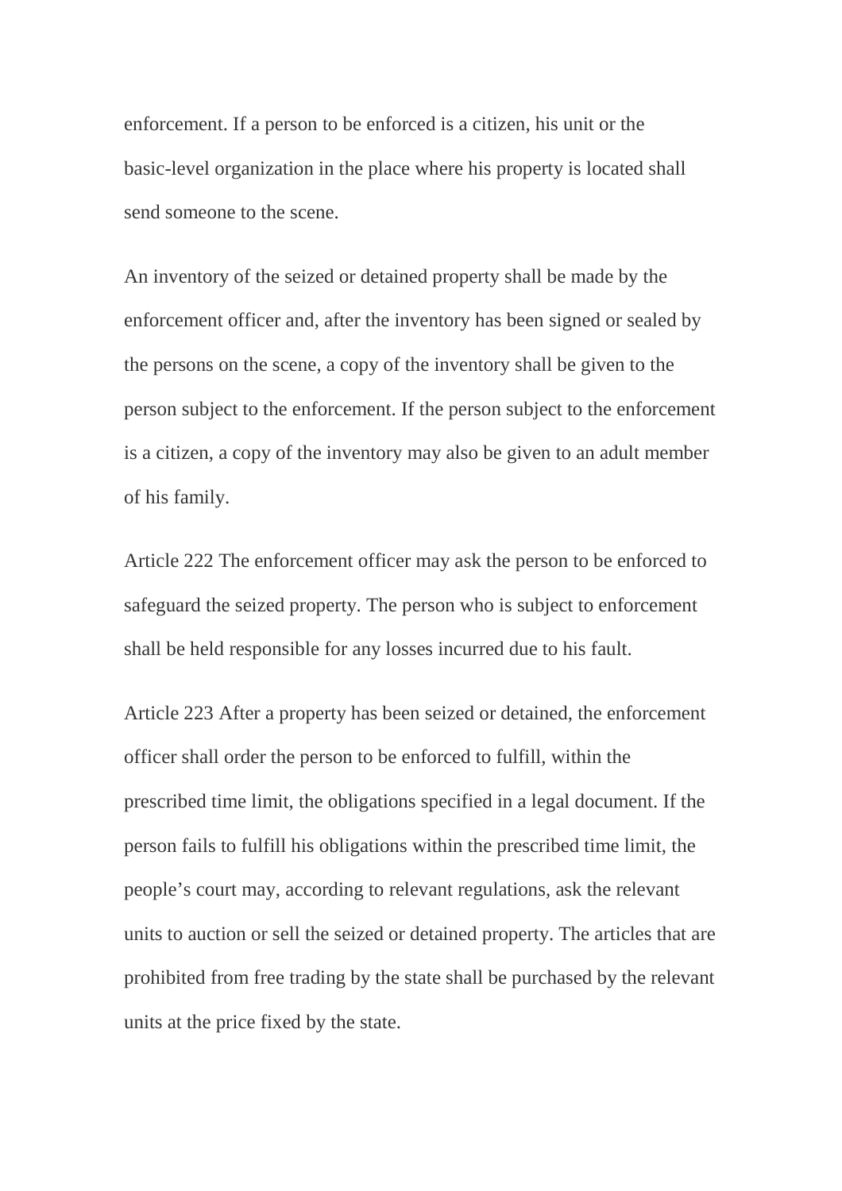enforcement. If a person to be enforced is a citizen, his unit or the basic-level organization in the place where his property is located shall send someone to the scene.

An inventory of the seized or detained property shall be made by the enforcement officer and, after the inventory has been signed or sealed by the persons on the scene, a copy of the inventory shall be given to the person subject to the enforcement. If the person subject to the enforcement is a citizen, a copy of the inventory may also be given to an adult member of his family.

Article 222 The enforcement officer may ask the person to be enforced to safeguard the seized property. The person who is subject to enforcement shall be held responsible for any losses incurred due to his fault.

Article 223 After a property has been seized or detained, the enforcement officer shall order the person to be enforced to fulfill, within the prescribed time limit, the obligations specified in a legal document. If the person fails to fulfill his obligations within the prescribed time limit, the people's court may, according to relevant regulations, ask the relevant units to auction or sell the seized or detained property. The articles that are prohibited from free trading by the state shall be purchased by the relevant units at the price fixed by the state.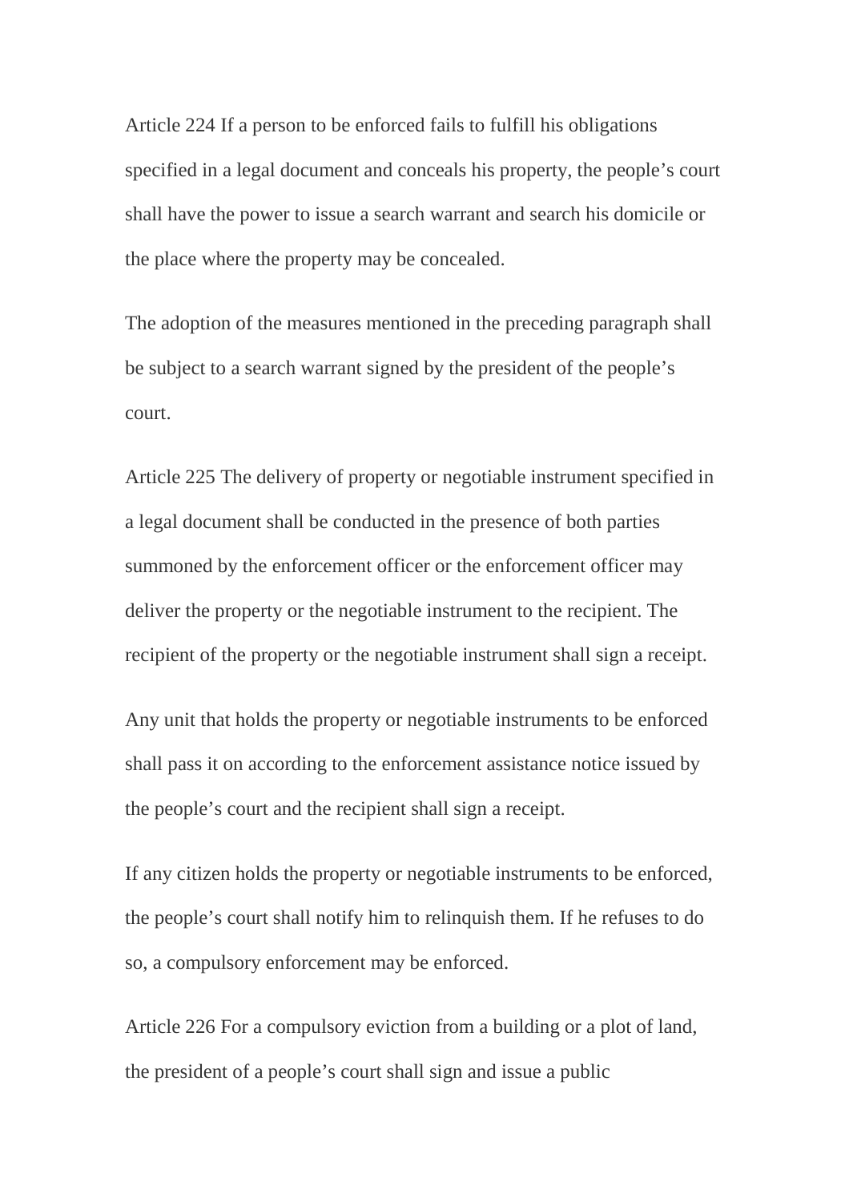Article 224 If a person to be enforced fails to fulfill his obligations specified in a legal document and conceals his property, the people's court shall have the power to issue a search warrant and search his domicile or the place where the property may be concealed.

The adoption of the measures mentioned in the preceding paragraph shall be subject to a search warrant signed by the president of the people's court.

Article 225 The delivery of property or negotiable instrument specified in a legal document shall be conducted in the presence of both parties summoned by the enforcement officer or the enforcement officer may deliver the property or the negotiable instrument to the recipient. The recipient of the property or the negotiable instrument shall sign a receipt.

Any unit that holds the property or negotiable instruments to be enforced shall pass it on according to the enforcement assistance notice issued by the people's court and the recipient shall sign a receipt.

If any citizen holds the property or negotiable instruments to be enforced, the people's court shall notify him to relinquish them. If he refuses to do so, a compulsory enforcement may be enforced.

Article 226 For a compulsory eviction from a building or a plot of land, the president of a people's court shall sign and issue a public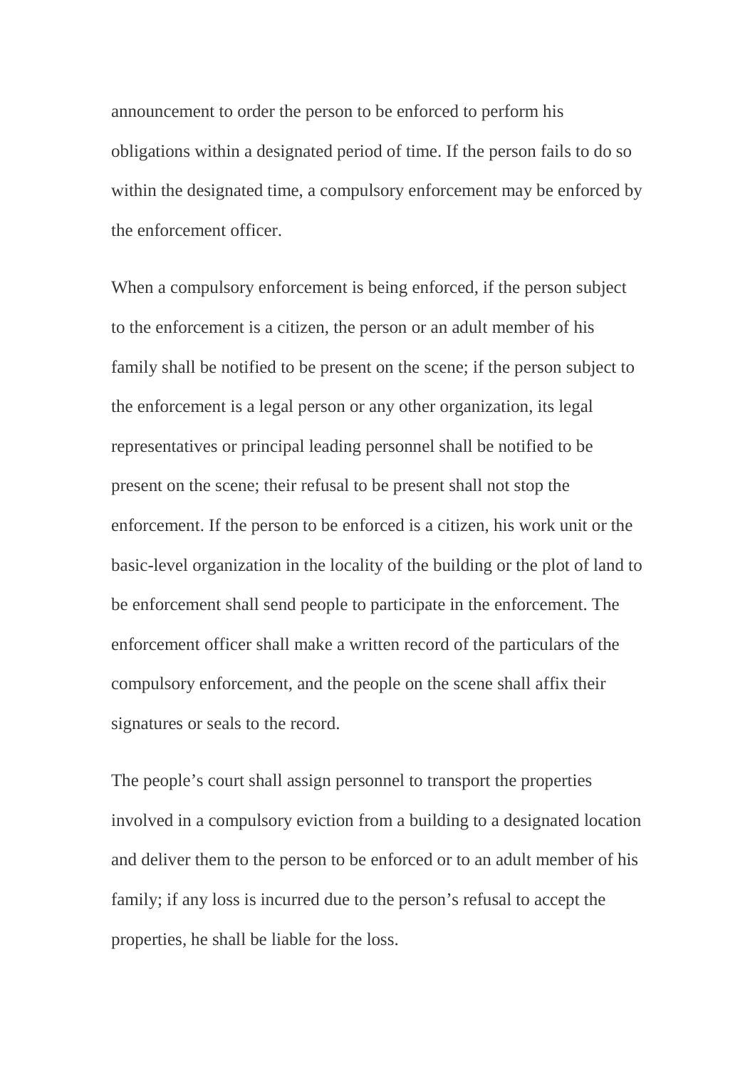announcement to order the person to be enforced to perform his obligations within a designated period of time. If the person fails to do so within the designated time, a compulsory enforcement may be enforced by the enforcement officer.

When a compulsory enforcement is being enforced, if the person subject to the enforcement is a citizen, the person or an adult member of his family shall be notified to be present on the scene; if the person subject to the enforcement is a legal person or any other organization, its legal representatives or principal leading personnel shall be notified to be present on the scene; their refusal to be present shall not stop the enforcement. If the person to be enforced is a citizen, his work unit or the basic-level organization in the locality of the building or the plot of land to be enforcement shall send people to participate in the enforcement. The enforcement officer shall make a written record of the particulars of the compulsory enforcement, and the people on the scene shall affix their signatures or seals to the record.

The people's court shall assign personnel to transport the properties involved in a compulsory eviction from a building to a designated location and deliver them to the person to be enforced or to an adult member of his family; if any loss is incurred due to the person's refusal to accept the properties, he shall be liable for the loss.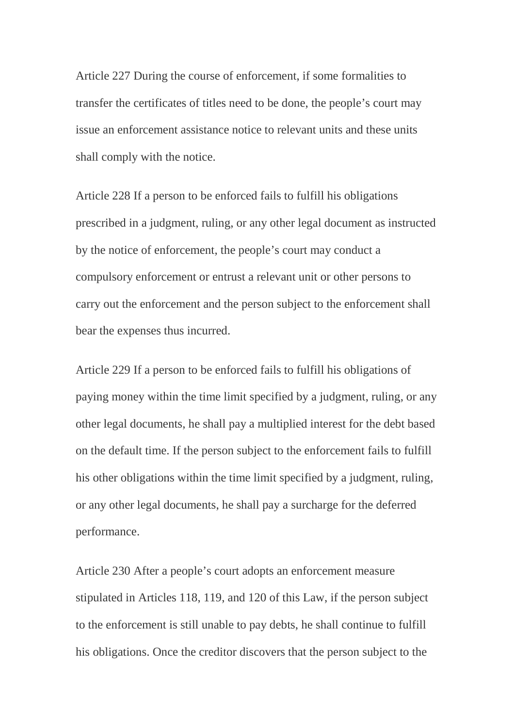Article 227 During the course of enforcement, if some formalities to transfer the certificates of titles need to be done, the people's court may issue an enforcement assistance notice to relevant units and these units shall comply with the notice.

Article 228 If a person to be enforced fails to fulfill his obligations prescribed in a judgment, ruling, or any other legal document as instructed by the notice of enforcement, the people's court may conduct a compulsory enforcement or entrust a relevant unit or other persons to carry out the enforcement and the person subject to the enforcement shall bear the expenses thus incurred.

Article 229 If a person to be enforced fails to fulfill his obligations of paying money within the time limit specified by a judgment, ruling, or any other legal documents, he shall pay a multiplied interest for the debt based on the default time. If the person subject to the enforcement fails to fulfill his other obligations within the time limit specified by a judgment, ruling, or any other legal documents, he shall pay a surcharge for the deferred performance.

Article 230 After a people's court adopts an enforcement measure stipulated in Articles 118, 119, and 120 of this Law, if the person subject to the enforcement is still unable to pay debts, he shall continue to fulfill his obligations. Once the creditor discovers that the person subject to the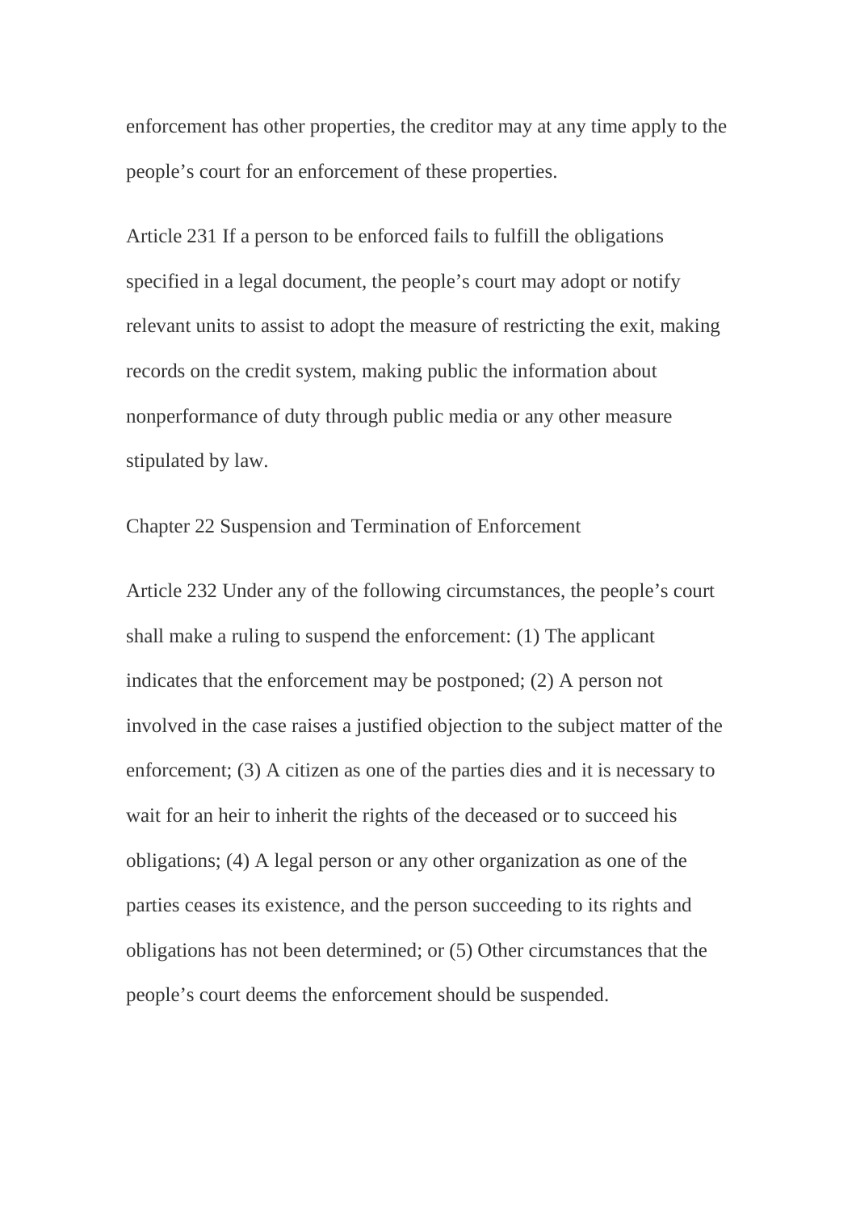enforcement has other properties, the creditor may at any time apply to the people's court for an enforcement of these properties.

Article 231 If a person to be enforced fails to fulfill the obligations specified in a legal document, the people's court may adopt or notify relevant units to assist to adopt the measure of restricting the exit, making records on the credit system, making public the information about nonperformance of duty through public media or any other measure stipulated by law.

## Chapter 22 Suspension and Termination of Enforcement

Article 232 Under any of the following circumstances, the people's court shall make a ruling to suspend the enforcement: (1) The applicant indicates that the enforcement may be postponed; (2) A person not involved in the case raises a justified objection to the subject matter of the enforcement; (3) A citizen as one of the parties dies and it is necessary to wait for an heir to inherit the rights of the deceased or to succeed his obligations; (4) A legal person or any other organization as one of the parties ceases its existence, and the person succeeding to its rights and obligations has not been determined; or (5) Other circumstances that the people's court deems the enforcement should be suspended.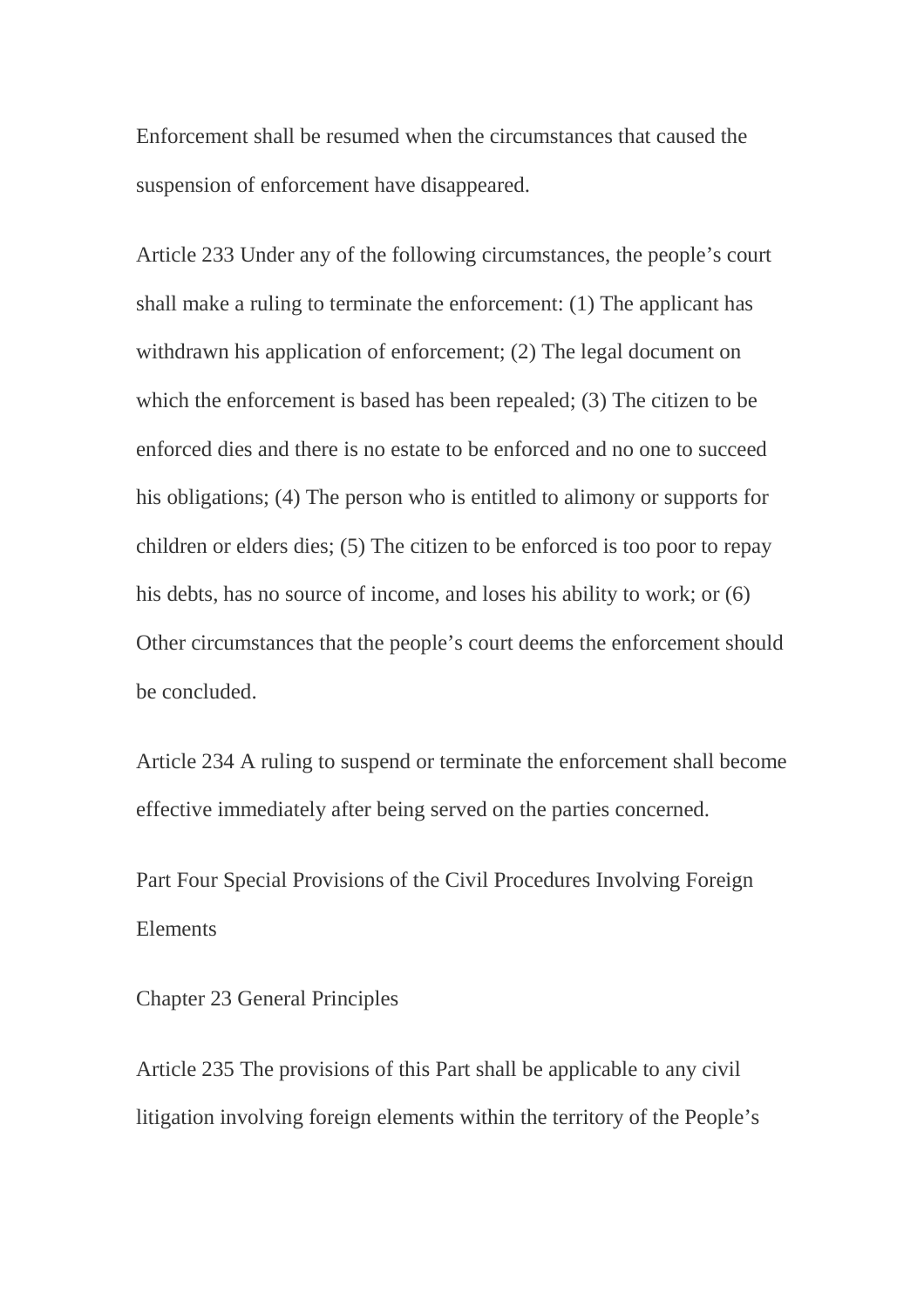Enforcement shall be resumed when the circumstances that caused the suspension of enforcement have disappeared.

Article 233 Under any of the following circumstances, the people’s court shall make a ruling to terminate the enforcement: (1) The applicant has withdrawn his application of enforcement; (2) The legal document on which the enforcement is based has been repealed; (3) The citizen to be enforced dies and there is no estate to be enforced and no one to succeed his obligations; (4) The person who is entitled to alimony or supports for children or elders dies; (5) The citizen to be enforced is too poor to repay his debts, has no source of income, and loses his ability to work; or (6) Other circumstances that the people’s court deems the enforcement should be concluded.

Article 234 A ruling to suspend or terminate the enforcement shall become effective immediately after being served on the parties concerned.

## Part Four Special Provisions of the Civil Procedures Involving Foreign Elements

### Chapter 23 General Principles

Article 235 The provisions of this Part shall be applicable to any civil litigation involving foreign elements within the territory of the People’s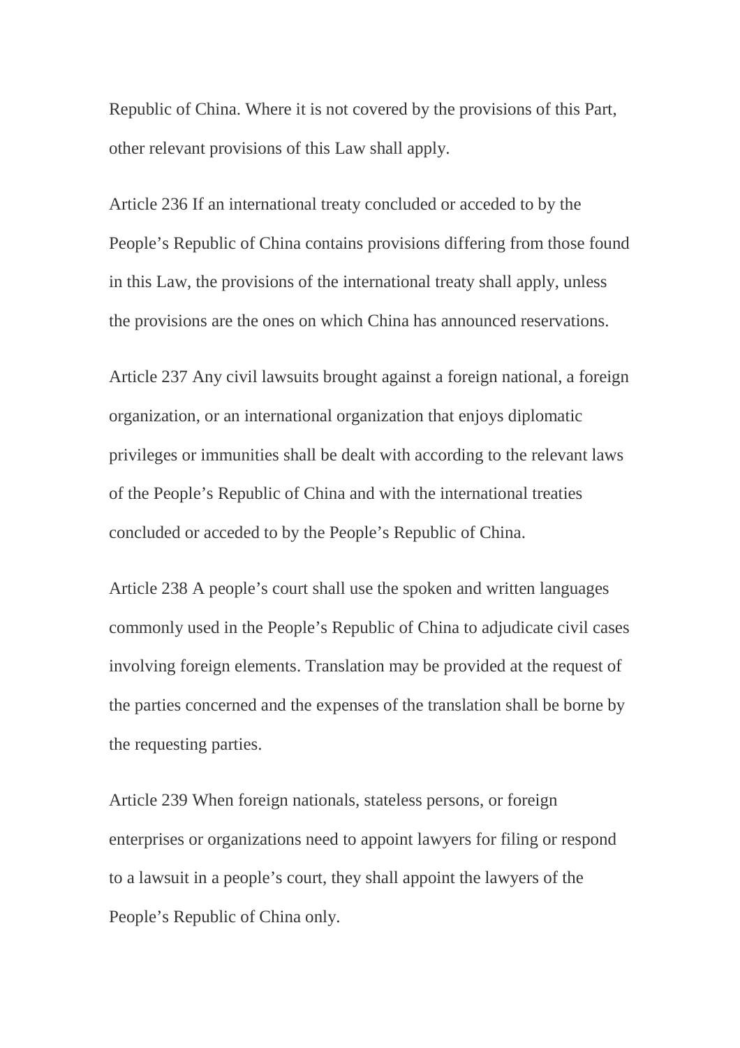Republic of China. Where it is not covered by the provisions of this Part, other relevant provisions of this Law shall apply.

Article 236 If an international treaty concluded or acceded to by the People’s Republic of China contains provisions differing from those found in this Law, the provisions of the international treaty shall apply, unless the provisions are the ones on which China has announced reservations.

Article 237 Any civil lawsuits brought against a foreign national, a foreign organization, or an international organization that enjoys diplomatic privileges or immunities shall be dealt with according to the relevant laws of the People’s Republic of China and with the international treaties concluded or acceded to by the People’s Republic of China.

Article 238 A people’s court shall use the spoken and written languages commonly used in the People’s Republic of China to adjudicate civil cases involving foreign elements. Translation may be provided at the request of the parties concerned and the expenses of the translation shall be borne by the requesting parties.

Article 239 When foreign nationals, stateless persons, or foreign enterprises or organizations need to appoint lawyers for filing or respond to a lawsuit in a people’s court, they shall appoint the lawyers of the People’s Republic of China only.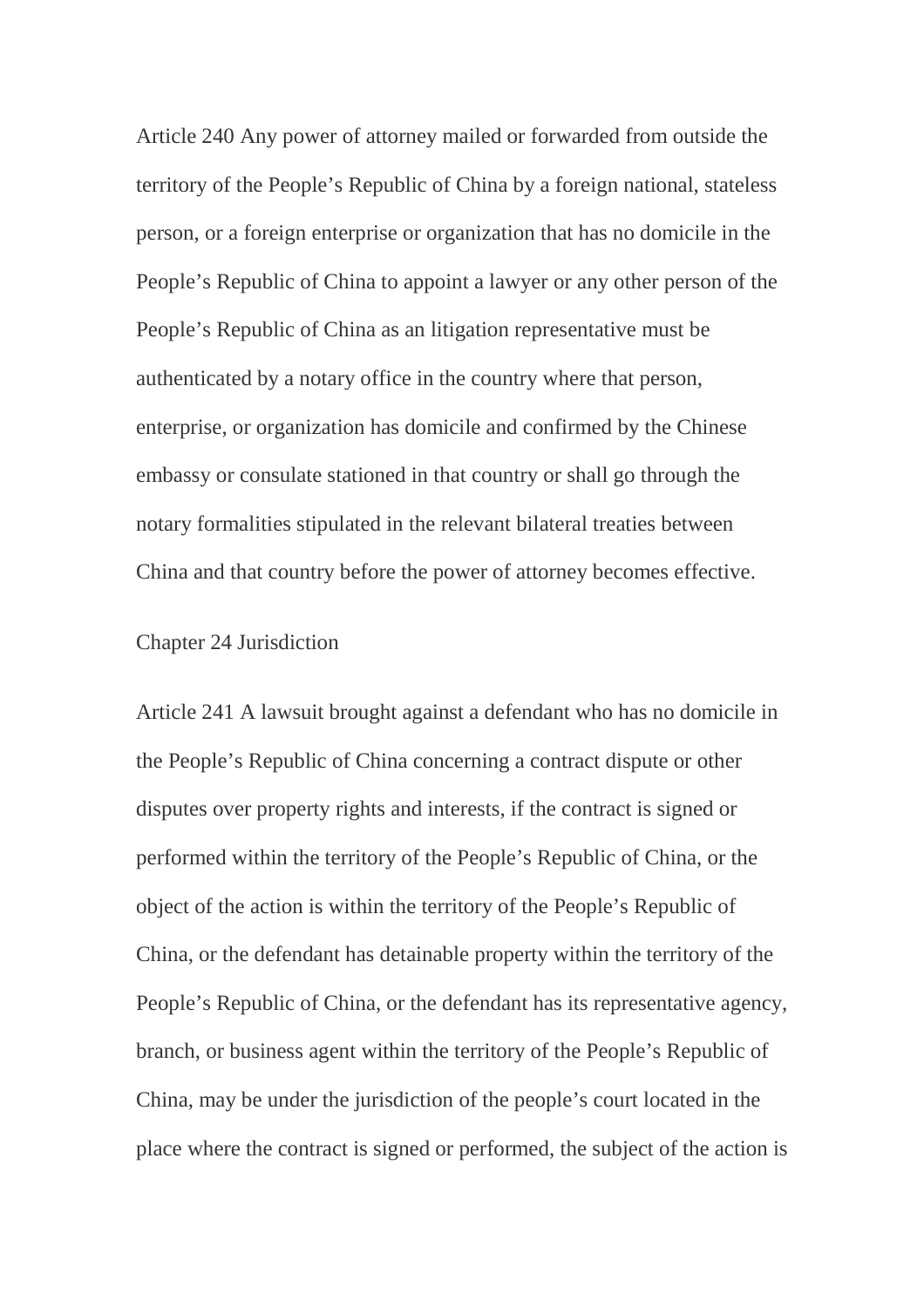Article 240 Any power of attorney mailed or forwarded from outside the territory of the People's Republic of China by a foreign national, stateless person, or a foreign enterprise or organization that has no domicile in the People's Republic of China to appoint a lawyer or any other person of the People's Republic of China as an litigation representative must be authenticated by a notary office in the country where that person, enterprise, or organization has domicile and confirmed by the Chinese embassy or consulate stationed in that country or shall go through the notary formalities stipulated in the relevant bilateral treaties between China and that country before the power of attorney becomes effective.

## Chapter 24 Jurisdiction

Article 241 A lawsuit brought against a defendant who has no domicile in the People's Republic of China concerning a contract dispute or other disputes over property rights and interests, if the contract is signed or performed within the territory of the People's Republic of China, or the object of the action is within the territory of the People's Republic of China, or the defendant has detainable property within the territory of the People's Republic of China, or the defendant has its representative agency, branch, or business agent within the territory of the People's Republic of China, may be under the jurisdiction of the people's court located in the place where the contract is signed or performed, the subject of the action is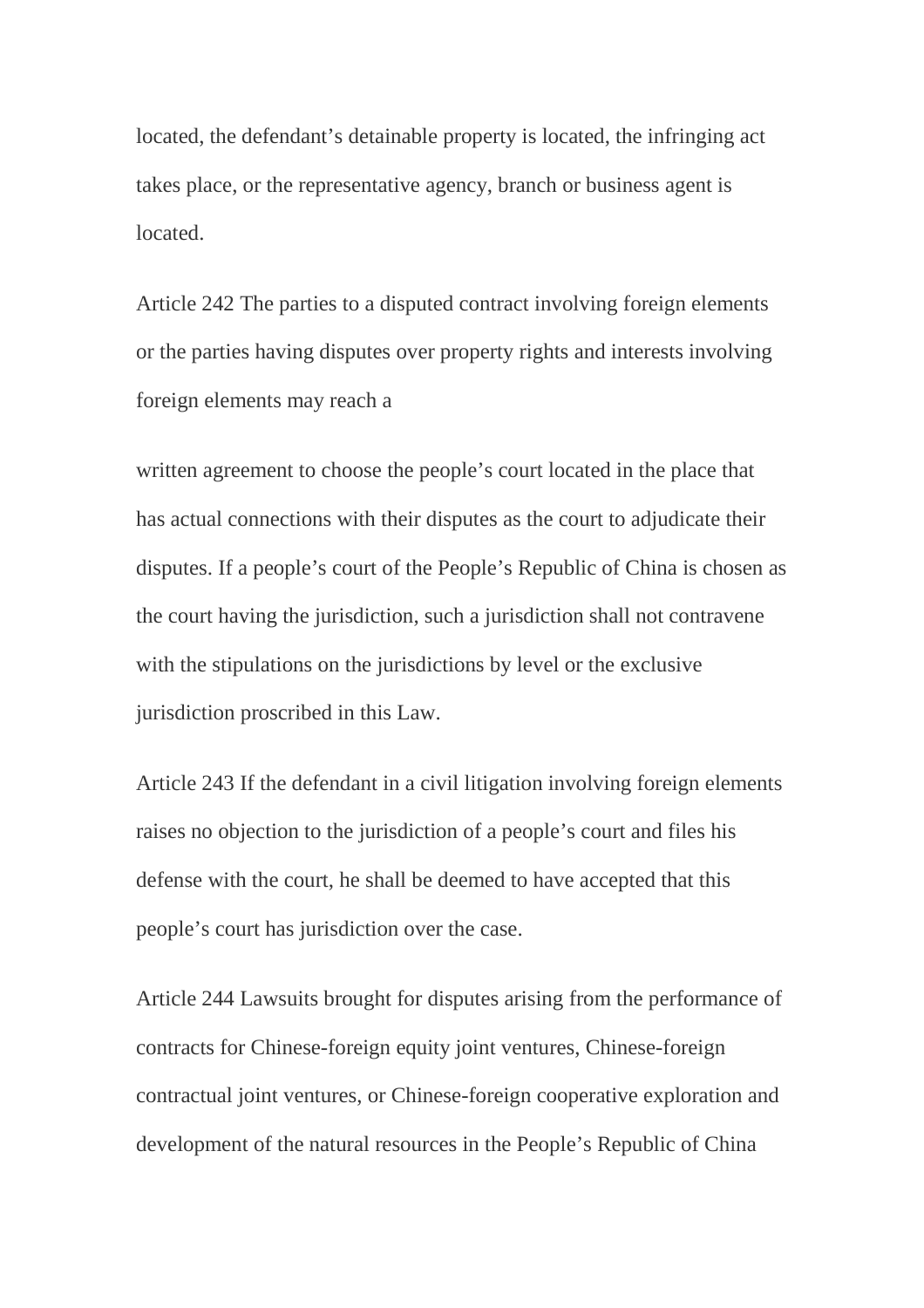located, the defendant's detainable property is located, the infringing act takes place, or the representative agency, branch or business agent is located.

Article 242 The parties to a disputed contract involving foreign elements or the parties having disputes over property rights and interests involving foreign elements may reach a

written agreement to choose the people's court located in the place that has actual connections with their disputes as the court to adjudicate their disputes. If a people's court of the People's Republic of China is chosen as the court having the jurisdiction, such a jurisdiction shall not contravene with the stipulations on the jurisdictions by level or the exclusive jurisdiction proscribed in this Law.

Article 243 If the defendant in a civil litigation involving foreign elements raises no objection to the jurisdiction of a people's court and files his defense with the court, he shall be deemed to have accepted that this people's court has jurisdiction over the case.

Article 244 Lawsuits brought for disputes arising from the performance of contracts for Chinese-foreign equity joint ventures, Chinese-foreign contractual joint ventures, or Chinese-foreign cooperative exploration and development of the natural resources in the People's Republic of China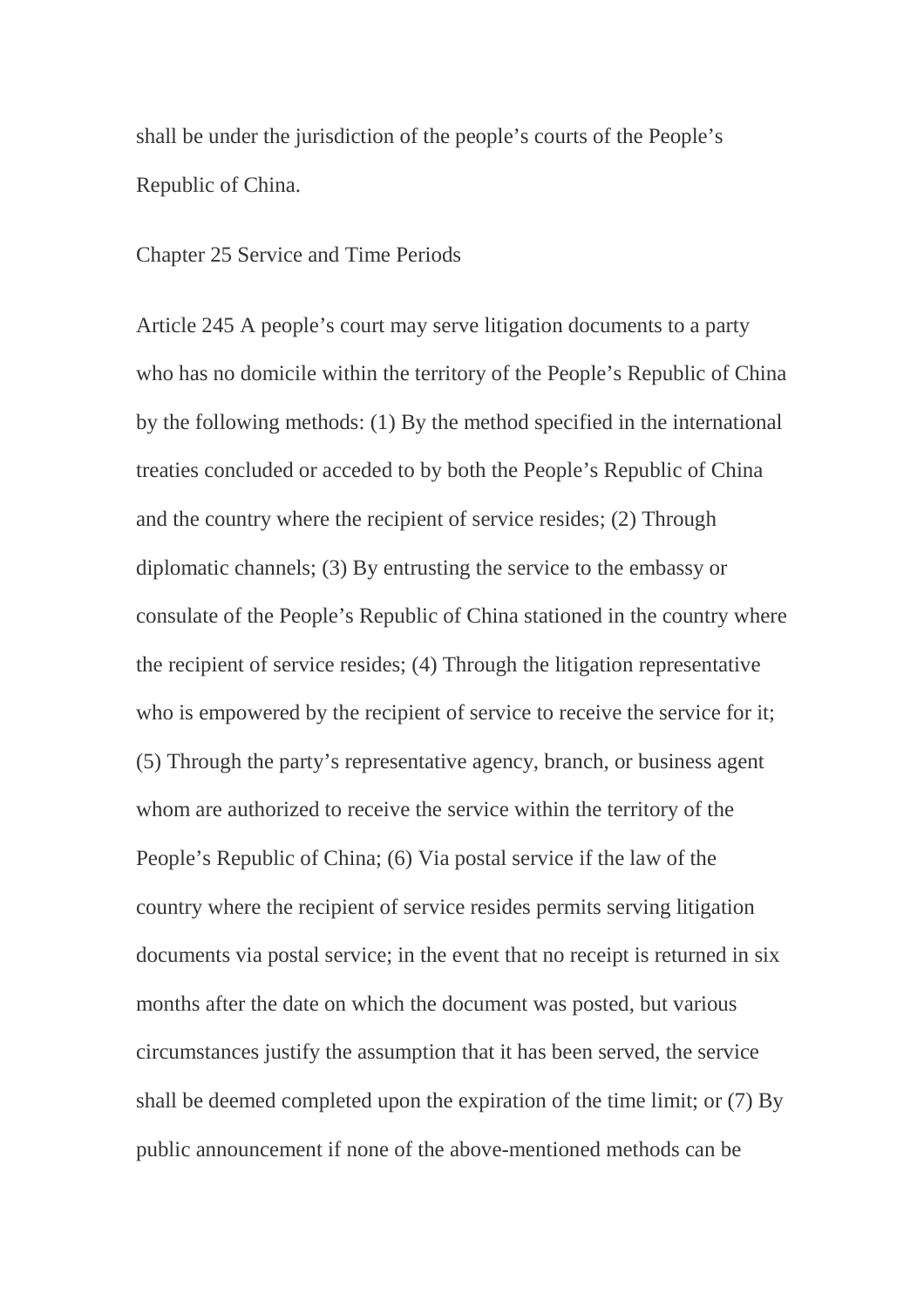shall be under the jurisdiction of the people's courts of the People's Republic of China.

## Chapter 25 Service and Time Periods

Article 245 A people's court may serve litigation documents to a party who has no domicile within the territory of the People's Republic of China by the following methods: (1) By the method specified in the international treaties concluded or acceded to by both the People's Republic of China and the country where the recipient of service resides; (2) Through diplomatic channels; (3) By entrusting the service to the embassy or consulate of the People's Republic of China stationed in the country where the recipient of service resides; (4) Through the litigation representative who is empowered by the recipient of service to receive the service for it; (5) Through the party's representative agency, branch, or business agent whom are authorized to receive the service within the territory of the People's Republic of China; (6) Via postal service if the law of the country where the recipient of service resides permits serving litigation documents via postal service; in the event that no receipt is returned in six months after the date on which the document was posted, but various circumstances justify the assumption that it has been served, the service shall be deemed completed upon the expiration of the time limit; or (7) By public announcement if none of the above-mentioned methods can be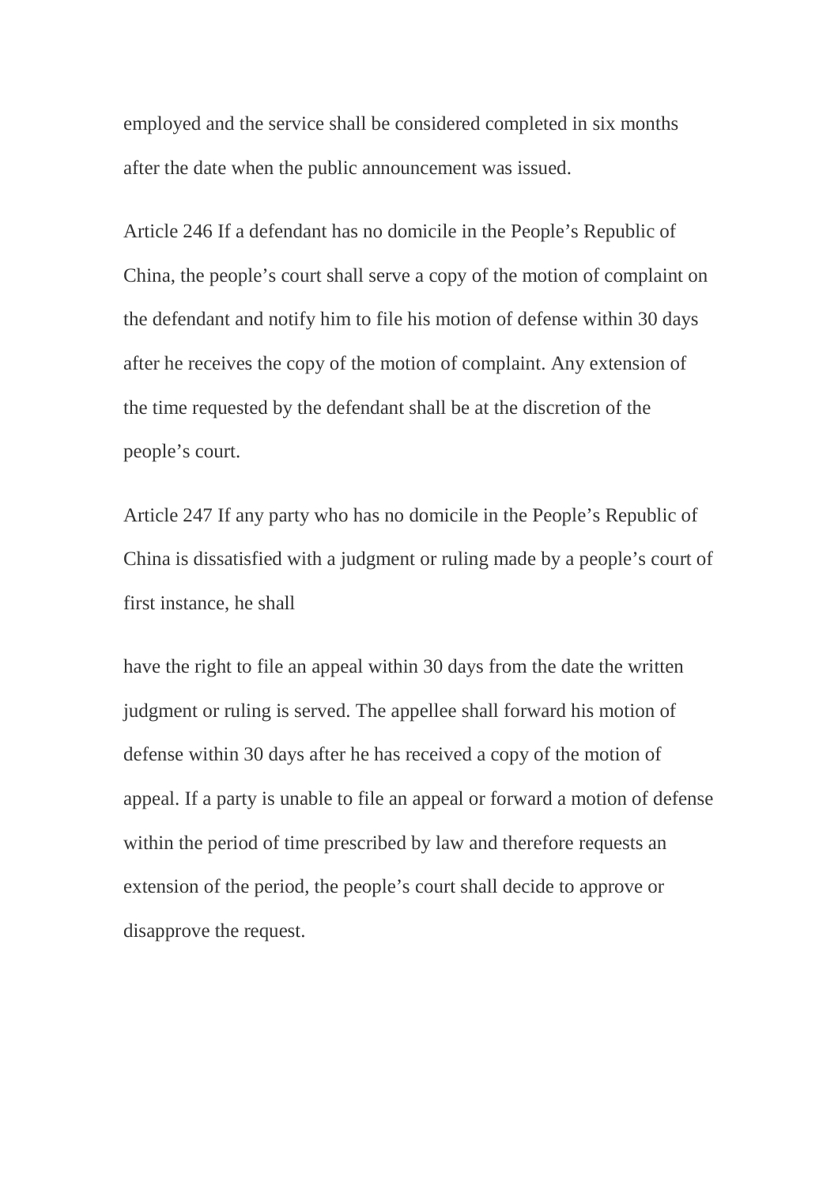employed and the service shall be considered completed in six months after the date when the public announcement was issued.

Article 246 If a defendant has no domicile in the People's Republic of China, the people's court shall serve a copy of the motion of complaint on the defendant and notify him to file his motion of defense within 30 days after he receives the copy of the motion of complaint. Any extension of the time requested by the defendant shall be at the discretion of the people's court.

Article 247 If any party who has no domicile in the People's Republic of China is dissatisfied with a judgment or ruling made by a people's court of first instance, he shall

have the right to file an appeal within 30 days from the date the written judgment or ruling is served. The appellee shall forward his motion of defense within 30 days after he has received a copy of the motion of appeal. If a party is unable to file an appeal or forward a motion of defense within the period of time prescribed by law and therefore requests an extension of the period, the people's court shall decide to approve or disapprove the request.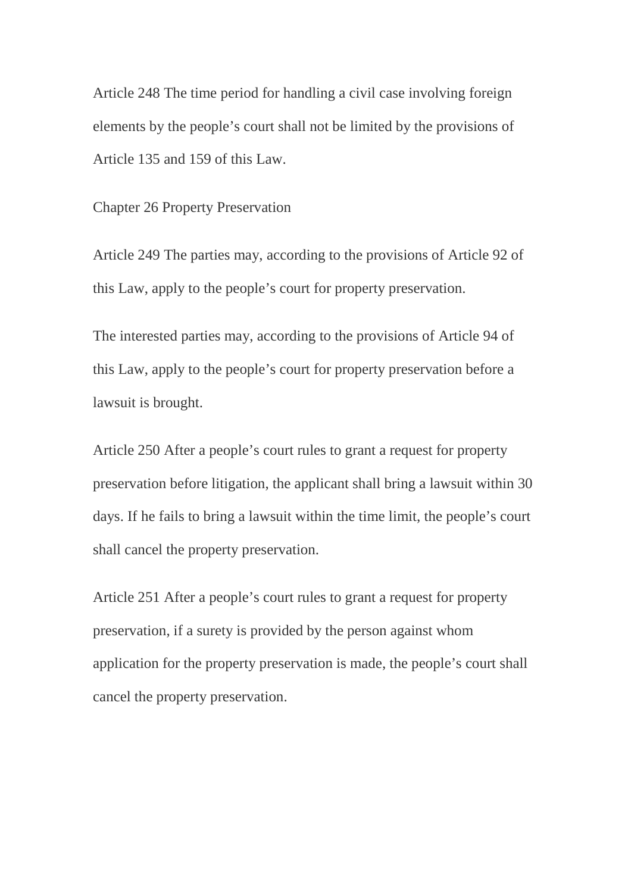Article 248 The time period for handling a civil case involving foreign elements by the people's court shall not be limited by the provisions of Article 135 and 159 of this Law.

## Chapter 26 Property Preservation

Article 249 The parties may, according to the provisions of Article 92 of this Law, apply to the people's court for property preservation.

The interested parties may, according to the provisions of Article 94 of this Law, apply to the people's court for property preservation before a lawsuit is brought.

Article 250 After a people's court rules to grant a request for property preservation before litigation, the applicant shall bring a lawsuit within 30 days. If he fails to bring a lawsuit within the time limit, the people's court shall cancel the property preservation.

Article 251 After a people's court rules to grant a request for property preservation, if a surety is provided by the person against whom application for the property preservation is made, the people's court shall cancel the property preservation.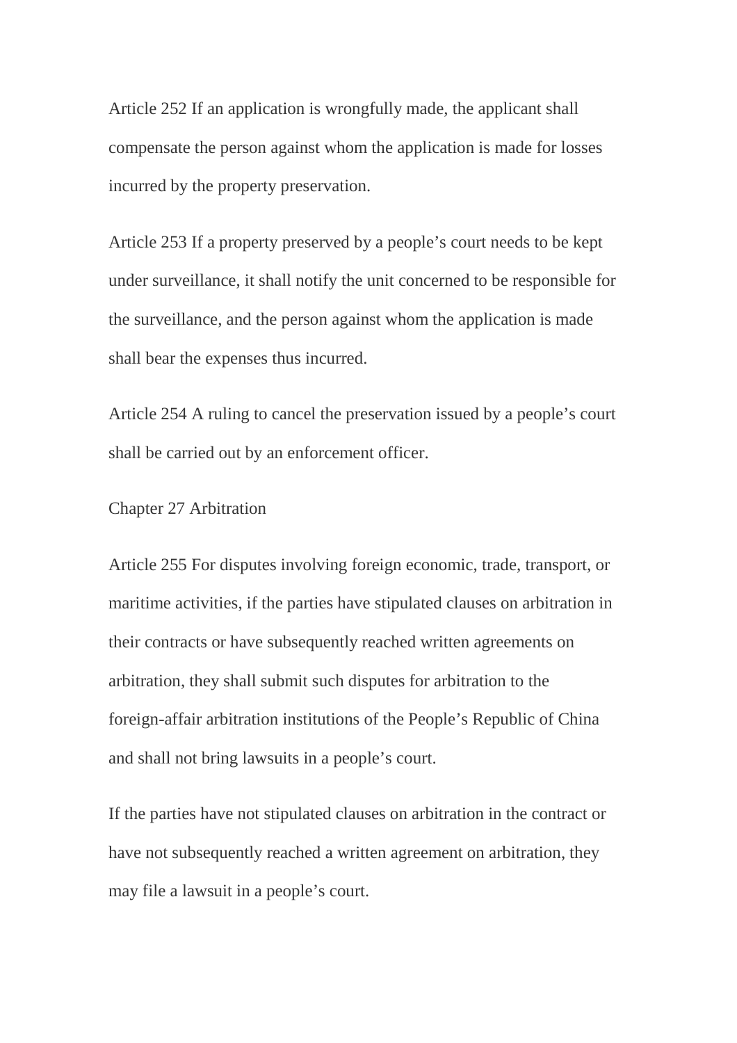Article 252 If an application is wrongfully made, the applicant shall compensate the person against whom the application is made for losses incurred by the property preservation.

Article 253 If a property preserved by a people's court needs to be kept under surveillance, it shall notify the unit concerned to be responsible for the surveillance, and the person against whom the application is made shall bear the expenses thus incurred.

Article 254 A ruling to cancel the preservation issued by a people's court shall be carried out by an enforcement officer.

## Chapter 27 Arbitration

Article 255 For disputes involving foreign economic, trade, transport, or maritime activities, if the parties have stipulated clauses on arbitration in their contracts or have subsequently reached written agreements on arbitration, they shall submit such disputes for arbitration to the foreign-affair arbitration institutions of the People's Republic of China and shall not bring lawsuits in a people's court.

If the parties have not stipulated clauses on arbitration in the contract or have not subsequently reached a written agreement on arbitration, they may file a lawsuit in a people's court.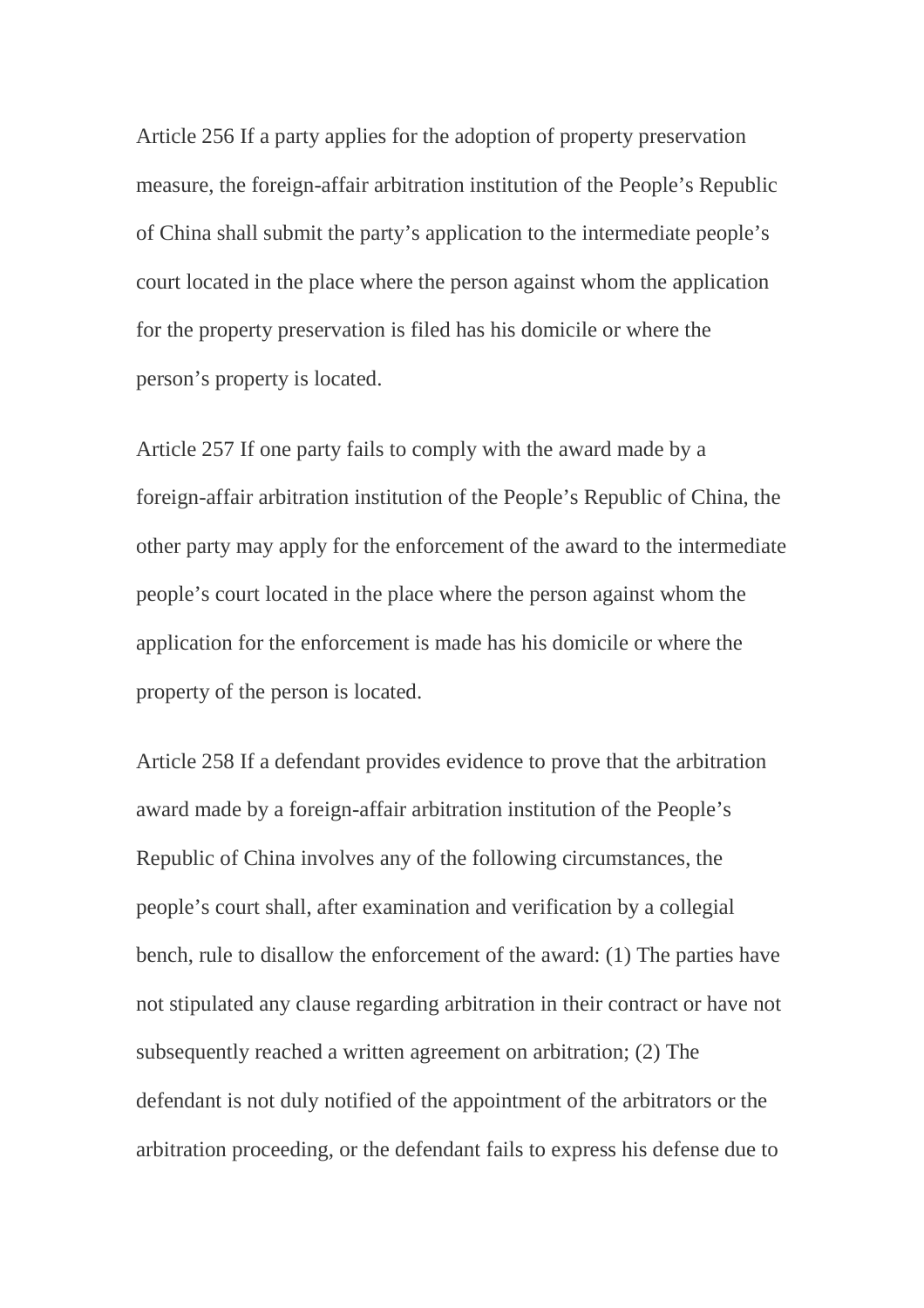Article 256 If a party applies for the adoption of property preservation measure, the foreign-affair arbitration institution of the People's Republic of China shall submit the party's application to the intermediate people's court located in the place where the person against whom the application for the property preservation is filed has his domicile or where the person's property is located.

Article 257 If one party fails to comply with the award made by a foreign-affair arbitration institution of the People's Republic of China, the other party may apply for the enforcement of the award to the intermediate people's court located in the place where the person against whom the application for the enforcement is made has his domicile or where the property of the person is located.

Article 258 If a defendant provides evidence to prove that the arbitration award made by a foreign-affair arbitration institution of the People's Republic of China involves any of the following circumstances, the people's court shall, after examination and verification by a collegial bench, rule to disallow the enforcement of the award: (1) The parties have not stipulated any clause regarding arbitration in their contract or have not subsequently reached a written agreement on arbitration; (2) The defendant is not duly notified of the appointment of the arbitrators or the arbitration proceeding, or the defendant fails to express his defense due to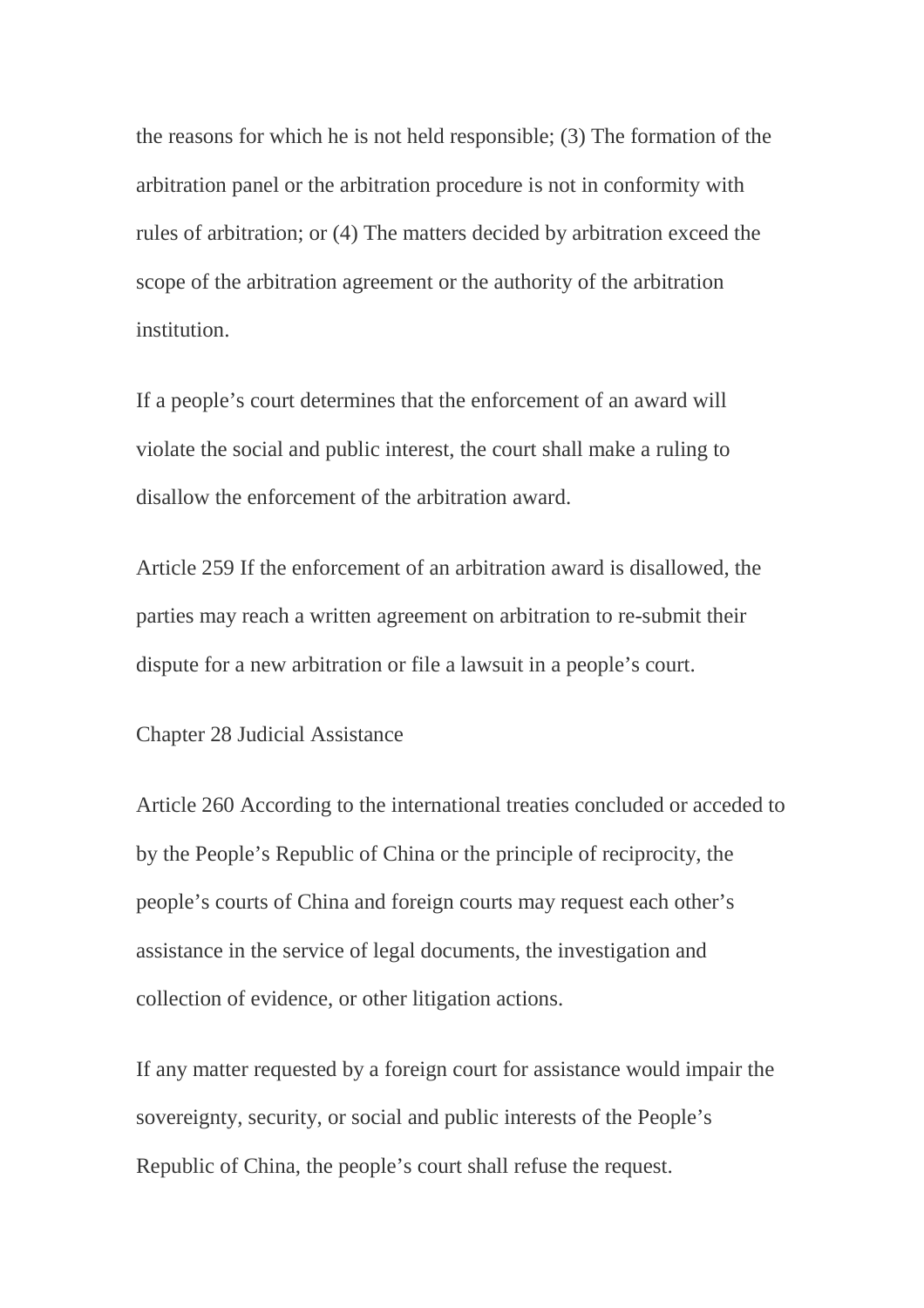the reasons for which he is not held responsible; (3) The formation of the arbitration panel or the arbitration procedure is not in conformity with rules of arbitration; or (4) The matters decided by arbitration exceed the scope of the arbitration agreement or the authority of the arbitration institution.

If a people's court determines that the enforcement of an award will violate the social and public interest, the court shall make a ruling to disallow the enforcement of the arbitration award.

Article 259 If the enforcement of an arbitration award is disallowed, the parties may reach a written agreement on arbitration to re-submit their dispute for a new arbitration or file a lawsuit in a people's court.

Chapter 28 Judicial Assistance

Article 260 According to the international treaties concluded or acceded to by the People's Republic of China or the principle of reciprocity, the people's courts of China and foreign courts may request each other's assistance in the service of legal documents, the investigation and collection of evidence, or other litigation actions.

If any matter requested by a foreign court for assistance would impair the sovereignty, security, or social and public interests of the People's Republic of China, the people's court shall refuse the request.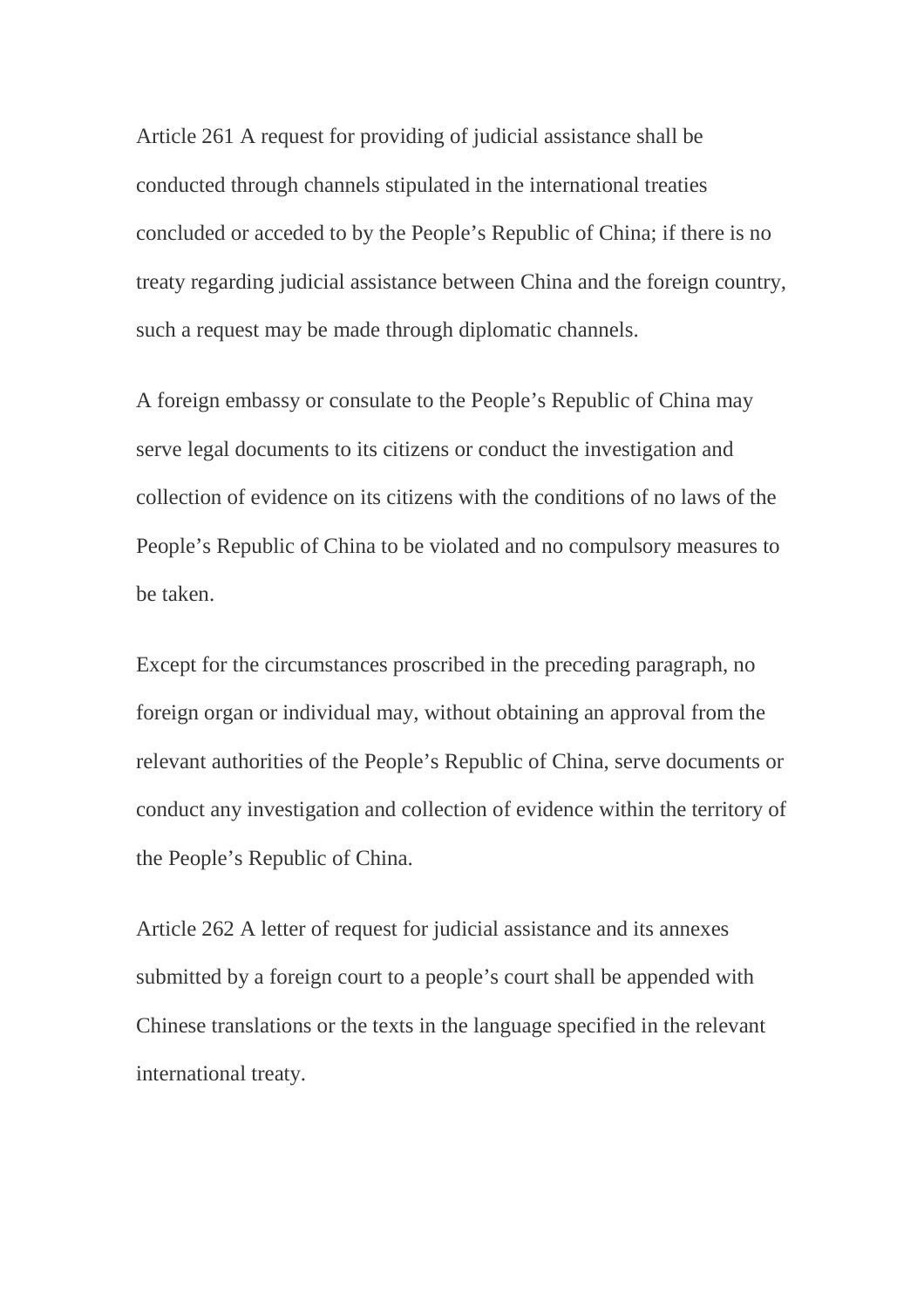Article 261 A request for providing of judicial assistance shall be conducted through channels stipulated in the international treaties concluded or acceded to by the People's Republic of China; if there is no treaty regarding judicial assistance between China and the foreign country, such a request may be made through diplomatic channels.

A foreign embassy or consulate to the People's Republic of China may serve legal documents to its citizens or conduct the investigation and collection of evidence on its citizens with the conditions of no laws of the People's Republic of China to be violated and no compulsory measures to be taken.

Except for the circumstances proscribed in the preceding paragraph, no foreign organ or individual may, without obtaining an approval from the relevant authorities of the People's Republic of China, serve documents or conduct any investigation and collection of evidence within the territory of the People's Republic of China.

Article 262 A letter of request for judicial assistance and its annexes submitted by a foreign court to a people's court shall be appended with Chinese translations or the texts in the language specified in the relevant international treaty.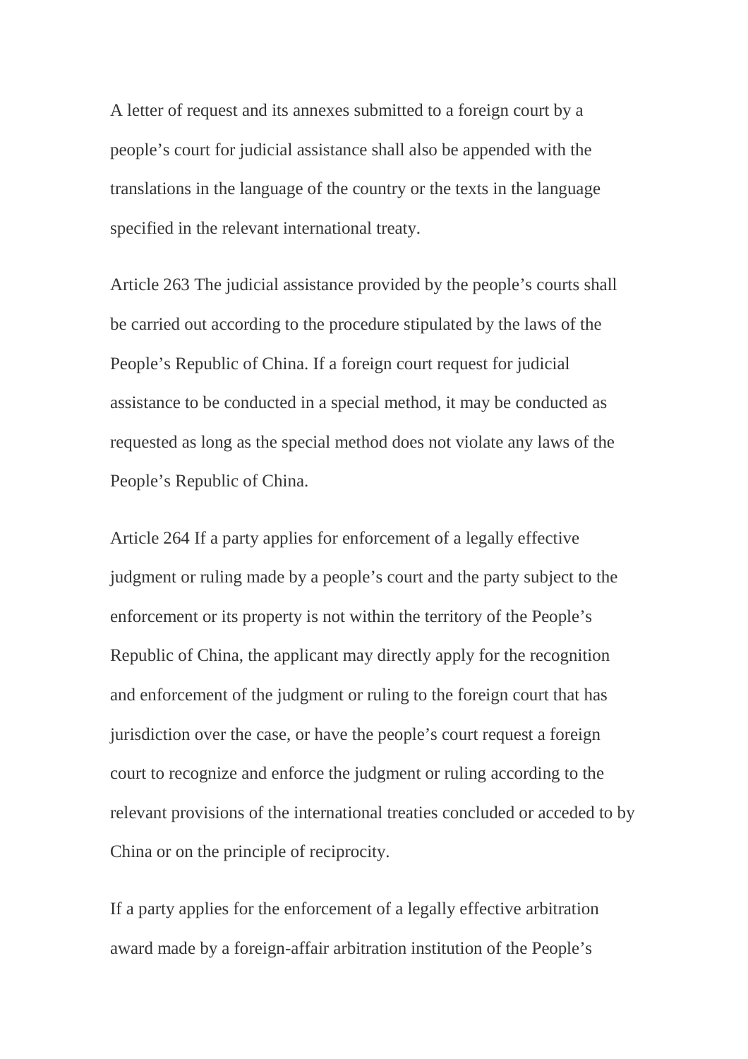A letter of request and its annexes submitted to a foreign court by a people's court for judicial assistance shall also be appended with the translations in the language of the country or the texts in the language specified in the relevant international treaty.

Article 263 The judicial assistance provided by the people's courts shall be carried out according to the procedure stipulated by the laws of the People's Republic of China. If a foreign court request for judicial assistance to be conducted in a special method, it may be conducted as requested as long as the special method does not violate any laws of the People's Republic of China.

Article 264 If a party applies for enforcement of a legally effective judgment or ruling made by a people's court and the party subject to the enforcement or its property is not within the territory of the People's Republic of China, the applicant may directly apply for the recognition and enforcement of the judgment or ruling to the foreign court that has jurisdiction over the case, or have the people's court request a foreign court to recognize and enforce the judgment or ruling according to the relevant provisions of the international treaties concluded or acceded to by China or on the principle of reciprocity.

If a party applies for the enforcement of a legally effective arbitration award made by a foreign-affair arbitration institution of the People's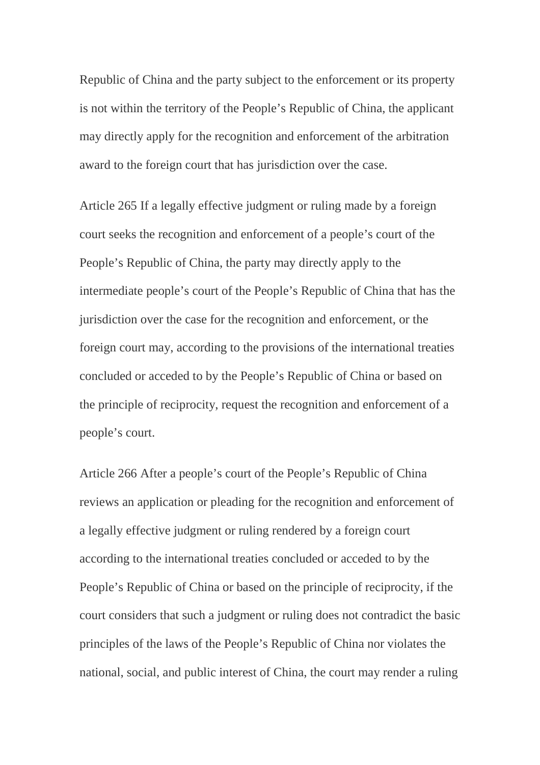Republic of China and the party subject to the enforcement or its property is not within the territory of the People's Republic of China, the applicant may directly apply for the recognition and enforcement of the arbitration award to the foreign court that has jurisdiction over the case.

Article 265 If a legally effective judgment or ruling made by a foreign court seeks the recognition and enforcement of a people's court of the People's Republic of China, the party may directly apply to the intermediate people's court of the People's Republic of China that has the jurisdiction over the case for the recognition and enforcement, or the foreign court may, according to the provisions of the international treaties concluded or acceded to by the People's Republic of China or based on the principle of reciprocity, request the recognition and enforcement of a people's court.

Article 266 After a people's court of the People's Republic of China reviews an application or pleading for the recognition and enforcement of a legally effective judgment or ruling rendered by a foreign court according to the international treaties concluded or acceded to by the People's Republic of China or based on the principle of reciprocity, if the court considers that such a judgment or ruling does not contradict the basic principles of the laws of the People's Republic of China nor violates the national, social, and public interest of China, the court may render a ruling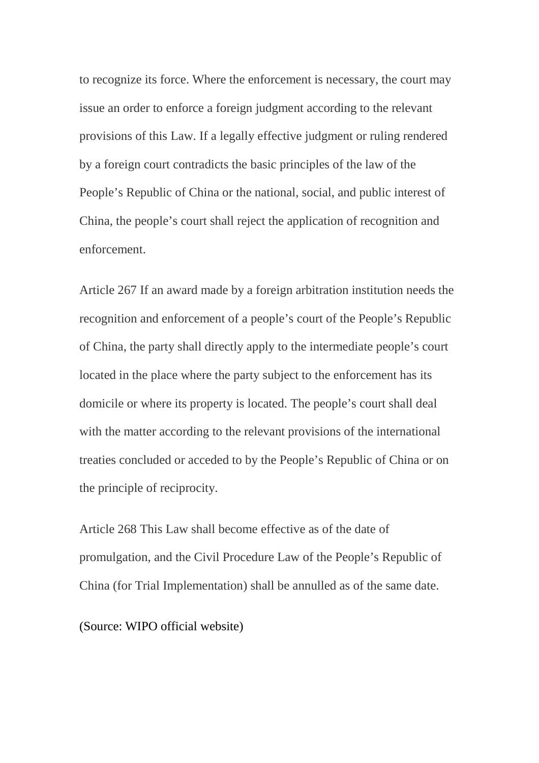to recognize its force. Where the enforcement is necessary, the court may issue an order to enforce a foreign judgment according to the relevant provisions of this Law. If a legally effective judgment or ruling rendered by a foreign court contradicts the basic principles of the law of the People's Republic of China or the national, social, and public interest of China, the people's court shall reject the application of recognition and enforcement.

Article 267 If an award made by a foreign arbitration institution needs the recognition and enforcement of a people's court of the People's Republic of China, the party shall directly apply to the intermediate people's court located in the place where the party subject to the enforcement has its domicile or where its property is located. The people's court shall deal with the matter according to the relevant provisions of the international treaties concluded or acceded to by the People's Republic of China or on the principle of reciprocity.

Article 268 This Law shall become effective as of the date of promulgation, and the Civil Procedure Law of the People's Republic of China (for Trial Implementation) shall be annulled as of the same date.

(Source: WIPO official website)